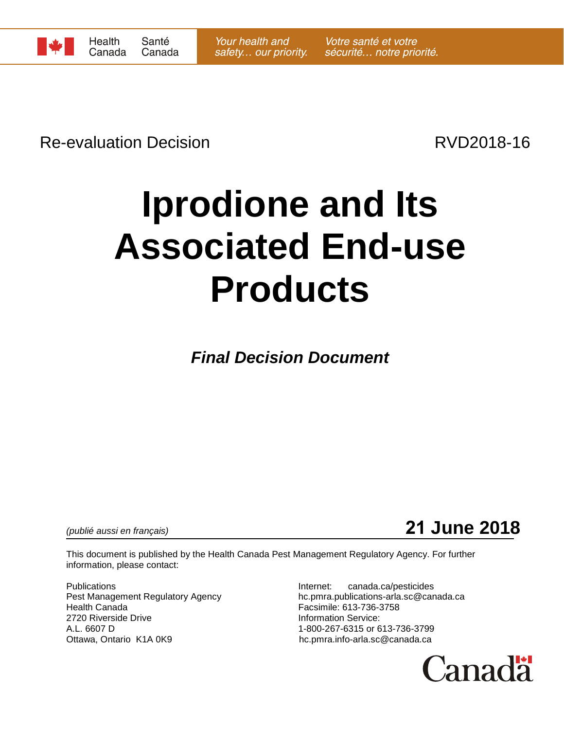Health Canada | Santé Canada

*Your health and safety… our priority.* | *Votre santé et votre sécurité… notre priorité.*

Re-evaluation Decision RVD2018-16

# Iprodione and Its Associated End-use Products

***Final Decision Document***

*(publié aussi en français)*

**21 June 2018**

This document is published by the Health Canada Pest Management Regulatory Agency. For further information, please contact:

Publications
Pest Management Regulatory Agency
Health Canada
2720 Riverside Drive
A.L. 6607 D
Ottawa, Ontario K1A 0K9

Internet: canada.ca/pesticides
hc.pmra.publications-arla.sc@canada.ca
Facsimile: 613-736-3758
Information Service:
1-800-267-6315 or 613-736-3799
hc.pmra.info-arla.sc@canada.ca

Canada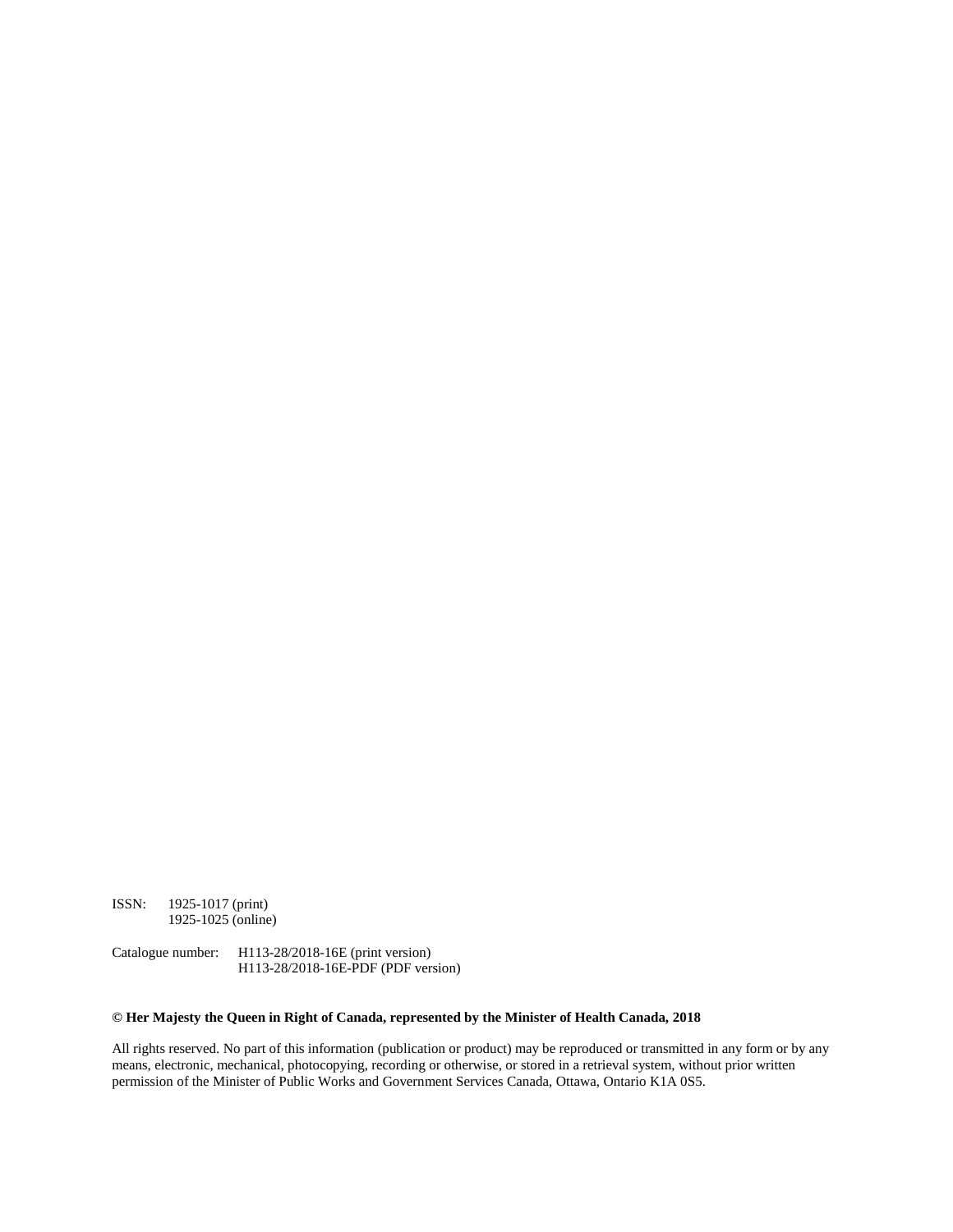ISSN: 1925-1017 (print)
1925-1025 (online)

Catalogue number: H113-28/2018-16E (print version)
H113-28/2018-16E-PDF (PDF version)

**© Her Majesty the Queen in Right of Canada, represented by the Minister of Health Canada, 2018**

All rights reserved. No part of this information (publication or product) may be reproduced or transmitted in any form or by any means, electronic, mechanical, photocopying, recording or otherwise, or stored in a retrieval system, without prior written permission of the Minister of Public Works and Government Services Canada, Ottawa, Ontario K1A 0S5.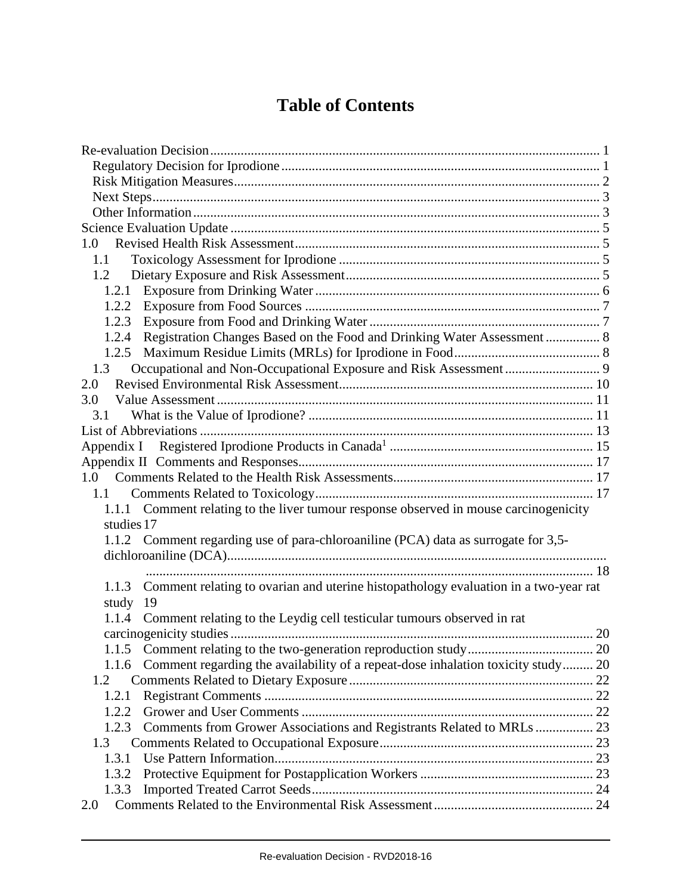# Table of Contents

Re-evaluation Decision .................................................................................................................. 1
  Regulatory Decision for Iprodione ............................................................................................. 1
  Risk Mitigation Measures ........................................................................................................... 2
  Next Steps ................................................................................................................................... 3
  Other Information ....................................................................................................................... 3
Science Evaluation Update ............................................................................................................ 5
1.0 Revised Health Risk Assessment ........................................................................................ 5
  1.1 Toxicology Assessment for Iprodione ............................................................................ 5
  1.2 Dietary Exposure and Risk Assessment .......................................................................... 5
    1.2.1 Exposure from Drinking Water ................................................................................... 6
    1.2.2 Exposure from Food Sources ...................................................................................... 7
    1.2.3 Exposure from Food and Drinking Water .................................................................... 7
    1.2.4 Registration Changes Based on the Food and Drinking Water Assessment ................ 8
    1.2.5 Maximum Residue Limits (MRLs) for Iprodione in Food ........................................... 8
  1.3 Occupational and Non-Occupational Exposure and Risk Assessment ............................ 9
2.0 Revised Environmental Risk Assessment .......................................................................... 10
3.0 Value Assessment .............................................................................................................. 11
  3.1 What is the Value of Iprodione? ................................................................................... 11
List of Abbreviations ................................................................................................................... 13
Appendix I Registered Iprodione Products in Canada[1] ........................................................... 15
Appendix II Comments and Responses ...................................................................................... 17
1.0 Comments Related to the Health Risk Assessments .......................................................... 17
  1.1 Comments Related to Toxicology ................................................................................. 17
    1.1.1 Comment relating to the liver tumour response observed in mouse carcinogenicity studies 17
    1.1.2 Comment regarding use of para-chloroaniline (PCA) data as surrogate for 3,5-dichloroaniline (DCA) .................................................................................................... 18
    1.1.3 Comment relating to ovarian and uterine histopathology evaluation in a two-year rat study 19
    1.1.4 Comment relating to the Leydig cell testicular tumours observed in rat carcinogenicity studies .......................................................................................................... 20
    1.1.5 Comment relating to the two-generation reproduction study .................................... 20
    1.1.6 Comment regarding the availability of a repeat-dose inhalation toxicity study ......... 20
  1.2 Comments Related to Dietary Exposure ....................................................................... 22
    1.2.1 Registrant Comments ................................................................................................ 22
    1.2.2 Grower and User Comments ..................................................................................... 22
    1.2.3 Comments from Grower Associations and Registrants Related to MRLs ................. 23
  1.3 Comments Related to Occupational Exposure .............................................................. 23
    1.3.1 Use Pattern Information ............................................................................................. 23
    1.3.2 Protective Equipment for Postapplication Workers ................................................... 23
    1.3.3 Imported Treated Carrot Seeds .................................................................................. 24
2.0 Comments Related to the Environmental Risk Assessment ............................................... 24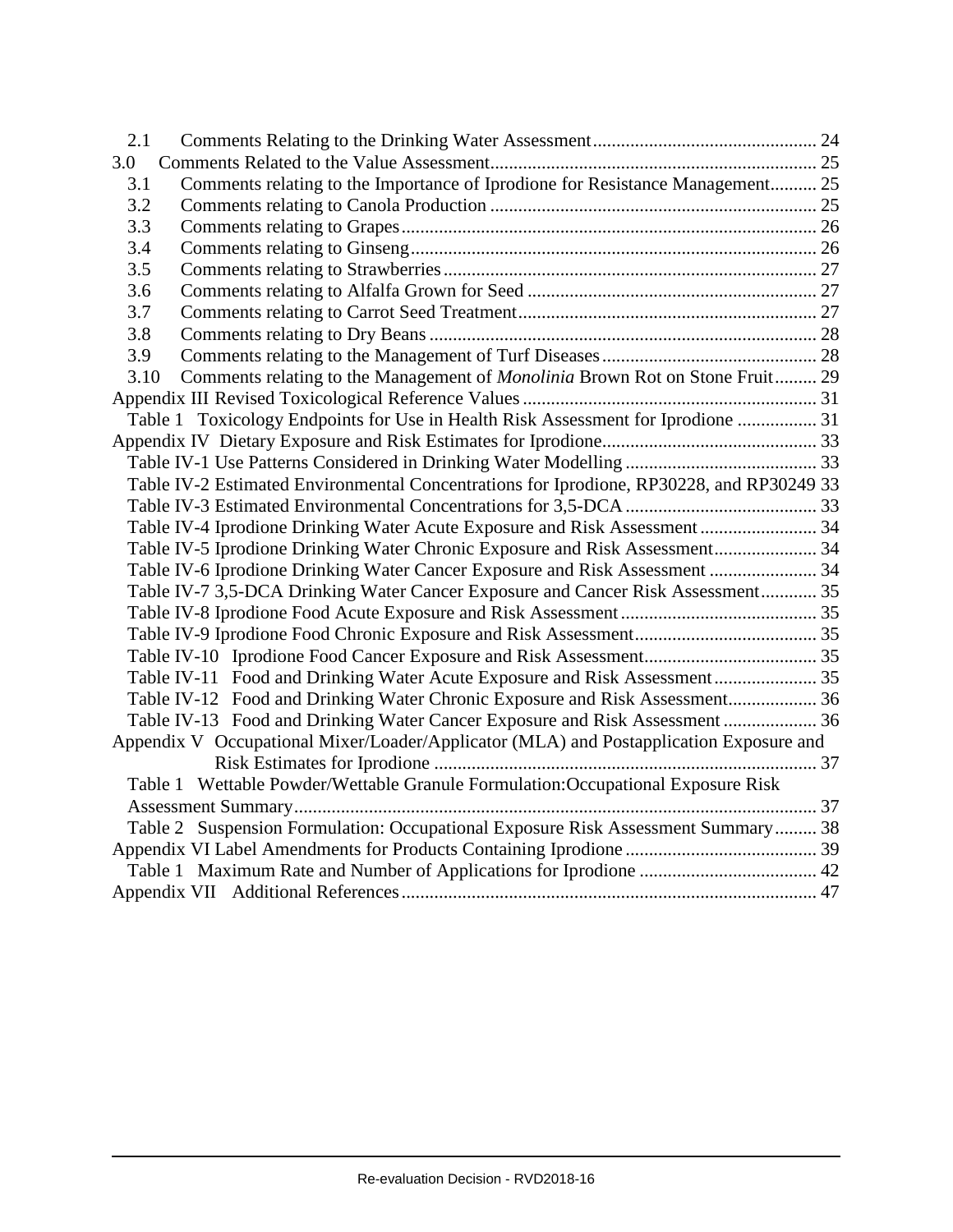2.1 Comments Relating to the Drinking Water Assessment ........................................ 24
3.0 Comments Related to the Value Assessment ........................................ 25
3.1 Comments relating to the Importance of Iprodione for Resistance Management .......... 25
3.2 Comments relating to Canola Production ........................................ 25
3.3 Comments relating to Grapes ........................................ 26
3.4 Comments relating to Ginseng ........................................ 26
3.5 Comments relating to Strawberries ........................................ 27
3.6 Comments relating to Alfalfa Grown for Seed ........................................ 27
3.7 Comments relating to Carrot Seed Treatment ........................................ 27
3.8 Comments relating to Dry Beans ........................................ 28
3.9 Comments relating to the Management of Turf Diseases ........................................ 28
3.10 Comments relating to the Management of *Monolinia* Brown Rot on Stone Fruit ......... 29
Appendix III Revised Toxicological Reference Values ........................................ 31
Table 1 Toxicology Endpoints for Use in Health Risk Assessment for Iprodione ................ 31
Appendix IV Dietary Exposure and Risk Estimates for Iprodione ........................................ 33
Table IV-1 Use Patterns Considered in Drinking Water Modelling ........................................ 33
Table IV-2 Estimated Environmental Concentrations for Iprodione, RP30228, and RP30249 33
Table IV-3 Estimated Environmental Concentrations for 3,5-DCA ........................................ 33
Table IV-4 Iprodione Drinking Water Acute Exposure and Risk Assessment ........................ 34
Table IV-5 Iprodione Drinking Water Chronic Exposure and Risk Assessment ..................... 34
Table IV-6 Iprodione Drinking Water Cancer Exposure and Risk Assessment ...................... 34
Table IV-7 3,5-DCA Drinking Water Cancer Exposure and Cancer Risk Assessment ........... 35
Table IV-8 Iprodione Food Acute Exposure and Risk Assessment ........................................ 35
Table IV-9 Iprodione Food Chronic Exposure and Risk Assessment ........................................ 35
Table IV-10 Iprodione Food Cancer Exposure and Risk Assessment ........................................ 35
Table IV-11 Food and Drinking Water Acute Exposure and Risk Assessment ..................... 35
Table IV-12 Food and Drinking Water Chronic Exposure and Risk Assessment .................. 36
Table IV-13 Food and Drinking Water Cancer Exposure and Risk Assessment ................... 36
Appendix V Occupational Mixer/Loader/Applicator (MLA) and Postapplication Exposure and Risk Estimates for Iprodione ........................................ 37
Table 1 Wettable Powder/Wettable Granule Formulation:Occupational Exposure Risk Assessment Summary ........................................ 37
Table 2 Suspension Formulation: Occupational Exposure Risk Assessment Summary ......... 38
Appendix VI Label Amendments for Products Containing Iprodione ........................................ 39
Table 1 Maximum Rate and Number of Applications for Iprodione ........................................ 42
Appendix VII Additional References ........................................ 47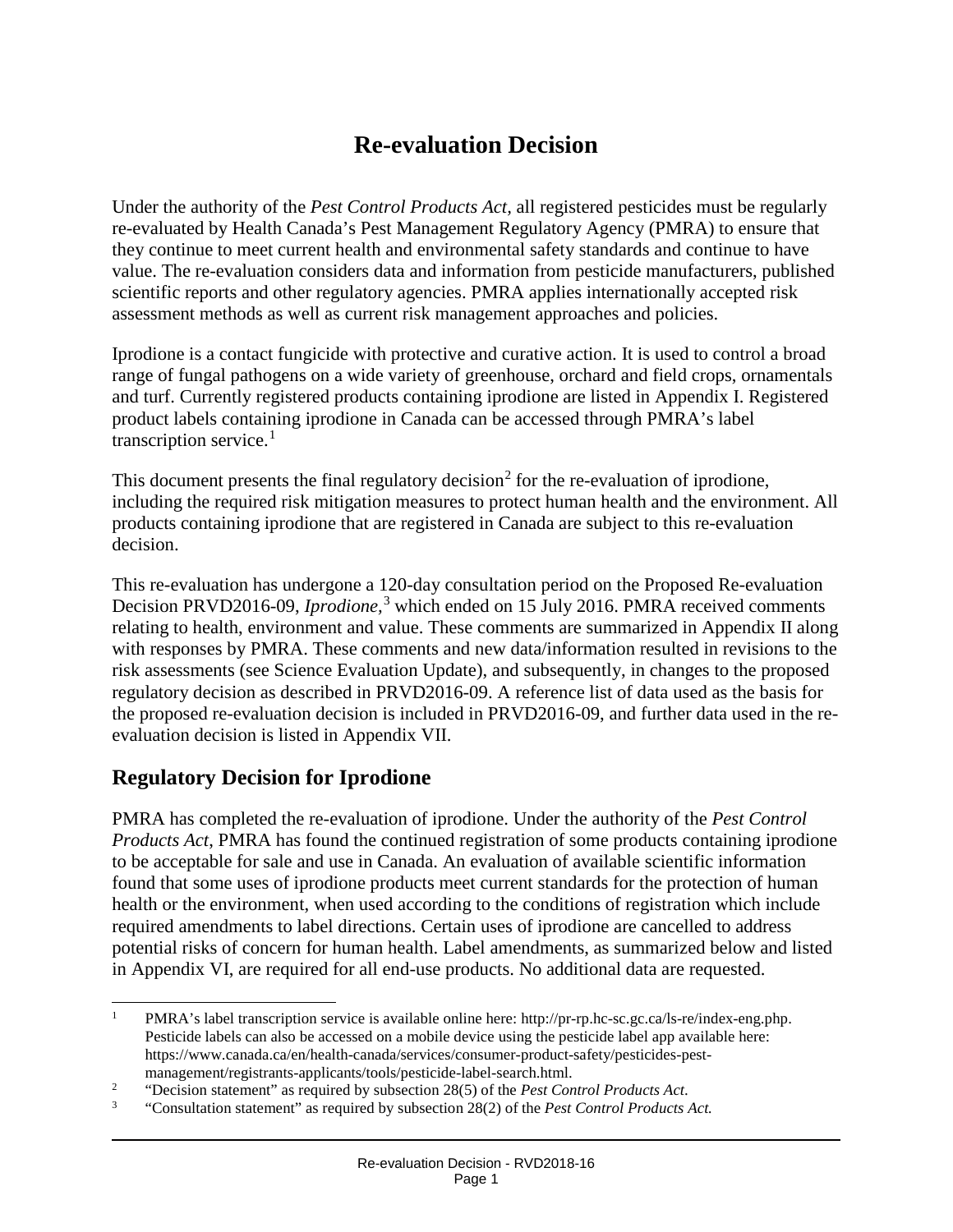# Re-evaluation Decision

Under the authority of the *Pest Control Products Act*, all registered pesticides must be regularly re-evaluated by Health Canada's Pest Management Regulatory Agency (PMRA) to ensure that they continue to meet current health and environmental safety standards and continue to have value. The re-evaluation considers data and information from pesticide manufacturers, published scientific reports and other regulatory agencies. PMRA applies internationally accepted risk assessment methods as well as current risk management approaches and policies.

Iprodione is a contact fungicide with protective and curative action. It is used to control a broad range of fungal pathogens on a wide variety of greenhouse, orchard and field crops, ornamentals and turf. Currently registered products containing iprodione are listed in Appendix I. Registered product labels containing iprodione in Canada can be accessed through PMRA's label transcription service.[1]

This document presents the final regulatory decision[2] for the re-evaluation of iprodione, including the required risk mitigation measures to protect human health and the environment. All products containing iprodione that are registered in Canada are subject to this re-evaluation decision.

This re-evaluation has undergone a 120-day consultation period on the Proposed Re-evaluation Decision PRVD2016-09, *Iprodione*,[3] which ended on 15 July 2016. PMRA received comments relating to health, environment and value. These comments are summarized in Appendix II along with responses by PMRA. These comments and new data/information resulted in revisions to the risk assessments (see Science Evaluation Update), and subsequently, in changes to the proposed regulatory decision as described in PRVD2016-09. A reference list of data used as the basis for the proposed re-evaluation decision is included in PRVD2016-09, and further data used in the re-evaluation decision is listed in Appendix VII.

## Regulatory Decision for Iprodione

PMRA has completed the re-evaluation of iprodione. Under the authority of the *Pest Control Products Act*, PMRA has found the continued registration of some products containing iprodione to be acceptable for sale and use in Canada. An evaluation of available scientific information found that some uses of iprodione products meet current standards for the protection of human health or the environment, when used according to the conditions of registration which include required amendments to label directions. Certain uses of iprodione are cancelled to address potential risks of concern for human health. Label amendments, as summarized below and listed in Appendix VI, are required for all end-use products. No additional data are requested.

---

[1] PMRA's label transcription service is available online here: http://pr-rp.hc-sc.gc.ca/ls-re/index-eng.php. Pesticide labels can also be accessed on a mobile device using the pesticide label app available here: https://www.canada.ca/en/health-canada/services/consumer-product-safety/pesticides-pest-management/registrants-applicants/tools/pesticide-label-search.html.

[2] "Decision statement" as required by subsection 28(5) of the *Pest Control Products Act*.

[3] "Consultation statement" as required by subsection 28(2) of the *Pest Control Products Act.*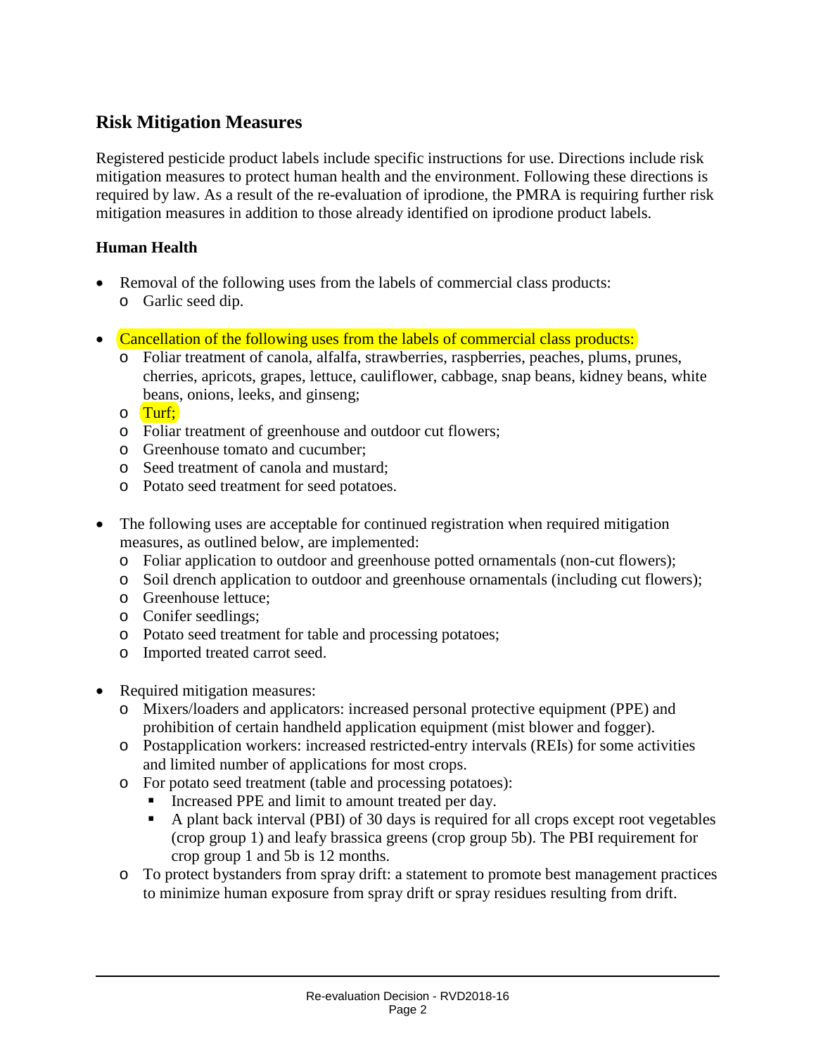## Risk Mitigation Measures

Registered pesticide product labels include specific instructions for use. Directions include risk mitigation measures to protect human health and the environment. Following these directions is required by law. As a result of the re-evaluation of iprodione, the PMRA is requiring further risk mitigation measures in addition to those already identified on iprodione product labels.

### Human Health

- Removal of the following uses from the labels of commercial class products:
  - Garlic seed dip.

- Cancellation of the following uses from the labels of commercial class products:
  - Foliar treatment of canola, alfalfa, strawberries, raspberries, peaches, plums, prunes, cherries, apricots, grapes, lettuce, cauliflower, cabbage, snap beans, kidney beans, white beans, onions, leeks, and ginseng;
  - Turf;
  - Foliar treatment of greenhouse and outdoor cut flowers;
  - Greenhouse tomato and cucumber;
  - Seed treatment of canola and mustard;
  - Potato seed treatment for seed potatoes.

- The following uses are acceptable for continued registration when required mitigation measures, as outlined below, are implemented:
  - Foliar application to outdoor and greenhouse potted ornamentals (non-cut flowers);
  - Soil drench application to outdoor and greenhouse ornamentals (including cut flowers);
  - Greenhouse lettuce;
  - Conifer seedlings;
  - Potato seed treatment for table and processing potatoes;
  - Imported treated carrot seed.

- Required mitigation measures:
  - Mixers/loaders and applicators: increased personal protective equipment (PPE) and prohibition of certain handheld application equipment (mist blower and fogger).
  - Postapplication workers: increased restricted-entry intervals (REIs) for some activities and limited number of applications for most crops.
  - For potato seed treatment (table and processing potatoes):
    - Increased PPE and limit to amount treated per day.
    - A plant back interval (PBI) of 30 days is required for all crops except root vegetables (crop group 1) and leafy brassica greens (crop group 5b). The PBI requirement for crop group 1 and 5b is 12 months.
  - To protect bystanders from spray drift: a statement to promote best management practices to minimize human exposure from spray drift or spray residues resulting from drift.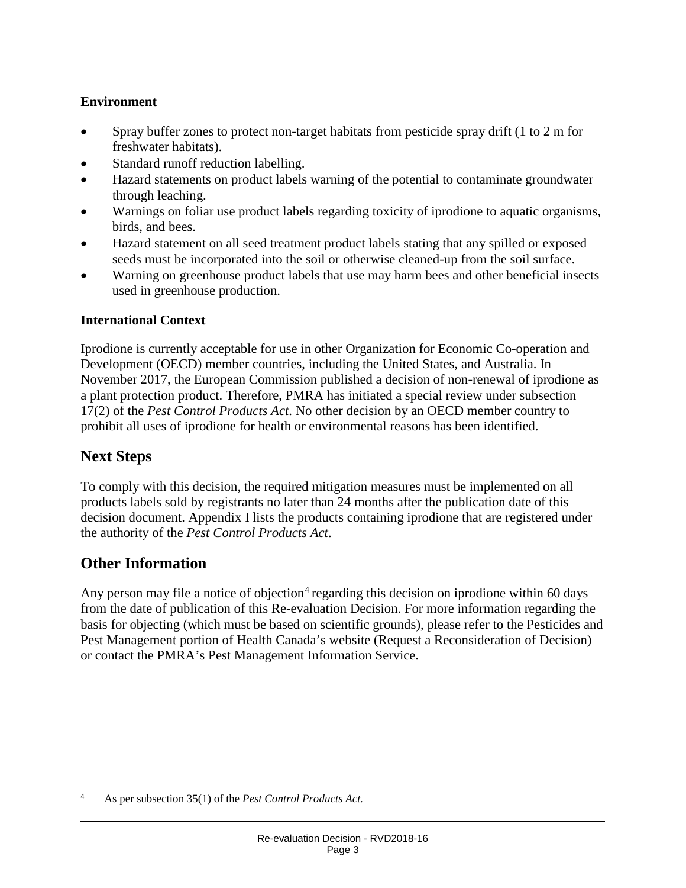### Environment

- Spray buffer zones to protect non-target habitats from pesticide spray drift (1 to 2 m for freshwater habitats).
- Standard runoff reduction labelling.
- Hazard statements on product labels warning of the potential to contaminate groundwater through leaching.
- Warnings on foliar use product labels regarding toxicity of iprodione to aquatic organisms, birds, and bees.
- Hazard statement on all seed treatment product labels stating that any spilled or exposed seeds must be incorporated into the soil or otherwise cleaned-up from the soil surface.
- Warning on greenhouse product labels that use may harm bees and other beneficial insects used in greenhouse production.

### International Context

Iprodione is currently acceptable for use in other Organization for Economic Co-operation and Development (OECD) member countries, including the United States, and Australia. In November 2017, the European Commission published a decision of non-renewal of iprodione as a plant protection product. Therefore, PMRA has initiated a special review under subsection 17(2) of the *Pest Control Products Act*. No other decision by an OECD member country to prohibit all uses of iprodione for health or environmental reasons has been identified.

## Next Steps

To comply with this decision, the required mitigation measures must be implemented on all products labels sold by registrants no later than 24 months after the publication date of this decision document. Appendix I lists the products containing iprodione that are registered under the authority of the *Pest Control Products Act*.

## Other Information

Any person may file a notice of objection[4] regarding this decision on iprodione within 60 days from the date of publication of this Re-evaluation Decision. For more information regarding the basis for objecting (which must be based on scientific grounds), please refer to the Pesticides and Pest Management portion of Health Canada's website (Request a Reconsideration of Decision) or contact the PMRA's Pest Management Information Service.

---

[4] As per subsection 35(1) of the *Pest Control Products Act.*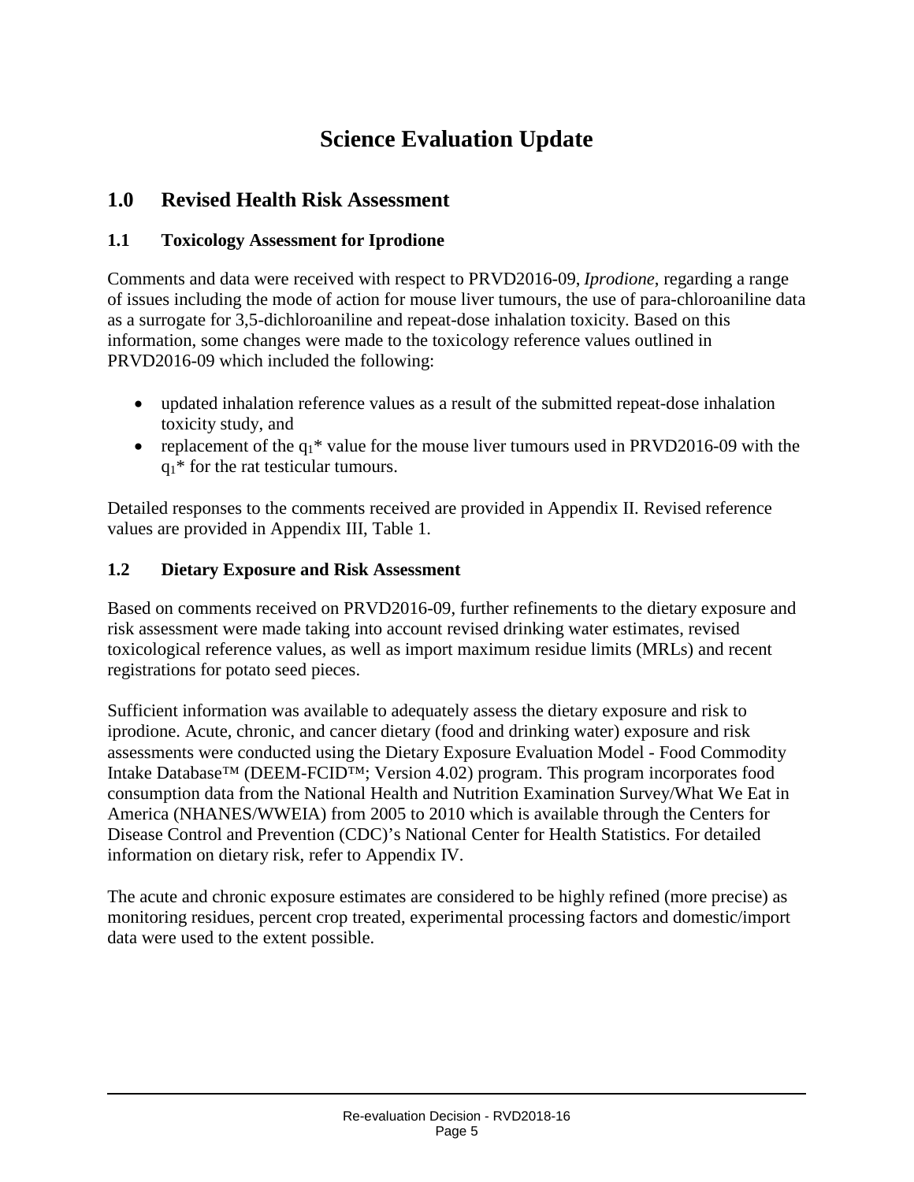# Science Evaluation Update

## 1.0 Revised Health Risk Assessment

### 1.1 Toxicology Assessment for Iprodione

Comments and data were received with respect to PRVD2016-09, *Iprodione*, regarding a range of issues including the mode of action for mouse liver tumours, the use of para-chloroaniline data as a surrogate for 3,5-dichloroaniline and repeat-dose inhalation toxicity. Based on this information, some changes were made to the toxicology reference values outlined in PRVD2016-09 which included the following:

- updated inhalation reference values as a result of the submitted repeat-dose inhalation toxicity study, and
- replacement of the $q_1$* value for the mouse liver tumours used in PRVD2016-09 with the $q_1$* for the rat testicular tumours.

Detailed responses to the comments received are provided in Appendix II. Revised reference values are provided in Appendix III, Table 1.

### 1.2 Dietary Exposure and Risk Assessment

Based on comments received on PRVD2016-09, further refinements to the dietary exposure and risk assessment were made taking into account revised drinking water estimates, revised toxicological reference values, as well as import maximum residue limits (MRLs) and recent registrations for potato seed pieces.

Sufficient information was available to adequately assess the dietary exposure and risk to iprodione. Acute, chronic, and cancer dietary (food and drinking water) exposure and risk assessments were conducted using the Dietary Exposure Evaluation Model - Food Commodity Intake Database™ (DEEM-FCID™; Version 4.02) program. This program incorporates food consumption data from the National Health and Nutrition Examination Survey/What We Eat in America (NHANES/WWEIA) from 2005 to 2010 which is available through the Centers for Disease Control and Prevention (CDC)'s National Center for Health Statistics. For detailed information on dietary risk, refer to Appendix IV.

The acute and chronic exposure estimates are considered to be highly refined (more precise) as monitoring residues, percent crop treated, experimental processing factors and domestic/import data were used to the extent possible.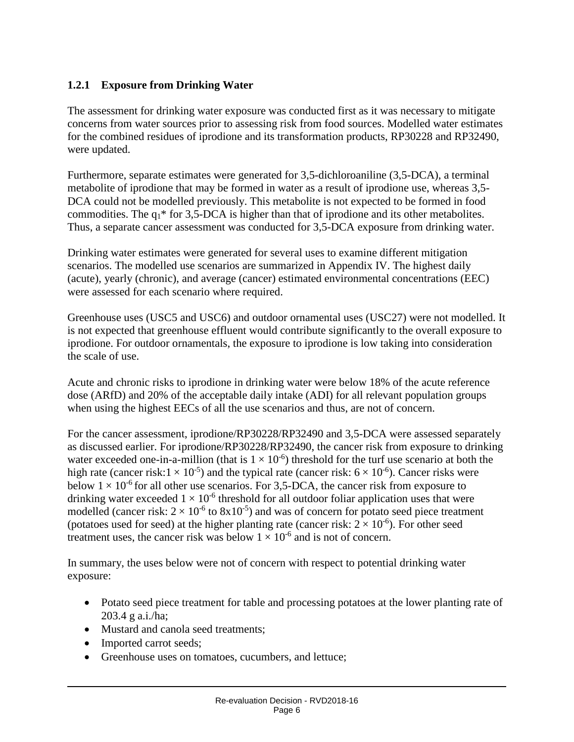### 1.2.1 Exposure from Drinking Water

The assessment for drinking water exposure was conducted first as it was necessary to mitigate concerns from water sources prior to assessing risk from food sources. Modelled water estimates for the combined residues of iprodione and its transformation products, RP30228 and RP32490, were updated.

Furthermore, separate estimates were generated for 3,5-dichloroaniline (3,5-DCA), a terminal metabolite of iprodione that may be formed in water as a result of iprodione use, whereas 3,5-DCA could not be modelled previously. This metabolite is not expected to be formed in food commodities. The $q_1$* for 3,5-DCA is higher than that of iprodione and its other metabolites. Thus, a separate cancer assessment was conducted for 3,5-DCA exposure from drinking water.

Drinking water estimates were generated for several uses to examine different mitigation scenarios. The modelled use scenarios are summarized in Appendix IV. The highest daily (acute), yearly (chronic), and average (cancer) estimated environmental concentrations (EEC) were assessed for each scenario where required.

Greenhouse uses (USC5 and USC6) and outdoor ornamental uses (USC27) were not modelled. It is not expected that greenhouse effluent would contribute significantly to the overall exposure to iprodione. For outdoor ornamentals, the exposure to iprodione is low taking into consideration the scale of use.

Acute and chronic risks to iprodione in drinking water were below 18% of the acute reference dose (ARfD) and 20% of the acceptable daily intake (ADI) for all relevant population groups when using the highest EECs of all the use scenarios and thus, are not of concern.

For the cancer assessment, iprodione/RP30228/RP32490 and 3,5-DCA were assessed separately as discussed earlier. For iprodione/RP30228/RP32490, the cancer risk from exposure to drinking water exceeded one-in-a-million (that is $1 \times 10^{-6}$) threshold for the turf use scenario at both the high rate (cancer risk:$1 \times 10^{-5}$) and the typical rate (cancer risk: $6 \times 10^{-6}$). Cancer risks were below $1 \times 10^{-6}$ for all other use scenarios. For 3,5-DCA, the cancer risk from exposure to drinking water exceeded $1 \times 10^{-6}$ threshold for all outdoor foliar application uses that were modelled (cancer risk: $2 \times 10^{-6}$ to $8x10^{-5}$) and was of concern for potato seed piece treatment (potatoes used for seed) at the higher planting rate (cancer risk: $2 \times 10^{-6}$). For other seed treatment uses, the cancer risk was below $1 \times 10^{-6}$ and is not of concern.

In summary, the uses below were not of concern with respect to potential drinking water exposure:

- Potato seed piece treatment for table and processing potatoes at the lower planting rate of 203.4 g a.i./ha;
- Mustard and canola seed treatments;
- Imported carrot seeds;
- Greenhouse uses on tomatoes, cucumbers, and lettuce;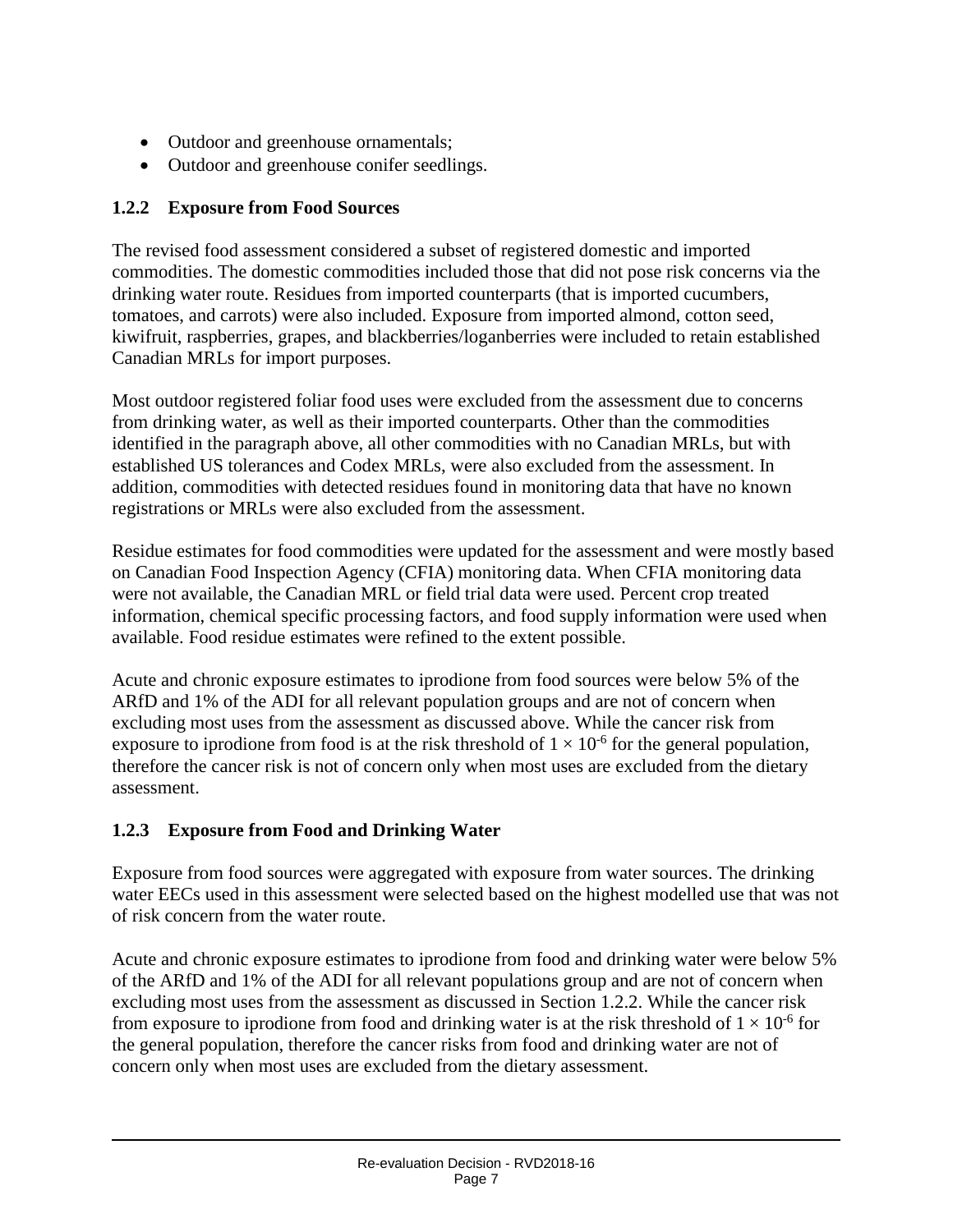- Outdoor and greenhouse ornamentals;
- Outdoor and greenhouse conifer seedlings.

### 1.2.2 Exposure from Food Sources

The revised food assessment considered a subset of registered domestic and imported commodities. The domestic commodities included those that did not pose risk concerns via the drinking water route. Residues from imported counterparts (that is imported cucumbers, tomatoes, and carrots) were also included. Exposure from imported almond, cotton seed, kiwifruit, raspberries, grapes, and blackberries/loganberries were included to retain established Canadian MRLs for import purposes.

Most outdoor registered foliar food uses were excluded from the assessment due to concerns from drinking water, as well as their imported counterparts. Other than the commodities identified in the paragraph above, all other commodities with no Canadian MRLs, but with established US tolerances and Codex MRLs, were also excluded from the assessment. In addition, commodities with detected residues found in monitoring data that have no known registrations or MRLs were also excluded from the assessment.

Residue estimates for food commodities were updated for the assessment and were mostly based on Canadian Food Inspection Agency (CFIA) monitoring data. When CFIA monitoring data were not available, the Canadian MRL or field trial data were used. Percent crop treated information, chemical specific processing factors, and food supply information were used when available. Food residue estimates were refined to the extent possible.

Acute and chronic exposure estimates to iprodione from food sources were below 5% of the ARfD and 1% of the ADI for all relevant population groups and are not of concern when excluding most uses from the assessment as discussed above. While the cancer risk from exposure to iprodione from food is at the risk threshold of $1 \times 10^{-6}$ for the general population, therefore the cancer risk is not of concern only when most uses are excluded from the dietary assessment.

### 1.2.3 Exposure from Food and Drinking Water

Exposure from food sources were aggregated with exposure from water sources. The drinking water EECs used in this assessment were selected based on the highest modelled use that was not of risk concern from the water route.

Acute and chronic exposure estimates to iprodione from food and drinking water were below 5% of the ARfD and 1% of the ADI for all relevant populations group and are not of concern when excluding most uses from the assessment as discussed in Section 1.2.2. While the cancer risk from exposure to iprodione from food and drinking water is at the risk threshold of $1 \times 10^{-6}$ for the general population, therefore the cancer risks from food and drinking water are not of concern only when most uses are excluded from the dietary assessment.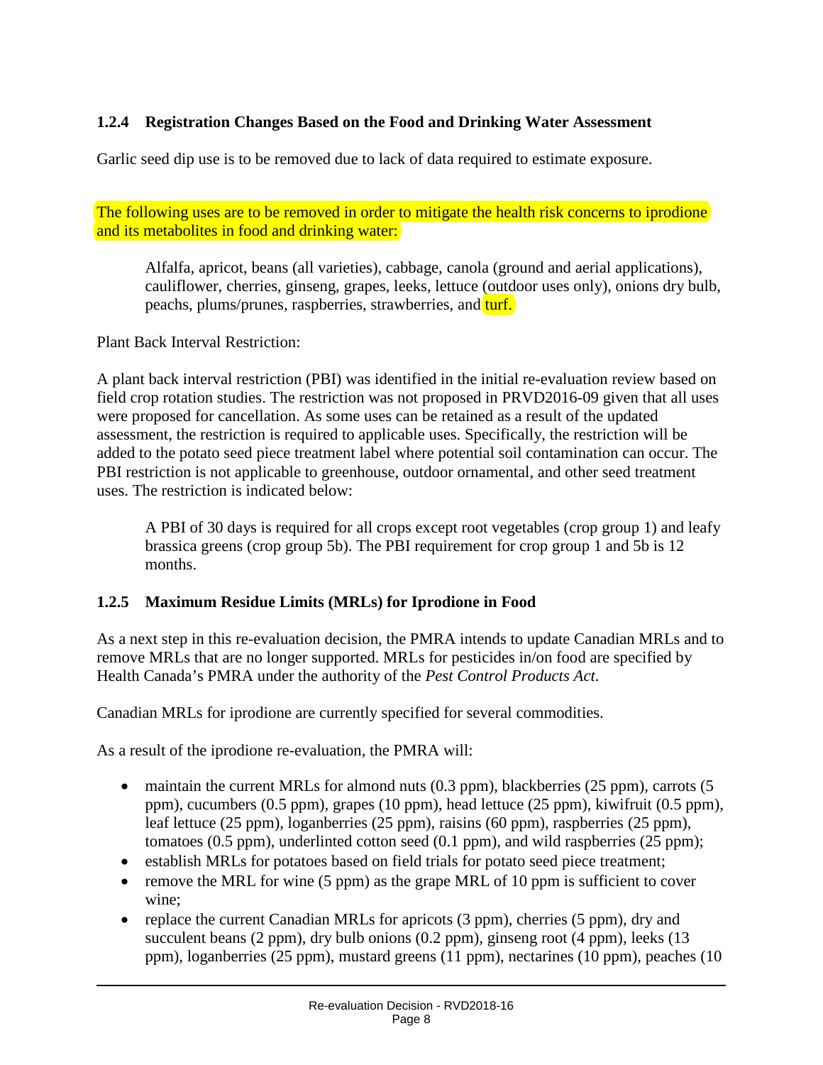### 1.2.4 Registration Changes Based on the Food and Drinking Water Assessment

Garlic seed dip use is to be removed due to lack of data required to estimate exposure.

The following uses are to be removed in order to mitigate the health risk concerns to iprodione and its metabolites in food and drinking water:

> Alfalfa, apricot, beans (all varieties), cabbage, canola (ground and aerial applications), cauliflower, cherries, ginseng, grapes, leeks, lettuce (outdoor uses only), onions dry bulb, peachs, plums/prunes, raspberries, strawberries, and turf.

Plant Back Interval Restriction:

A plant back interval restriction (PBI) was identified in the initial re-evaluation review based on field crop rotation studies. The restriction was not proposed in PRVD2016-09 given that all uses were proposed for cancellation. As some uses can be retained as a result of the updated assessment, the restriction is required to applicable uses. Specifically, the restriction will be added to the potato seed piece treatment label where potential soil contamination can occur. The PBI restriction is not applicable to greenhouse, outdoor ornamental, and other seed treatment uses. The restriction is indicated below:

> A PBI of 30 days is required for all crops except root vegetables (crop group 1) and leafy brassica greens (crop group 5b). The PBI requirement for crop group 1 and 5b is 12 months.

### 1.2.5 Maximum Residue Limits (MRLs) for Iprodione in Food

As a next step in this re-evaluation decision, the PMRA intends to update Canadian MRLs and to remove MRLs that are no longer supported. MRLs for pesticides in/on food are specified by Health Canada's PMRA under the authority of the *Pest Control Products Act*.

Canadian MRLs for iprodione are currently specified for several commodities.

As a result of the iprodione re-evaluation, the PMRA will:

- maintain the current MRLs for almond nuts (0.3 ppm), blackberries (25 ppm), carrots (5 ppm), cucumbers (0.5 ppm), grapes (10 ppm), head lettuce (25 ppm), kiwifruit (0.5 ppm), leaf lettuce (25 ppm), loganberries (25 ppm), raisins (60 ppm), raspberries (25 ppm), tomatoes (0.5 ppm), underlinted cotton seed (0.1 ppm), and wild raspberries (25 ppm);
- establish MRLs for potatoes based on field trials for potato seed piece treatment;
- remove the MRL for wine (5 ppm) as the grape MRL of 10 ppm is sufficient to cover wine;
- replace the current Canadian MRLs for apricots (3 ppm), cherries (5 ppm), dry and succulent beans (2 ppm), dry bulb onions (0.2 ppm), ginseng root (4 ppm), leeks (13 ppm), loganberries (25 ppm), mustard greens (11 ppm), nectarines (10 ppm), peaches (10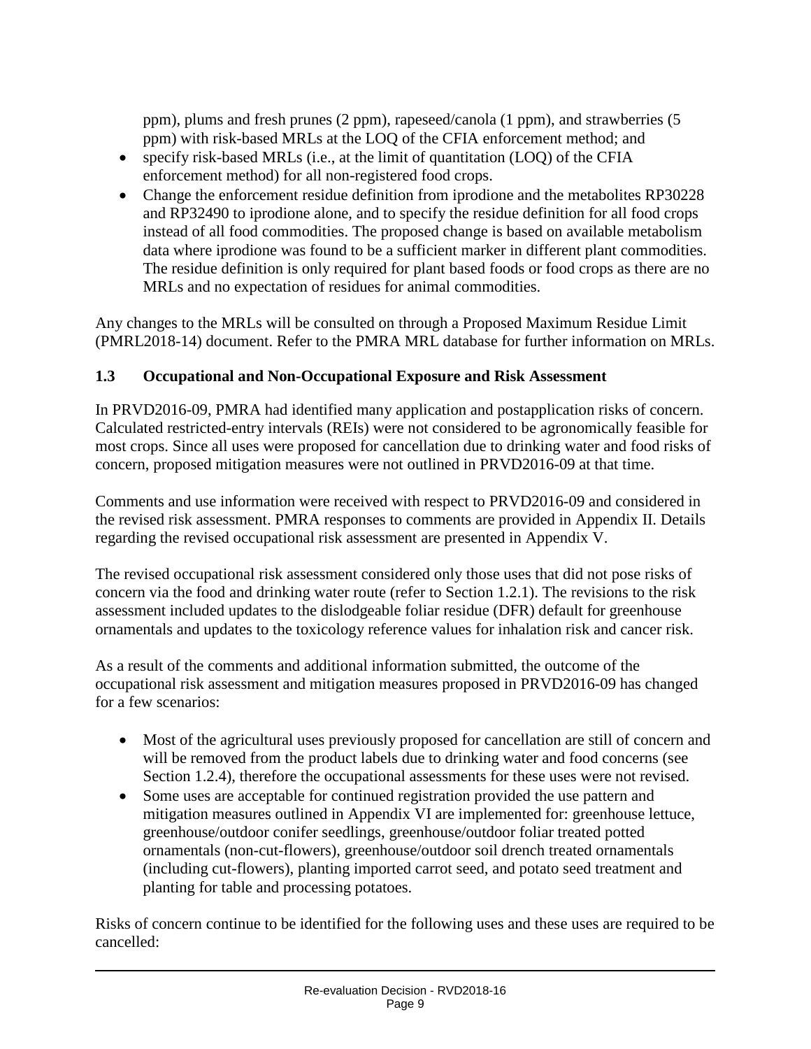ppm), plums and fresh prunes (2 ppm), rapeseed/canola (1 ppm), and strawberries (5 ppm) with risk-based MRLs at the LOQ of the CFIA enforcement method; and

- specify risk-based MRLs (i.e., at the limit of quantitation (LOQ) of the CFIA enforcement method) for all non-registered food crops.
- Change the enforcement residue definition from iprodione and the metabolites RP30228 and RP32490 to iprodione alone, and to specify the residue definition for all food crops instead of all food commodities. The proposed change is based on available metabolism data where iprodione was found to be a sufficient marker in different plant commodities. The residue definition is only required for plant based foods or food crops as there are no MRLs and no expectation of residues for animal commodities.

Any changes to the MRLs will be consulted on through a Proposed Maximum Residue Limit (PMRL2018-14) document. Refer to the PMRA MRL database for further information on MRLs.

### 1.3 Occupational and Non-Occupational Exposure and Risk Assessment

In PRVD2016-09, PMRA had identified many application and postapplication risks of concern. Calculated restricted-entry intervals (REIs) were not considered to be agronomically feasible for most crops. Since all uses were proposed for cancellation due to drinking water and food risks of concern, proposed mitigation measures were not outlined in PRVD2016-09 at that time.

Comments and use information were received with respect to PRVD2016-09 and considered in the revised risk assessment. PMRA responses to comments are provided in Appendix II. Details regarding the revised occupational risk assessment are presented in Appendix V.

The revised occupational risk assessment considered only those uses that did not pose risks of concern via the food and drinking water route (refer to Section 1.2.1). The revisions to the risk assessment included updates to the dislodgeable foliar residue (DFR) default for greenhouse ornamentals and updates to the toxicology reference values for inhalation risk and cancer risk.

As a result of the comments and additional information submitted, the outcome of the occupational risk assessment and mitigation measures proposed in PRVD2016-09 has changed for a few scenarios:

- Most of the agricultural uses previously proposed for cancellation are still of concern and will be removed from the product labels due to drinking water and food concerns (see Section 1.2.4), therefore the occupational assessments for these uses were not revised.
- Some uses are acceptable for continued registration provided the use pattern and mitigation measures outlined in Appendix VI are implemented for: greenhouse lettuce, greenhouse/outdoor conifer seedlings, greenhouse/outdoor foliar treated potted ornamentals (non-cut-flowers), greenhouse/outdoor soil drench treated ornamentals (including cut-flowers), planting imported carrot seed, and potato seed treatment and planting for table and processing potatoes.

Risks of concern continue to be identified for the following uses and these uses are required to be cancelled: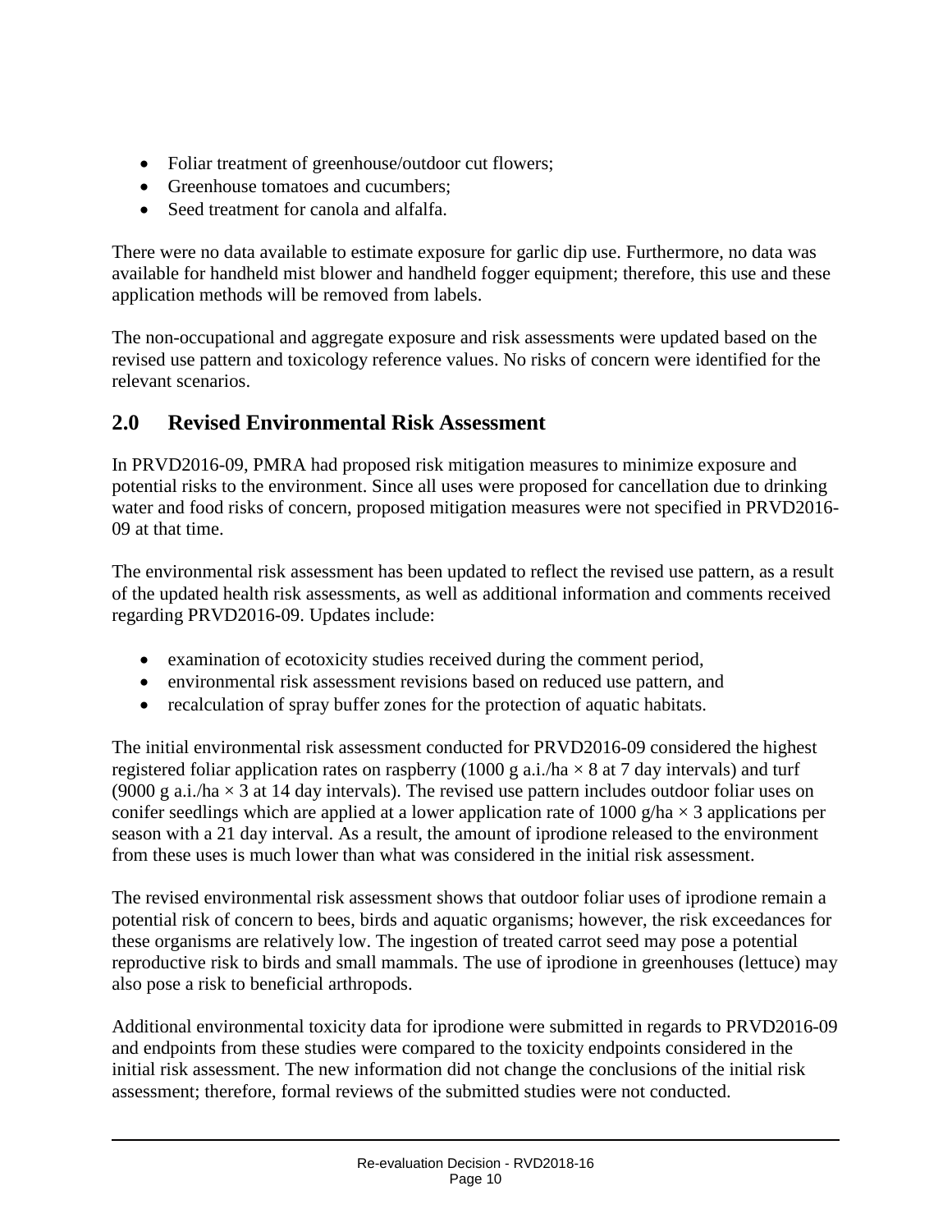- Foliar treatment of greenhouse/outdoor cut flowers;
- Greenhouse tomatoes and cucumbers;
- Seed treatment for canola and alfalfa.

There were no data available to estimate exposure for garlic dip use. Furthermore, no data was available for handheld mist blower and handheld fogger equipment; therefore, this use and these application methods will be removed from labels.

The non-occupational and aggregate exposure and risk assessments were updated based on the revised use pattern and toxicology reference values. No risks of concern were identified for the relevant scenarios.

## 2.0 Revised Environmental Risk Assessment

In PRVD2016-09, PMRA had proposed risk mitigation measures to minimize exposure and potential risks to the environment. Since all uses were proposed for cancellation due to drinking water and food risks of concern, proposed mitigation measures were not specified in PRVD2016-09 at that time.

The environmental risk assessment has been updated to reflect the revised use pattern, as a result of the updated health risk assessments, as well as additional information and comments received regarding PRVD2016-09. Updates include:

- examination of ecotoxicity studies received during the comment period,
- environmental risk assessment revisions based on reduced use pattern, and
- recalculation of spray buffer zones for the protection of aquatic habitats.

The initial environmental risk assessment conducted for PRVD2016-09 considered the highest registered foliar application rates on raspberry (1000 g a.i./ha × 8 at 7 day intervals) and turf (9000 g a.i./ha × 3 at 14 day intervals). The revised use pattern includes outdoor foliar uses on conifer seedlings which are applied at a lower application rate of 1000 g/ha × 3 applications per season with a 21 day interval. As a result, the amount of iprodione released to the environment from these uses is much lower than what was considered in the initial risk assessment.

The revised environmental risk assessment shows that outdoor foliar uses of iprodione remain a potential risk of concern to bees, birds and aquatic organisms; however, the risk exceedances for these organisms are relatively low. The ingestion of treated carrot seed may pose a potential reproductive risk to birds and small mammals. The use of iprodione in greenhouses (lettuce) may also pose a risk to beneficial arthropods.

Additional environmental toxicity data for iprodione were submitted in regards to PRVD2016-09 and endpoints from these studies were compared to the toxicity endpoints considered in the initial risk assessment. The new information did not change the conclusions of the initial risk assessment; therefore, formal reviews of the submitted studies were not conducted.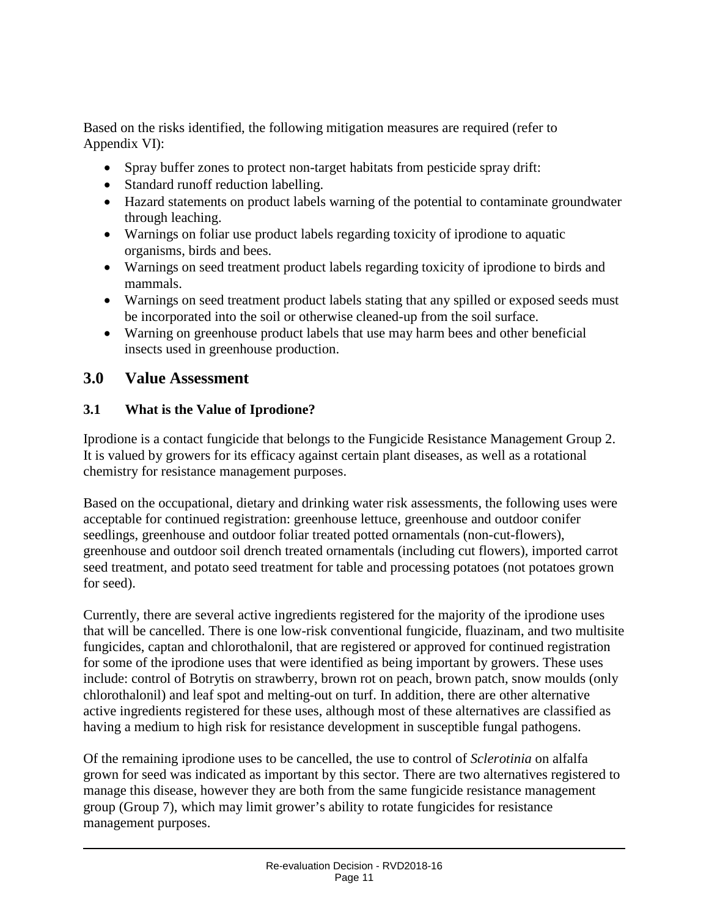Based on the risks identified, the following mitigation measures are required (refer to Appendix VI):

- Spray buffer zones to protect non-target habitats from pesticide spray drift:
- Standard runoff reduction labelling.
- Hazard statements on product labels warning of the potential to contaminate groundwater through leaching.
- Warnings on foliar use product labels regarding toxicity of iprodione to aquatic organisms, birds and bees.
- Warnings on seed treatment product labels regarding toxicity of iprodione to birds and mammals.
- Warnings on seed treatment product labels stating that any spilled or exposed seeds must be incorporated into the soil or otherwise cleaned-up from the soil surface.
- Warning on greenhouse product labels that use may harm bees and other beneficial insects used in greenhouse production.

## 3.0 Value Assessment

### 3.1 What is the Value of Iprodione?

Iprodione is a contact fungicide that belongs to the Fungicide Resistance Management Group 2. It is valued by growers for its efficacy against certain plant diseases, as well as a rotational chemistry for resistance management purposes.

Based on the occupational, dietary and drinking water risk assessments, the following uses were acceptable for continued registration: greenhouse lettuce, greenhouse and outdoor conifer seedlings, greenhouse and outdoor foliar treated potted ornamentals (non-cut-flowers), greenhouse and outdoor soil drench treated ornamentals (including cut flowers), imported carrot seed treatment, and potato seed treatment for table and processing potatoes (not potatoes grown for seed).

Currently, there are several active ingredients registered for the majority of the iprodione uses that will be cancelled. There is one low-risk conventional fungicide, fluazinam, and two multisite fungicides, captan and chlorothalonil, that are registered or approved for continued registration for some of the iprodione uses that were identified as being important by growers. These uses include: control of Botrytis on strawberry, brown rot on peach, brown patch, snow moulds (only chlorothalonil) and leaf spot and melting-out on turf. In addition, there are other alternative active ingredients registered for these uses, although most of these alternatives are classified as having a medium to high risk for resistance development in susceptible fungal pathogens.

Of the remaining iprodione uses to be cancelled, the use to control of *Sclerotinia* on alfalfa grown for seed was indicated as important by this sector. There are two alternatives registered to manage this disease, however they are both from the same fungicide resistance management group (Group 7), which may limit grower's ability to rotate fungicides for resistance management purposes.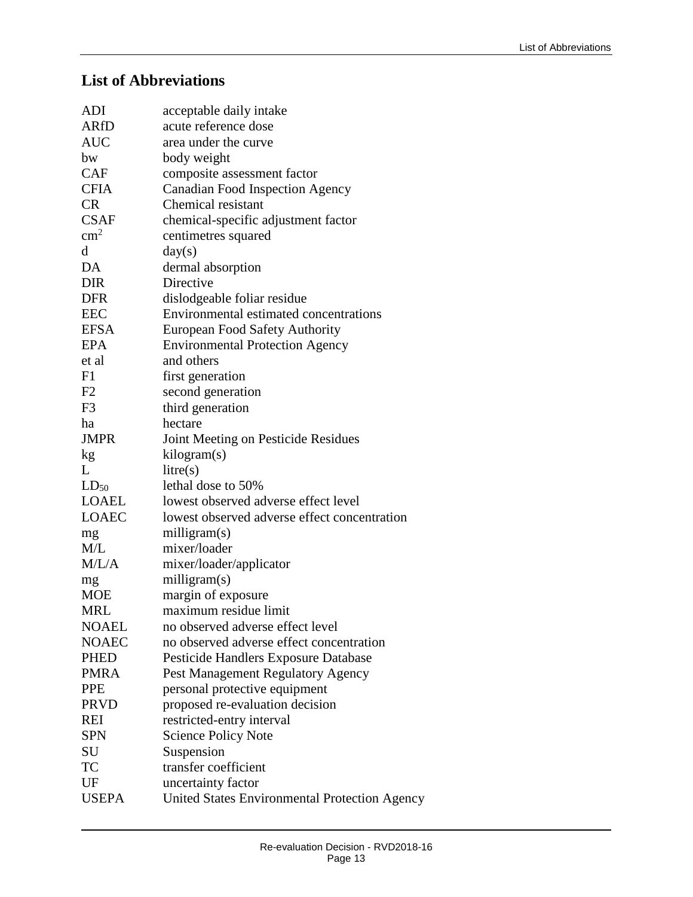## List of Abbreviations

| | |
|---|---|
| ADI | acceptable daily intake |
| ARfD | acute reference dose |
| AUC | area under the curve |
| bw | body weight |
| CAF | composite assessment factor |
| CFIA | Canadian Food Inspection Agency |
| CR | Chemical resistant |
| CSAF | chemical-specific adjustment factor |
| $cm^2$ | centimetres squared |
| d | day(s) |
| DA | dermal absorption |
| DIR | Directive |
| DFR | dislodgeable foliar residue |
| EEC | Environmental estimated concentrations |
| EFSA | European Food Safety Authority |
| EPA | Environmental Protection Agency |
| et al | and others |
| F1 | first generation |
| F2 | second generation |
| F3 | third generation |
| ha | hectare |
| JMPR | Joint Meeting on Pesticide Residues |
| kg | kilogram(s) |
| L | litre(s) |
| $LD_{50}$ | lethal dose to 50% |
| LOAEL | lowest observed adverse effect level |
| LOAEC | lowest observed adverse effect concentration |
| mg | milligram(s) |
| M/L | mixer/loader |
| M/L/A | mixer/loader/applicator |
| mg | milligram(s) |
| MOE | margin of exposure |
| MRL | maximum residue limit |
| NOAEL | no observed adverse effect level |
| NOAEC | no observed adverse effect concentration |
| PHED | Pesticide Handlers Exposure Database |
| PMRA | Pest Management Regulatory Agency |
| PPE | personal protective equipment |
| PRVD | proposed re-evaluation decision |
| REI | restricted-entry interval |
| SPN | Science Policy Note |
| SU | Suspension |
| TC | transfer coefficient |
| UF | uncertainty factor |
| USEPA | United States Environmental Protection Agency |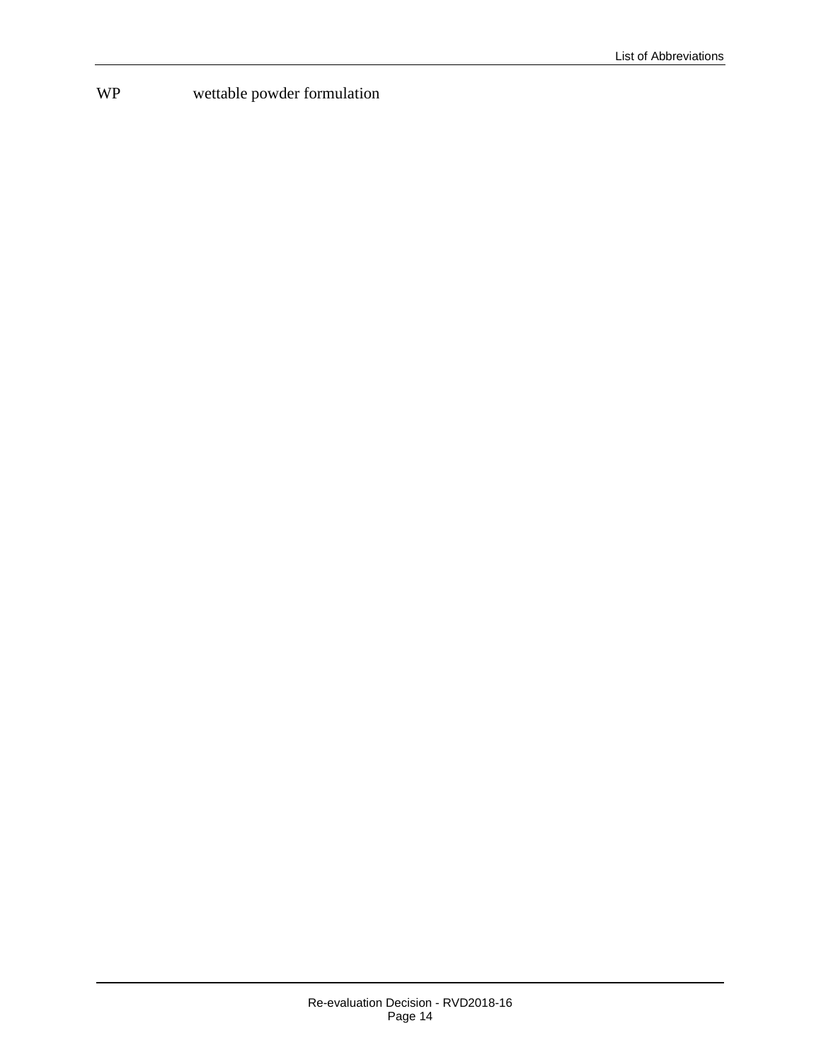| | |
|---|---|
| WP | wettable powder formulation |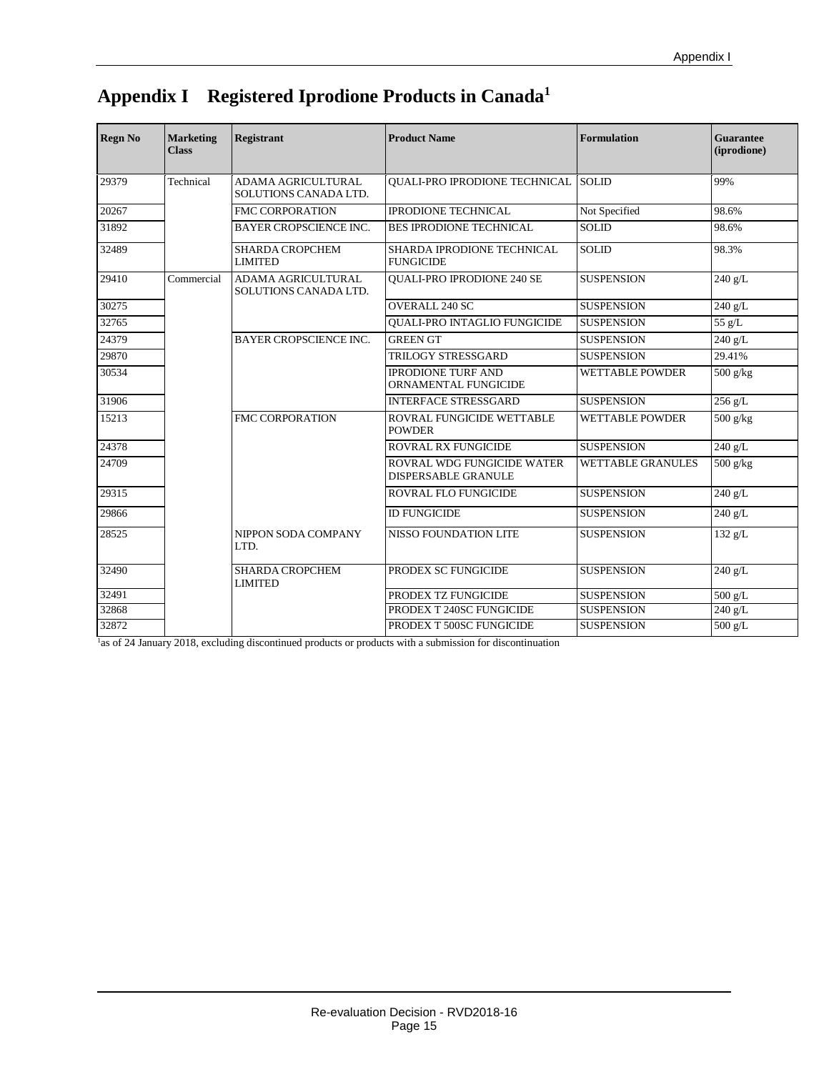# Appendix I Registered Iprodione Products in Canada[1]

| Regn No | Marketing Class | Registrant | Product Name | Formulation | Guarantee (iprodione) |
|---|---|---|---|---|---|
| 29379 | Technical | ADAMA AGRICULTURAL SOLUTIONS CANADA LTD. | QUALI-PRO IPRODIONE TECHNICAL | SOLID | 99% |
| 20267 | | FMC CORPORATION | IPRODIONE TECHNICAL | Not Specified | 98.6% |
| 31892 | | BAYER CROPSCIENCE INC. | BES IPRODIONE TECHNICAL | SOLID | 98.6% |
| 32489 | | SHARDA CROPCHEM LIMITED | SHARDA IPRODIONE TECHNICAL FUNGICIDE | SOLID | 98.3% |
| 29410 | Commercial | ADAMA AGRICULTURAL SOLUTIONS CANADA LTD. | QUALI-PRO IPRODIONE 240 SE | SUSPENSION | 240 g/L |
| 30275 | | | OVERALL 240 SC | SUSPENSION | 240 g/L |
| 32765 | | | QUALI-PRO INTAGLIO FUNGICIDE | SUSPENSION | 55 g/L |
| 24379 | | BAYER CROPSCIENCE INC. | GREEN GT | SUSPENSION | 240 g/L |
| 29870 | | | TRILOGY STRESSGARD | SUSPENSION | 29.41% |
| 30534 | | | IPRODIONE TURF AND ORNAMENTAL FUNGICIDE | WETTABLE POWDER | 500 g/kg |
| 31906 | | | INTERFACE STRESSGARD | SUSPENSION | 256 g/L |
| 15213 | | FMC CORPORATION | ROVRAL FUNGICIDE WETTABLE POWDER | WETTABLE POWDER | 500 g/kg |
| 24378 | | | ROVRAL RX FUNGICIDE | SUSPENSION | 240 g/L |
| 24709 | | | ROVRAL WDG FUNGICIDE WATER DISPERSABLE GRANULE | WETTABLE GRANULES | 500 g/kg |
| 29315 | | | ROVRAL FLO FUNGICIDE | SUSPENSION | 240 g/L |
| 29866 | | | ID FUNGICIDE | SUSPENSION | 240 g/L |
| 28525 | | NIPPON SODA COMPANY LTD. | NISSO FOUNDATION LITE | SUSPENSION | 132 g/L |
| 32490 | | SHARDA CROPCHEM LIMITED | PRODEX SC FUNGICIDE | SUSPENSION | 240 g/L |
| 32491 | | | PRODEX TZ FUNGICIDE | SUSPENSION | 500 g/L |
| 32868 | | | PRODEX T 240SC FUNGICIDE | SUSPENSION | 240 g/L |
| 32872 | | | PRODEX T 500SC FUNGICIDE | SUSPENSION | 500 g/L |

[1]as of 24 January 2018, excluding discontinued products or products with a submission for discontinuation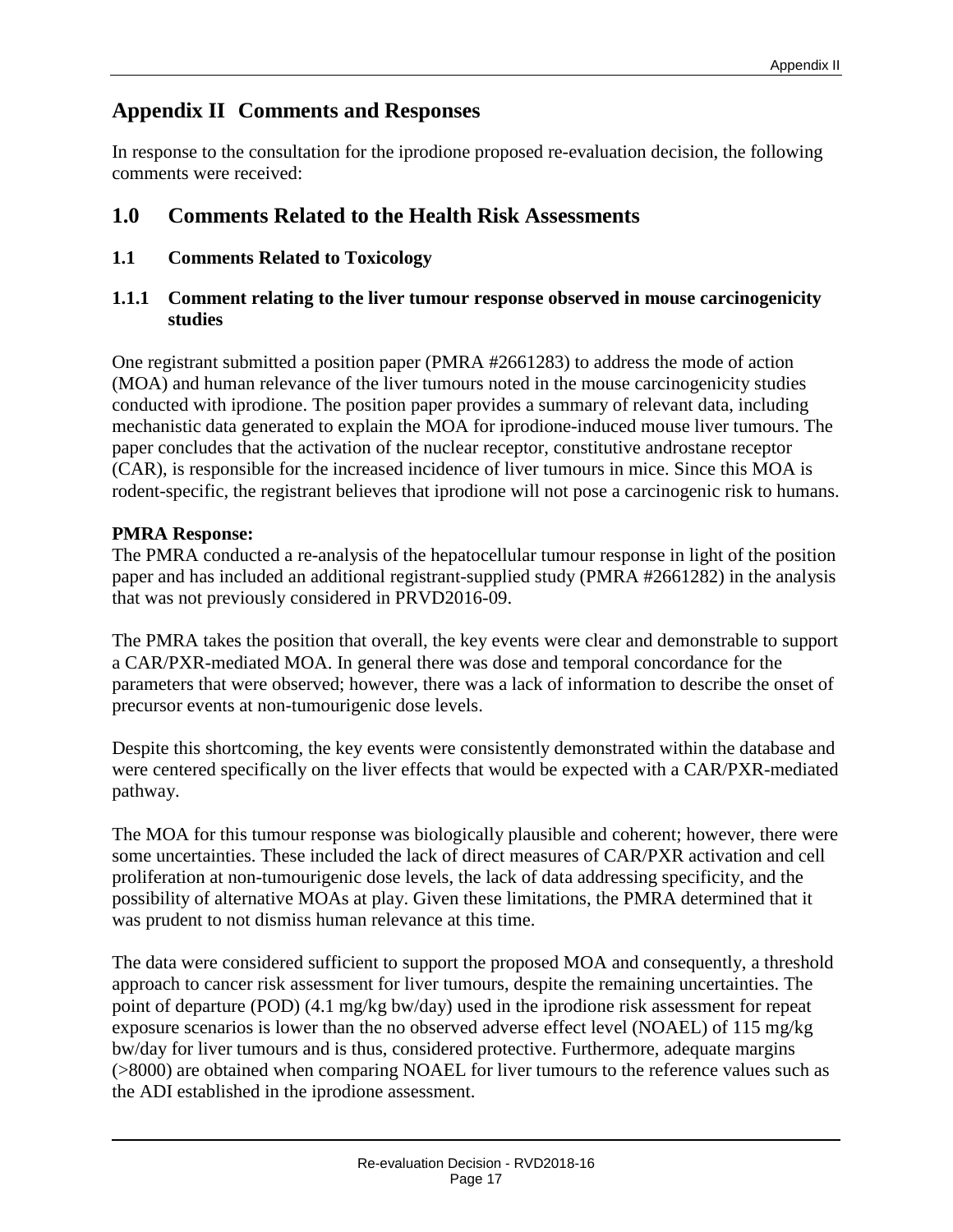# Appendix II Comments and Responses

In response to the consultation for the iprodione proposed re-evaluation decision, the following comments were received:

## 1.0 Comments Related to the Health Risk Assessments

### 1.1 Comments Related to Toxicology

#### 1.1.1 Comment relating to the liver tumour response observed in mouse carcinogenicity studies

One registrant submitted a position paper (PMRA #2661283) to address the mode of action (MOA) and human relevance of the liver tumours noted in the mouse carcinogenicity studies conducted with iprodione. The position paper provides a summary of relevant data, including mechanistic data generated to explain the MOA for iprodione-induced mouse liver tumours. The paper concludes that the activation of the nuclear receptor, constitutive androstane receptor (CAR), is responsible for the increased incidence of liver tumours in mice. Since this MOA is rodent-specific, the registrant believes that iprodione will not pose a carcinogenic risk to humans.

**PMRA Response:**

The PMRA conducted a re-analysis of the hepatocellular tumour response in light of the position paper and has included an additional registrant-supplied study (PMRA #2661282) in the analysis that was not previously considered in PRVD2016-09.

The PMRA takes the position that overall, the key events were clear and demonstrable to support a CAR/PXR-mediated MOA. In general there was dose and temporal concordance for the parameters that were observed; however, there was a lack of information to describe the onset of precursor events at non-tumourigenic dose levels.

Despite this shortcoming, the key events were consistently demonstrated within the database and were centered specifically on the liver effects that would be expected with a CAR/PXR-mediated pathway.

The MOA for this tumour response was biologically plausible and coherent; however, there were some uncertainties. These included the lack of direct measures of CAR/PXR activation and cell proliferation at non-tumourigenic dose levels, the lack of data addressing specificity, and the possibility of alternative MOAs at play. Given these limitations, the PMRA determined that it was prudent to not dismiss human relevance at this time.

The data were considered sufficient to support the proposed MOA and consequently, a threshold approach to cancer risk assessment for liver tumours, despite the remaining uncertainties. The point of departure (POD) (4.1 mg/kg bw/day) used in the iprodione risk assessment for repeat exposure scenarios is lower than the no observed adverse effect level (NOAEL) of 115 mg/kg bw/day for liver tumours and is thus, considered protective. Furthermore, adequate margins (>8000) are obtained when comparing NOAEL for liver tumours to the reference values such as the ADI established in the iprodione assessment.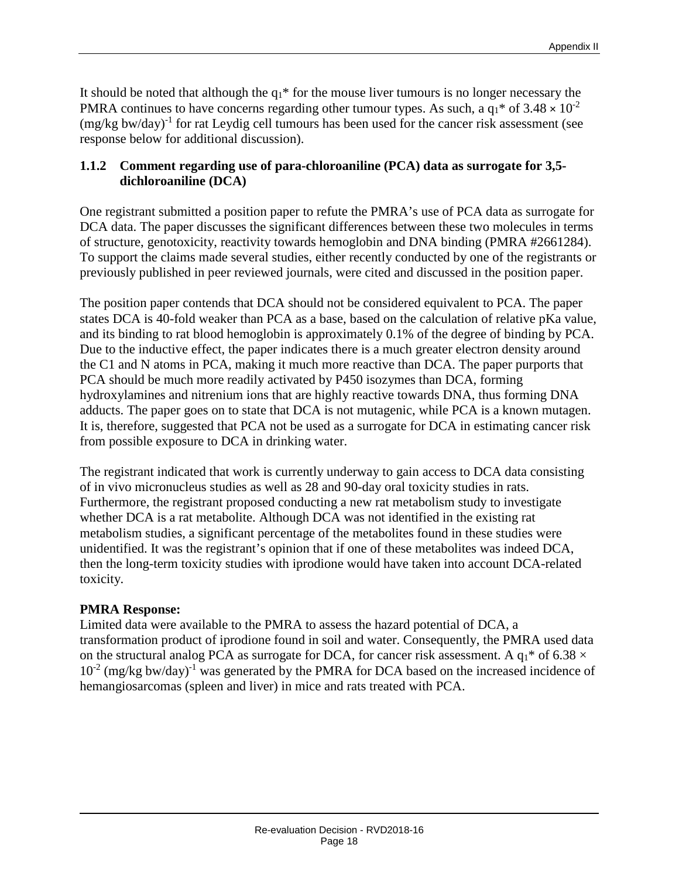It should be noted that although the $q_1$* for the mouse liver tumours is no longer necessary the PMRA continues to have concerns regarding other tumour types. As such, a $q_1$* of $3.48 \times 10^{-2}$ $(mg/kg\ bw/day)^{-1}$ for rat Leydig cell tumours has been used for the cancer risk assessment (see response below for additional discussion).

### 1.1.2 Comment regarding use of para-chloroaniline (PCA) data as surrogate for 3,5-dichloroaniline (DCA)

One registrant submitted a position paper to refute the PMRA's use of PCA data as surrogate for DCA data. The paper discusses the significant differences between these two molecules in terms of structure, genotoxicity, reactivity towards hemoglobin and DNA binding (PMRA #2661284). To support the claims made several studies, either recently conducted by one of the registrants or previously published in peer reviewed journals, were cited and discussed in the position paper.

The position paper contends that DCA should not be considered equivalent to PCA. The paper states DCA is 40-fold weaker than PCA as a base, based on the calculation of relative pKa value, and its binding to rat blood hemoglobin is approximately 0.1% of the degree of binding by PCA. Due to the inductive effect, the paper indicates there is a much greater electron density around the C1 and N atoms in PCA, making it much more reactive than DCA. The paper purports that PCA should be much more readily activated by P450 isozymes than DCA, forming hydroxylamines and nitrenium ions that are highly reactive towards DNA, thus forming DNA adducts. The paper goes on to state that DCA is not mutagenic, while PCA is a known mutagen. It is, therefore, suggested that PCA not be used as a surrogate for DCA in estimating cancer risk from possible exposure to DCA in drinking water.

The registrant indicated that work is currently underway to gain access to DCA data consisting of in vivo micronucleus studies as well as 28 and 90-day oral toxicity studies in rats. Furthermore, the registrant proposed conducting a new rat metabolism study to investigate whether DCA is a rat metabolite. Although DCA was not identified in the existing rat metabolism studies, a significant percentage of the metabolites found in these studies were unidentified. It was the registrant's opinion that if one of these metabolites was indeed DCA, then the long-term toxicity studies with iprodione would have taken into account DCA-related toxicity.

**PMRA Response:**

Limited data were available to the PMRA to assess the hazard potential of DCA, a transformation product of iprodione found in soil and water. Consequently, the PMRA used data on the structural analog PCA as surrogate for DCA, for cancer risk assessment. A $q_1$* of $6.38 \times 10^{-2}$ $(mg/kg\ bw/day)^{-1}$ was generated by the PMRA for DCA based on the increased incidence of hemangiosarcomas (spleen and liver) in mice and rats treated with PCA.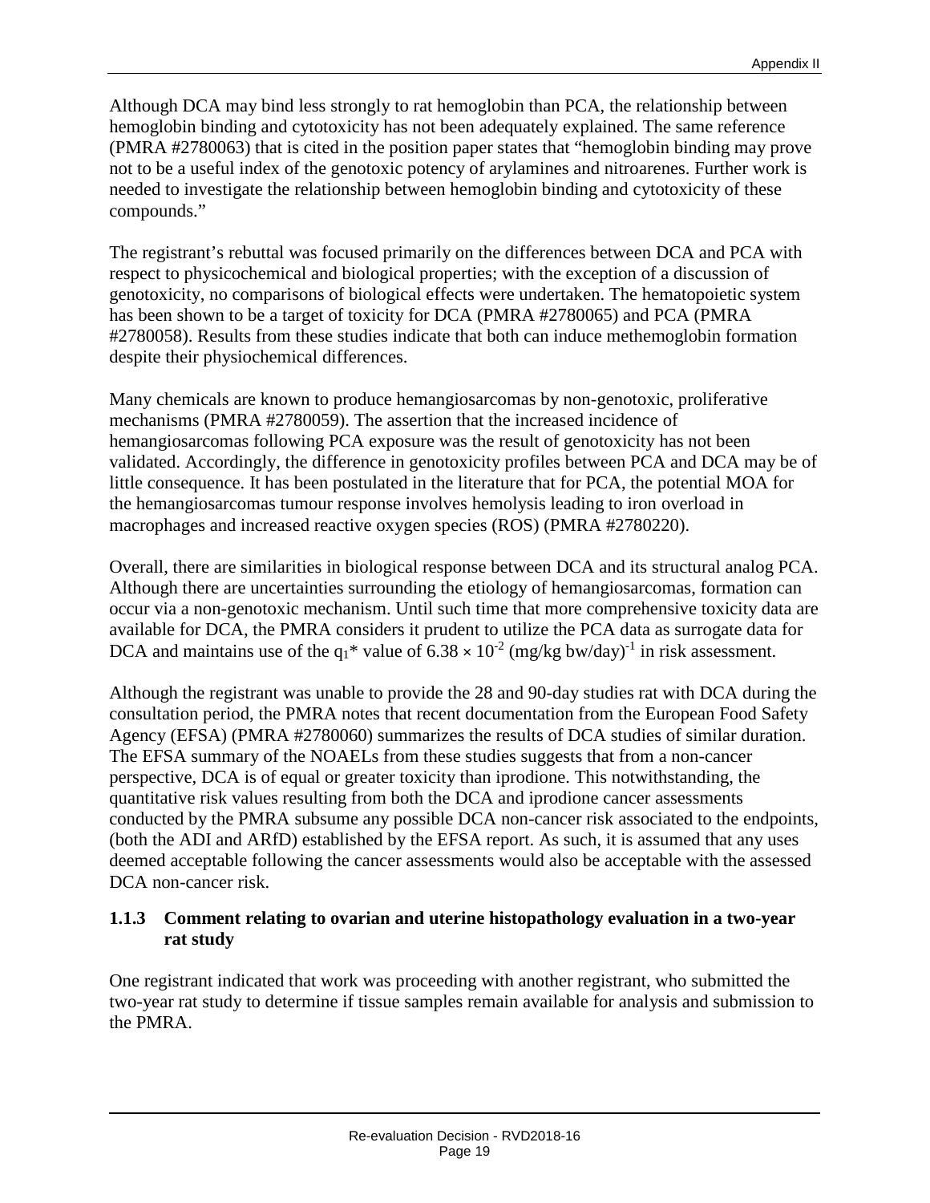Although DCA may bind less strongly to rat hemoglobin than PCA, the relationship between hemoglobin binding and cytotoxicity has not been adequately explained. The same reference (PMRA #2780063) that is cited in the position paper states that "hemoglobin binding may prove not to be a useful index of the genotoxic potency of arylamines and nitroarenes. Further work is needed to investigate the relationship between hemoglobin binding and cytotoxicity of these compounds."

The registrant's rebuttal was focused primarily on the differences between DCA and PCA with respect to physicochemical and biological properties; with the exception of a discussion of genotoxicity, no comparisons of biological effects were undertaken. The hematopoietic system has been shown to be a target of toxicity for DCA (PMRA #2780065) and PCA (PMRA #2780058). Results from these studies indicate that both can induce methemoglobin formation despite their physiochemical differences.

Many chemicals are known to produce hemangiosarcomas by non-genotoxic, proliferative mechanisms (PMRA #2780059). The assertion that the increased incidence of hemangiosarcomas following PCA exposure was the result of genotoxicity has not been validated. Accordingly, the difference in genotoxicity profiles between PCA and DCA may be of little consequence. It has been postulated in the literature that for PCA, the potential MOA for the hemangiosarcomas tumour response involves hemolysis leading to iron overload in macrophages and increased reactive oxygen species (ROS) (PMRA #2780220).

Overall, there are similarities in biological response between DCA and its structural analog PCA. Although there are uncertainties surrounding the etiology of hemangiosarcomas, formation can occur via a non-genotoxic mechanism. Until such time that more comprehensive toxicity data are available for DCA, the PMRA considers it prudent to utilize the PCA data as surrogate data for DCA and maintains use of the $q_1$* value of $6.38 \times 10^{-2}$ $(mg/kg\ bw/day)^{-1}$ in risk assessment.

Although the registrant was unable to provide the 28 and 90-day studies rat with DCA during the consultation period, the PMRA notes that recent documentation from the European Food Safety Agency (EFSA) (PMRA #2780060) summarizes the results of DCA studies of similar duration. The EFSA summary of the NOAELs from these studies suggests that from a non-cancer perspective, DCA is of equal or greater toxicity than iprodione. This notwithstanding, the quantitative risk values resulting from both the DCA and iprodione cancer assessments conducted by the PMRA subsume any possible DCA non-cancer risk associated to the endpoints, (both the ADI and ARfD) established by the EFSA report. As such, it is assumed that any uses deemed acceptable following the cancer assessments would also be acceptable with the assessed DCA non-cancer risk.

### 1.1.3 Comment relating to ovarian and uterine histopathology evaluation in a two-year rat study

One registrant indicated that work was proceeding with another registrant, who submitted the two-year rat study to determine if tissue samples remain available for analysis and submission to the PMRA.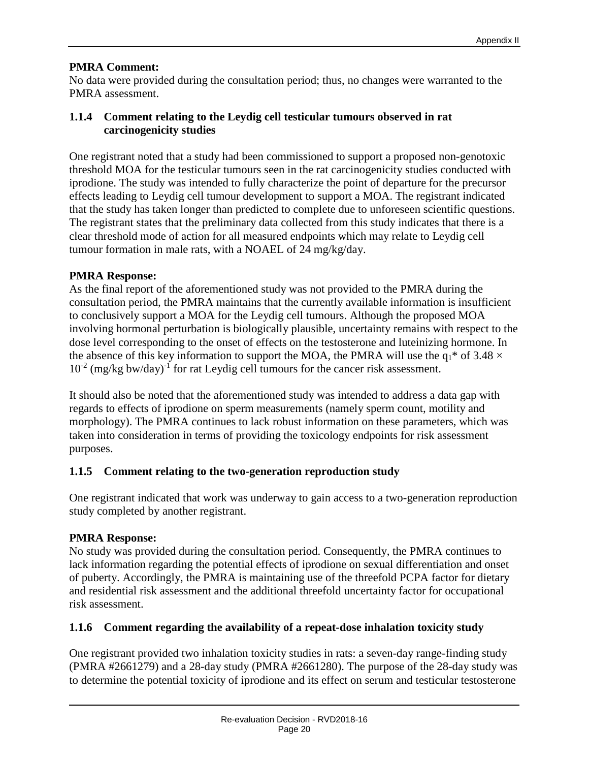**PMRA Comment:**
No data were provided during the consultation period; thus, no changes were warranted to the PMRA assessment.

### 1.1.4 Comment relating to the Leydig cell testicular tumours observed in rat carcinogenicity studies

One registrant noted that a study had been commissioned to support a proposed non-genotoxic threshold MOA for the testicular tumours seen in the rat carcinogenicity studies conducted with iprodione. The study was intended to fully characterize the point of departure for the precursor effects leading to Leydig cell tumour development to support a MOA. The registrant indicated that the study has taken longer than predicted to complete due to unforeseen scientific questions. The registrant states that the preliminary data collected from this study indicates that there is a clear threshold mode of action for all measured endpoints which may relate to Leydig cell tumour formation in male rats, with a NOAEL of 24 mg/kg/day.

**PMRA Response:**
As the final report of the aforementioned study was not provided to the PMRA during the consultation period, the PMRA maintains that the currently available information is insufficient to conclusively support a MOA for the Leydig cell tumours. Although the proposed MOA involving hormonal perturbation is biologically plausible, uncertainty remains with respect to the dose level corresponding to the onset of effects on the testosterone and luteinizing hormone. In the absence of this key information to support the MOA, the PMRA will use the $q_1$* of $3.48 \times 10^{-2}$ (mg/kg bw/day)$^{-1}$ for rat Leydig cell tumours for the cancer risk assessment.

It should also be noted that the aforementioned study was intended to address a data gap with regards to effects of iprodione on sperm measurements (namely sperm count, motility and morphology). The PMRA continues to lack robust information on these parameters, which was taken into consideration in terms of providing the toxicology endpoints for risk assessment purposes.

### 1.1.5 Comment relating to the two-generation reproduction study

One registrant indicated that work was underway to gain access to a two-generation reproduction study completed by another registrant.

**PMRA Response:**
No study was provided during the consultation period. Consequently, the PMRA continues to lack information regarding the potential effects of iprodione on sexual differentiation and onset of puberty. Accordingly, the PMRA is maintaining use of the threefold PCPA factor for dietary and residential risk assessment and the additional threefold uncertainty factor for occupational risk assessment.

### 1.1.6 Comment regarding the availability of a repeat-dose inhalation toxicity study

One registrant provided two inhalation toxicity studies in rats: a seven-day range-finding study (PMRA #2661279) and a 28-day study (PMRA #2661280). The purpose of the 28-day study was to determine the potential toxicity of iprodione and its effect on serum and testicular testosterone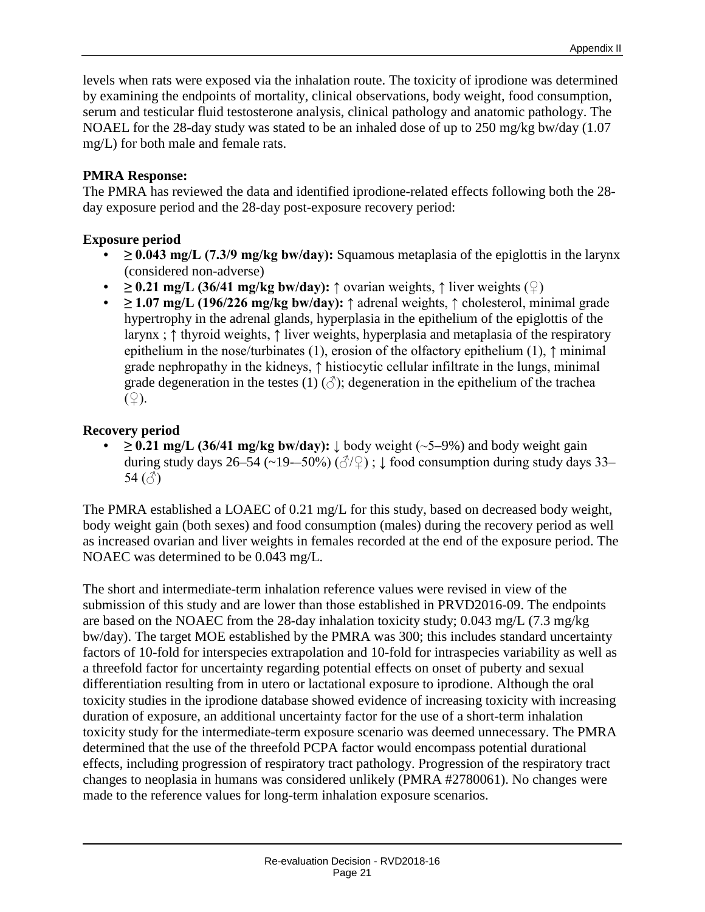levels when rats were exposed via the inhalation route. The toxicity of iprodione was determined by examining the endpoints of mortality, clinical observations, body weight, food consumption, serum and testicular fluid testosterone analysis, clinical pathology and anatomic pathology. The NOAEL for the 28-day study was stated to be an inhaled dose of up to 250 mg/kg bw/day (1.07 mg/L) for both male and female rats.

**PMRA Response:**
The PMRA has reviewed the data and identified iprodione-related effects following both the 28-day exposure period and the 28-day post-exposure recovery period:

**Exposure period**

- **≥ 0.043 mg/L (7.3/9 mg/kg bw/day):** Squamous metaplasia of the epiglottis in the larynx (considered non-adverse)
- **≥ 0.21 mg/L (36/41 mg/kg bw/day):** ↑ ovarian weights, ↑ liver weights (♀)
- **≥ 1.07 mg/L (196/226 mg/kg bw/day):** ↑ adrenal weights, ↑ cholesterol, minimal grade hypertrophy in the adrenal glands, hyperplasia in the epithelium of the epiglottis of the larynx ; ↑ thyroid weights, ↑ liver weights, hyperplasia and metaplasia of the respiratory epithelium in the nose/turbinates (1), erosion of the olfactory epithelium (1), ↑ minimal grade nephropathy in the kidneys, ↑ histiocytic cellular infiltrate in the lungs, minimal grade degeneration in the testes (1) (♂); degeneration in the epithelium of the trachea (♀).

**Recovery period**

- **≥ 0.21 mg/L (36/41 mg/kg bw/day):** ↓ body weight (~5–9%) and body weight gain during study days 26–54 (~19-–50%) (♂/♀) ; ↓ food consumption during study days 33–54 (♂)

The PMRA established a LOAEC of 0.21 mg/L for this study, based on decreased body weight, body weight gain (both sexes) and food consumption (males) during the recovery period as well as increased ovarian and liver weights in females recorded at the end of the exposure period. The NOAEC was determined to be 0.043 mg/L.

The short and intermediate-term inhalation reference values were revised in view of the submission of this study and are lower than those established in PRVD2016-09. The endpoints are based on the NOAEC from the 28-day inhalation toxicity study; 0.043 mg/L (7.3 mg/kg bw/day). The target MOE established by the PMRA was 300; this includes standard uncertainty factors of 10-fold for interspecies extrapolation and 10-fold for intraspecies variability as well as a threefold factor for uncertainty regarding potential effects on onset of puberty and sexual differentiation resulting from in utero or lactational exposure to iprodione. Although the oral toxicity studies in the iprodione database showed evidence of increasing toxicity with increasing duration of exposure, an additional uncertainty factor for the use of a short-term inhalation toxicity study for the intermediate-term exposure scenario was deemed unnecessary. The PMRA determined that the use of the threefold PCPA factor would encompass potential durational effects, including progression of respiratory tract pathology. Progression of the respiratory tract changes to neoplasia in humans was considered unlikely (PMRA #2780061). No changes were made to the reference values for long-term inhalation exposure scenarios.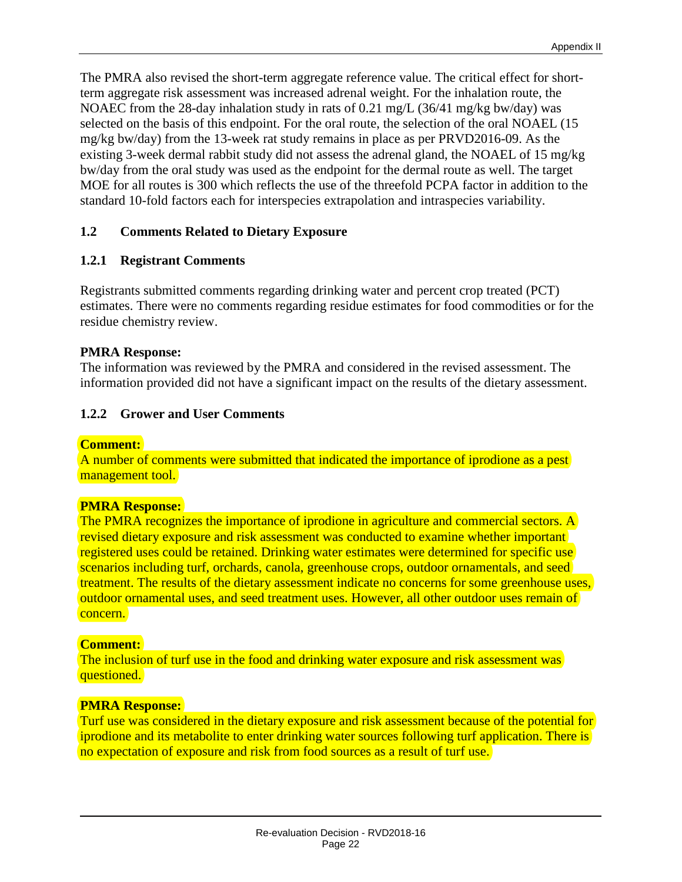The PMRA also revised the short-term aggregate reference value. The critical effect for short-term aggregate risk assessment was increased adrenal weight. For the inhalation route, the NOAEC from the 28-day inhalation study in rats of 0.21 mg/L (36/41 mg/kg bw/day) was selected on the basis of this endpoint. For the oral route, the selection of the oral NOAEL (15 mg/kg bw/day) from the 13-week rat study remains in place as per PRVD2016-09. As the existing 3-week dermal rabbit study did not assess the adrenal gland, the NOAEL of 15 mg/kg bw/day from the oral study was used as the endpoint for the dermal route as well. The target MOE for all routes is 300 which reflects the use of the threefold PCPA factor in addition to the standard 10-fold factors each for interspecies extrapolation and intraspecies variability.

## 1.2 Comments Related to Dietary Exposure

### 1.2.1 Registrant Comments

Registrants submitted comments regarding drinking water and percent crop treated (PCT) estimates. There were no comments regarding residue estimates for food commodities or for the residue chemistry review.

**PMRA Response:**
The information was reviewed by the PMRA and considered in the revised assessment. The information provided did not have a significant impact on the results of the dietary assessment.

### 1.2.2 Grower and User Comments

**Comment:**
A number of comments were submitted that indicated the importance of iprodione as a pest management tool.

**PMRA Response:**
The PMRA recognizes the importance of iprodione in agriculture and commercial sectors. A revised dietary exposure and risk assessment was conducted to examine whether important registered uses could be retained. Drinking water estimates were determined for specific use scenarios including turf, orchards, canola, greenhouse crops, outdoor ornamentals, and seed treatment. The results of the dietary assessment indicate no concerns for some greenhouse uses, outdoor ornamental uses, and seed treatment uses. However, all other outdoor uses remain of concern.

**Comment:**
The inclusion of turf use in the food and drinking water exposure and risk assessment was questioned.

**PMRA Response:**
Turf use was considered in the dietary exposure and risk assessment because of the potential for iprodione and its metabolite to enter drinking water sources following turf application. There is no expectation of exposure and risk from food sources as a result of turf use.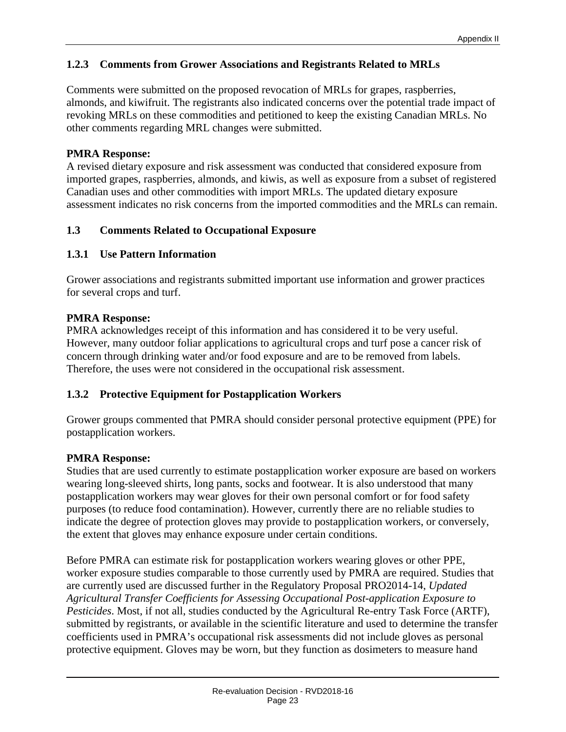### 1.2.3 Comments from Grower Associations and Registrants Related to MRLs

Comments were submitted on the proposed revocation of MRLs for grapes, raspberries, almonds, and kiwifruit. The registrants also indicated concerns over the potential trade impact of revoking MRLs on these commodities and petitioned to keep the existing Canadian MRLs. No other comments regarding MRL changes were submitted.

**PMRA Response:**
A revised dietary exposure and risk assessment was conducted that considered exposure from imported grapes, raspberries, almonds, and kiwis, as well as exposure from a subset of registered Canadian uses and other commodities with import MRLs. The updated dietary exposure assessment indicates no risk concerns from the imported commodities and the MRLs can remain.

## 1.3 Comments Related to Occupational Exposure

### 1.3.1 Use Pattern Information

Grower associations and registrants submitted important use information and grower practices for several crops and turf.

**PMRA Response:**
PMRA acknowledges receipt of this information and has considered it to be very useful. However, many outdoor foliar applications to agricultural crops and turf pose a cancer risk of concern through drinking water and/or food exposure and are to be removed from labels. Therefore, the uses were not considered in the occupational risk assessment.

### 1.3.2 Protective Equipment for Postapplication Workers

Grower groups commented that PMRA should consider personal protective equipment (PPE) for postapplication workers.

**PMRA Response:**
Studies that are used currently to estimate postapplication worker exposure are based on workers wearing long-sleeved shirts, long pants, socks and footwear. It is also understood that many postapplication workers may wear gloves for their own personal comfort or for food safety purposes (to reduce food contamination). However, currently there are no reliable studies to indicate the degree of protection gloves may provide to postapplication workers, or conversely, the extent that gloves may enhance exposure under certain conditions.

Before PMRA can estimate risk for postapplication workers wearing gloves or other PPE, worker exposure studies comparable to those currently used by PMRA are required. Studies that are currently used are discussed further in the Regulatory Proposal PRO2014-14, *Updated Agricultural Transfer Coefficients for Assessing Occupational Post-application Exposure to Pesticides*. Most, if not all, studies conducted by the Agricultural Re-entry Task Force (ARTF), submitted by registrants, or available in the scientific literature and used to determine the transfer coefficients used in PMRA's occupational risk assessments did not include gloves as personal protective equipment. Gloves may be worn, but they function as dosimeters to measure hand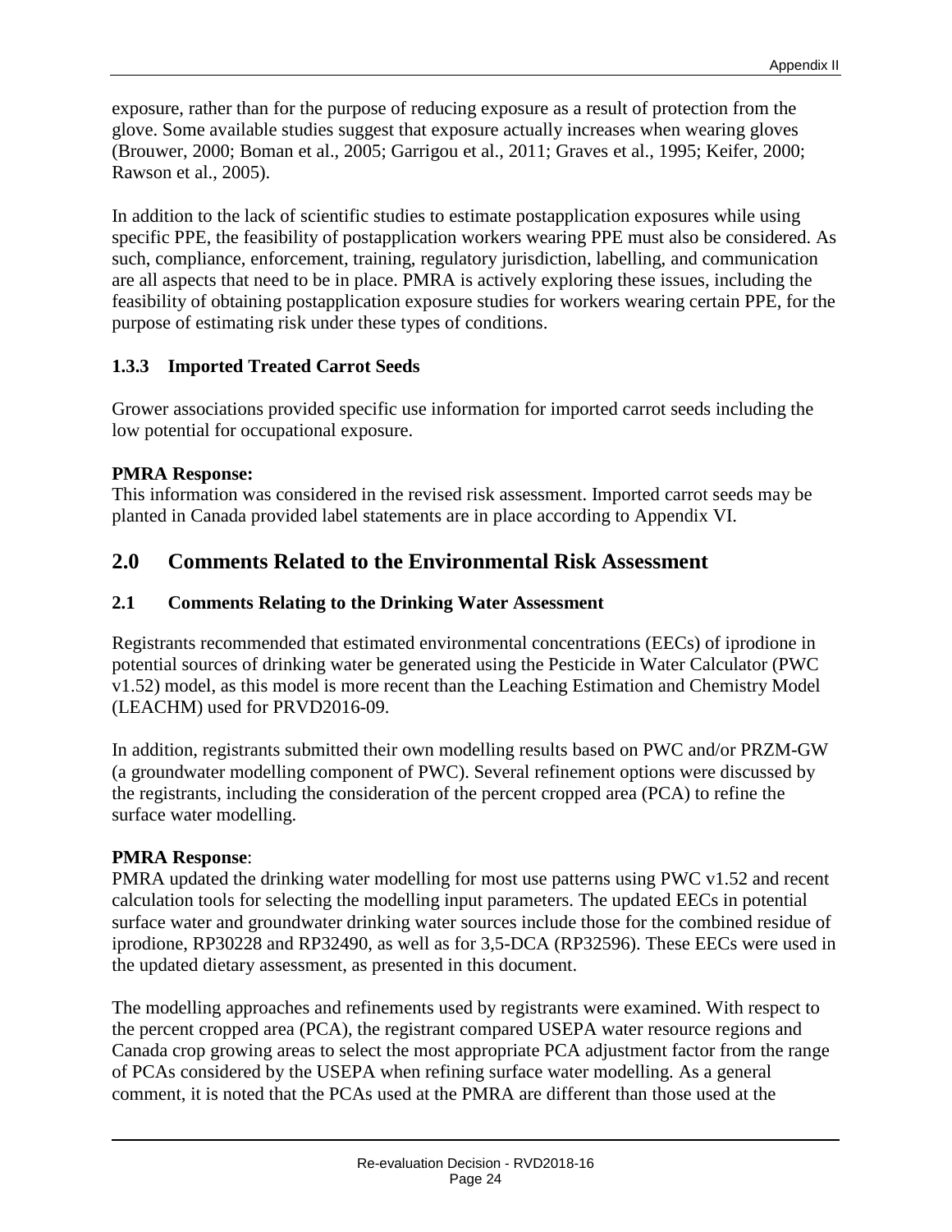exposure, rather than for the purpose of reducing exposure as a result of protection from the glove. Some available studies suggest that exposure actually increases when wearing gloves (Brouwer, 2000; Boman et al., 2005; Garrigou et al., 2011; Graves et al., 1995; Keifer, 2000; Rawson et al., 2005).

In addition to the lack of scientific studies to estimate postapplication exposures while using specific PPE, the feasibility of postapplication workers wearing PPE must also be considered. As such, compliance, enforcement, training, regulatory jurisdiction, labelling, and communication are all aspects that need to be in place. PMRA is actively exploring these issues, including the feasibility of obtaining postapplication exposure studies for workers wearing certain PPE, for the purpose of estimating risk under these types of conditions.

### 1.3.3 Imported Treated Carrot Seeds

Grower associations provided specific use information for imported carrot seeds including the low potential for occupational exposure.

**PMRA Response:**
This information was considered in the revised risk assessment. Imported carrot seeds may be planted in Canada provided label statements are in place according to Appendix VI.

## 2.0 Comments Related to the Environmental Risk Assessment

### 2.1 Comments Relating to the Drinking Water Assessment

Registrants recommended that estimated environmental concentrations (EECs) of iprodione in potential sources of drinking water be generated using the Pesticide in Water Calculator (PWC v1.52) model, as this model is more recent than the Leaching Estimation and Chemistry Model (LEACHM) used for PRVD2016-09.

In addition, registrants submitted their own modelling results based on PWC and/or PRZM-GW (a groundwater modelling component of PWC). Several refinement options were discussed by the registrants, including the consideration of the percent cropped area (PCA) to refine the surface water modelling.

**PMRA Response**:
PMRA updated the drinking water modelling for most use patterns using PWC v1.52 and recent calculation tools for selecting the modelling input parameters. The updated EECs in potential surface water and groundwater drinking water sources include those for the combined residue of iprodione, RP30228 and RP32490, as well as for 3,5-DCA (RP32596). These EECs were used in the updated dietary assessment, as presented in this document.

The modelling approaches and refinements used by registrants were examined. With respect to the percent cropped area (PCA), the registrant compared USEPA water resource regions and Canada crop growing areas to select the most appropriate PCA adjustment factor from the range of PCAs considered by the USEPA when refining surface water modelling. As a general comment, it is noted that the PCAs used at the PMRA are different than those used at the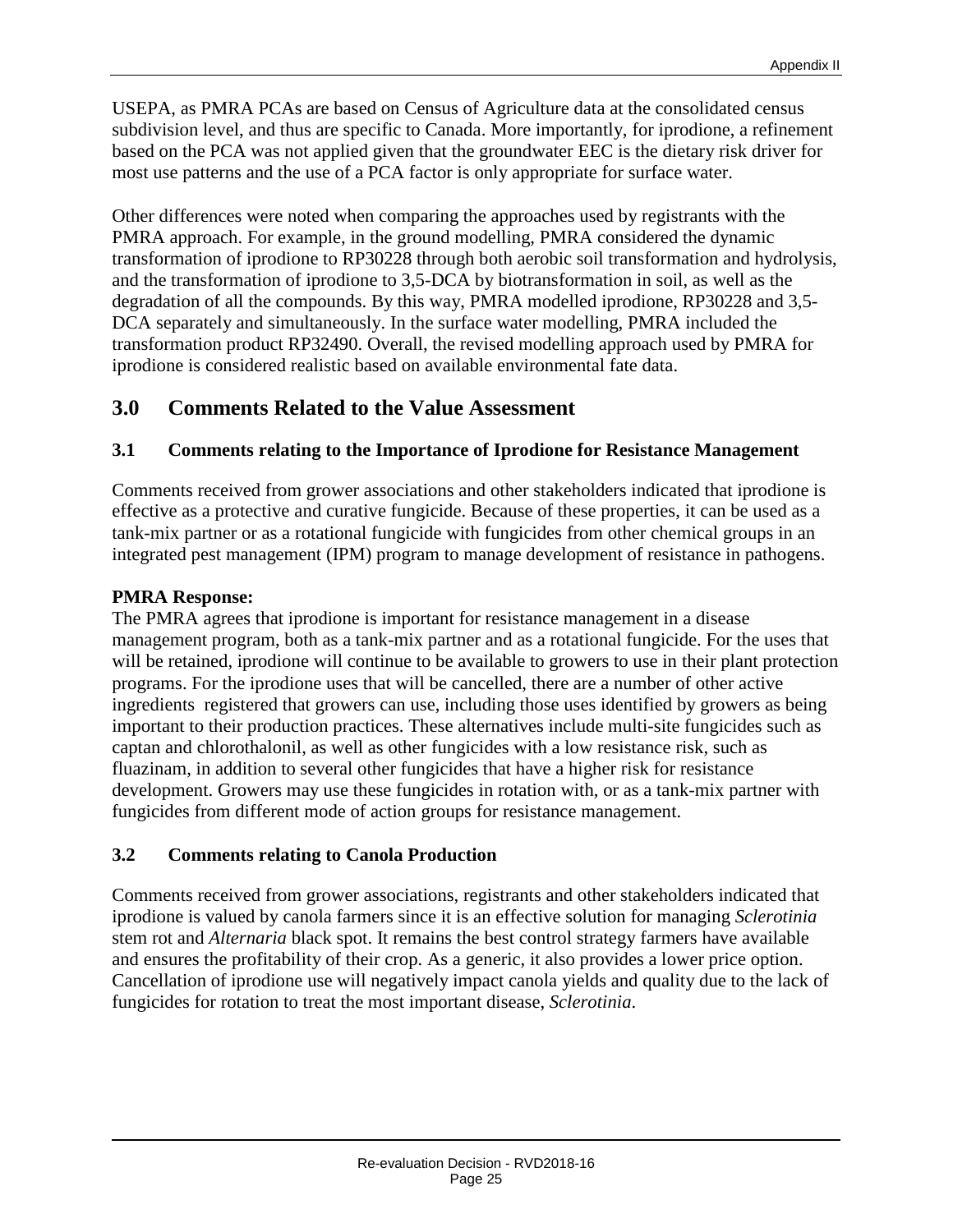USEPA, as PMRA PCAs are based on Census of Agriculture data at the consolidated census subdivision level, and thus are specific to Canada. More importantly, for iprodione, a refinement based on the PCA was not applied given that the groundwater EEC is the dietary risk driver for most use patterns and the use of a PCA factor is only appropriate for surface water.

Other differences were noted when comparing the approaches used by registrants with the PMRA approach. For example, in the ground modelling, PMRA considered the dynamic transformation of iprodione to RP30228 through both aerobic soil transformation and hydrolysis, and the transformation of iprodione to 3,5-DCA by biotransformation in soil, as well as the degradation of all the compounds. By this way, PMRA modelled iprodione, RP30228 and 3,5-DCA separately and simultaneously. In the surface water modelling, PMRA included the transformation product RP32490. Overall, the revised modelling approach used by PMRA for iprodione is considered realistic based on available environmental fate data.

## 3.0 Comments Related to the Value Assessment

### 3.1 Comments relating to the Importance of Iprodione for Resistance Management

Comments received from grower associations and other stakeholders indicated that iprodione is effective as a protective and curative fungicide. Because of these properties, it can be used as a tank-mix partner or as a rotational fungicide with fungicides from other chemical groups in an integrated pest management (IPM) program to manage development of resistance in pathogens.

**PMRA Response:**
The PMRA agrees that iprodione is important for resistance management in a disease management program, both as a tank-mix partner and as a rotational fungicide. For the uses that will be retained, iprodione will continue to be available to growers to use in their plant protection programs. For the iprodione uses that will be cancelled, there are a number of other active ingredients registered that growers can use, including those uses identified by growers as being important to their production practices. These alternatives include multi-site fungicides such as captan and chlorothalonil, as well as other fungicides with a low resistance risk, such as fluazinam, in addition to several other fungicides that have a higher risk for resistance development. Growers may use these fungicides in rotation with, or as a tank-mix partner with fungicides from different mode of action groups for resistance management.

### 3.2 Comments relating to Canola Production

Comments received from grower associations, registrants and other stakeholders indicated that iprodione is valued by canola farmers since it is an effective solution for managing *Sclerotinia* stem rot and *Alternaria* black spot. It remains the best control strategy farmers have available and ensures the profitability of their crop. As a generic, it also provides a lower price option. Cancellation of iprodione use will negatively impact canola yields and quality due to the lack of fungicides for rotation to treat the most important disease, *Sclerotinia*.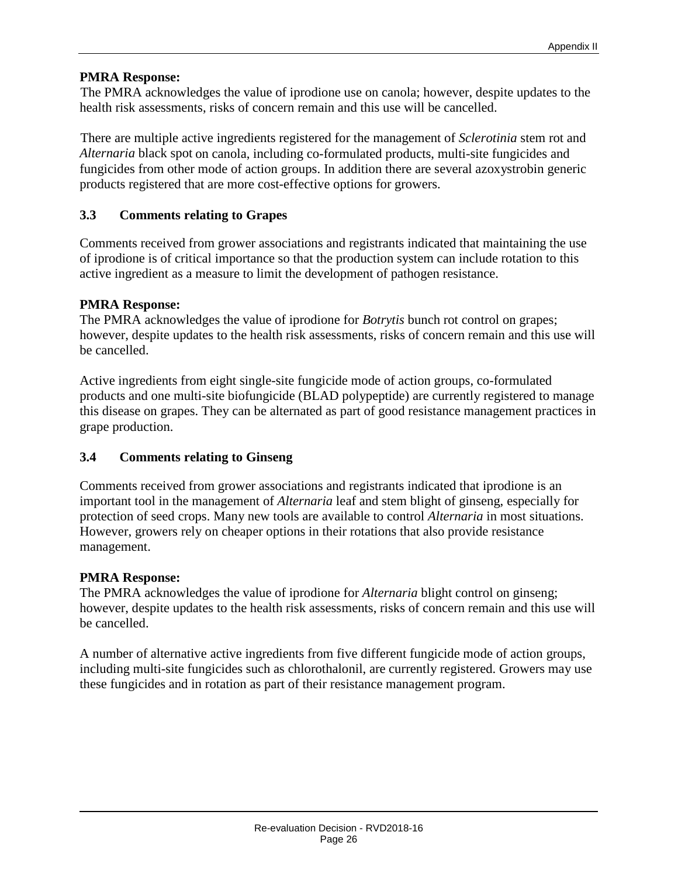**PMRA Response:**
The PMRA acknowledges the value of iprodione use on canola; however, despite updates to the health risk assessments, risks of concern remain and this use will be cancelled.

There are multiple active ingredients registered for the management of *Sclerotinia* stem rot and *Alternaria* black spot on canola, including co-formulated products, multi-site fungicides and fungicides from other mode of action groups. In addition there are several azoxystrobin generic products registered that are more cost-effective options for growers.

### 3.3 Comments relating to Grapes

Comments received from grower associations and registrants indicated that maintaining the use of iprodione is of critical importance so that the production system can include rotation to this active ingredient as a measure to limit the development of pathogen resistance.

**PMRA Response:**
The PMRA acknowledges the value of iprodione for *Botrytis* bunch rot control on grapes; however, despite updates to the health risk assessments, risks of concern remain and this use will be cancelled.

Active ingredients from eight single-site fungicide mode of action groups, co-formulated products and one multi-site biofungicide (BLAD polypeptide) are currently registered to manage this disease on grapes. They can be alternated as part of good resistance management practices in grape production.

### 3.4 Comments relating to Ginseng

Comments received from grower associations and registrants indicated that iprodione is an important tool in the management of *Alternaria* leaf and stem blight of ginseng, especially for protection of seed crops. Many new tools are available to control *Alternaria* in most situations. However, growers rely on cheaper options in their rotations that also provide resistance management.

**PMRA Response:**
The PMRA acknowledges the value of iprodione for *Alternaria* blight control on ginseng; however, despite updates to the health risk assessments, risks of concern remain and this use will be cancelled.

A number of alternative active ingredients from five different fungicide mode of action groups, including multi-site fungicides such as chlorothalonil, are currently registered. Growers may use these fungicides and in rotation as part of their resistance management program.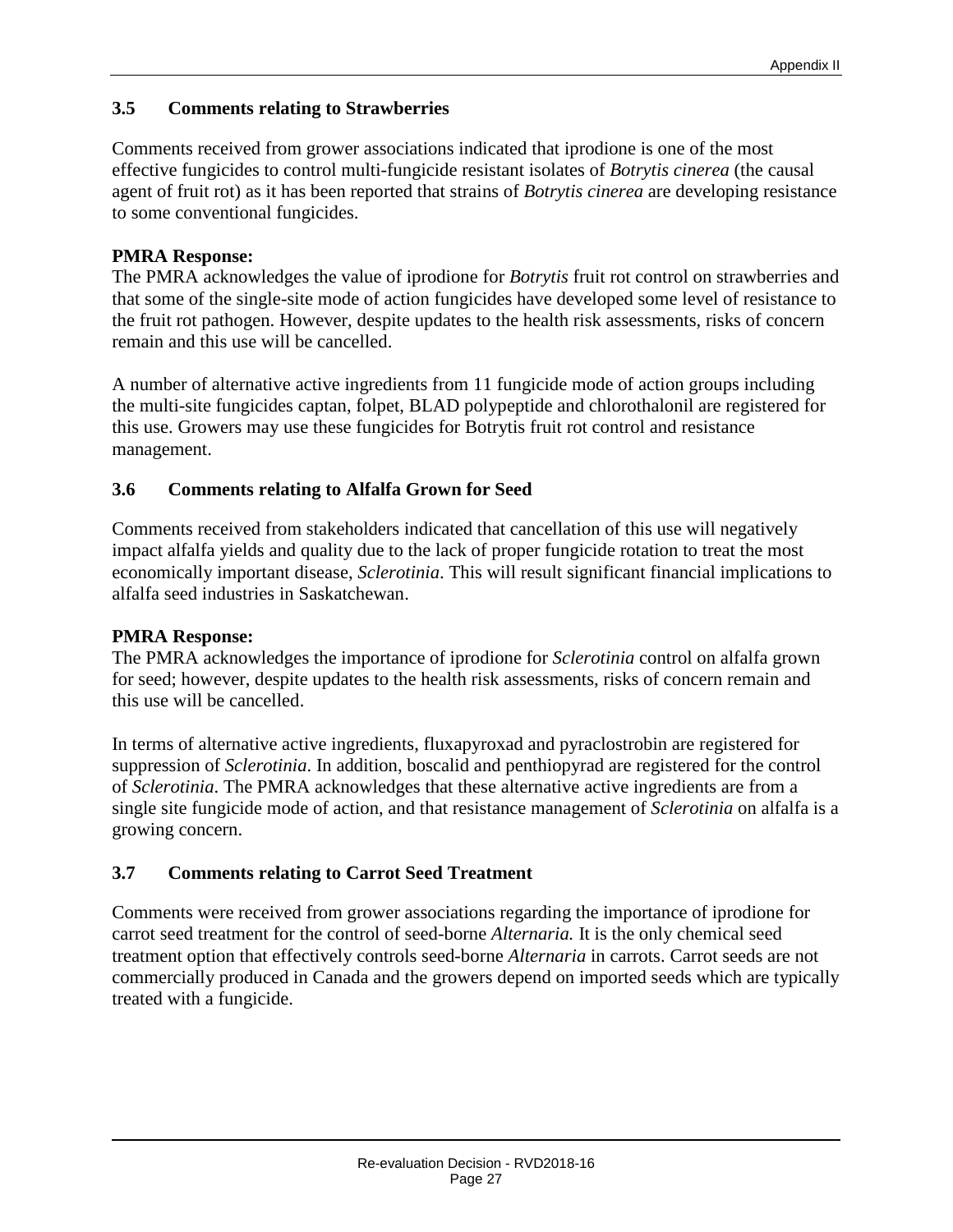### 3.5 Comments relating to Strawberries

Comments received from grower associations indicated that iprodione is one of the most effective fungicides to control multi-fungicide resistant isolates of *Botrytis cinerea* (the causal agent of fruit rot) as it has been reported that strains of *Botrytis cinerea* are developing resistance to some conventional fungicides.

**PMRA Response:**
The PMRA acknowledges the value of iprodione for *Botrytis* fruit rot control on strawberries and that some of the single-site mode of action fungicides have developed some level of resistance to the fruit rot pathogen. However, despite updates to the health risk assessments, risks of concern remain and this use will be cancelled.

A number of alternative active ingredients from 11 fungicide mode of action groups including the multi-site fungicides captan, folpet, BLAD polypeptide and chlorothalonil are registered for this use. Growers may use these fungicides for Botrytis fruit rot control and resistance management.

### 3.6 Comments relating to Alfalfa Grown for Seed

Comments received from stakeholders indicated that cancellation of this use will negatively impact alfalfa yields and quality due to the lack of proper fungicide rotation to treat the most economically important disease, *Sclerotinia*. This will result significant financial implications to alfalfa seed industries in Saskatchewan.

**PMRA Response:**
The PMRA acknowledges the importance of iprodione for *Sclerotinia* control on alfalfa grown for seed; however, despite updates to the health risk assessments, risks of concern remain and this use will be cancelled.

In terms of alternative active ingredients, fluxapyroxad and pyraclostrobin are registered for suppression of *Sclerotinia*. In addition, boscalid and penthiopyrad are registered for the control of *Sclerotinia*. The PMRA acknowledges that these alternative active ingredients are from a single site fungicide mode of action, and that resistance management of *Sclerotinia* on alfalfa is a growing concern.

### 3.7 Comments relating to Carrot Seed Treatment

Comments were received from grower associations regarding the importance of iprodione for carrot seed treatment for the control of seed-borne *Alternaria.* It is the only chemical seed treatment option that effectively controls seed-borne *Alternaria* in carrots. Carrot seeds are not commercially produced in Canada and the growers depend on imported seeds which are typically treated with a fungicide.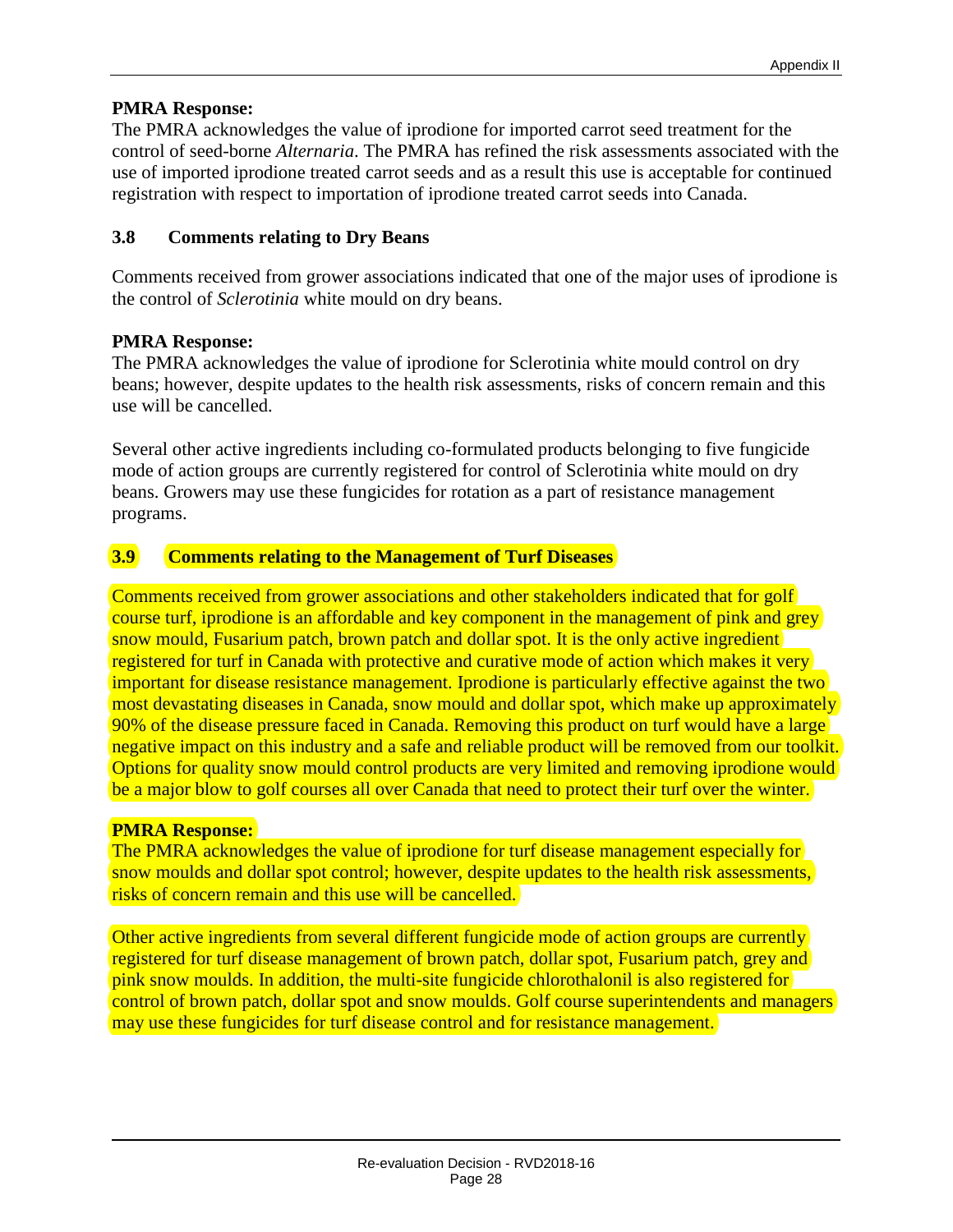**PMRA Response:**
The PMRA acknowledges the value of iprodione for imported carrot seed treatment for the control of seed-borne *Alternaria*. The PMRA has refined the risk assessments associated with the use of imported iprodione treated carrot seeds and as a result this use is acceptable for continued registration with respect to importation of iprodione treated carrot seeds into Canada.

### 3.8 Comments relating to Dry Beans

Comments received from grower associations indicated that one of the major uses of iprodione is the control of *Sclerotinia* white mould on dry beans.

**PMRA Response:**
The PMRA acknowledges the value of iprodione for Sclerotinia white mould control on dry beans; however, despite updates to the health risk assessments, risks of concern remain and this use will be cancelled.

Several other active ingredients including co-formulated products belonging to five fungicide mode of action groups are currently registered for control of Sclerotinia white mould on dry beans. Growers may use these fungicides for rotation as a part of resistance management programs.

### 3.9 Comments relating to the Management of Turf Diseases

Comments received from grower associations and other stakeholders indicated that for golf course turf, iprodione is an affordable and key component in the management of pink and grey snow mould, Fusarium patch, brown patch and dollar spot. It is the only active ingredient registered for turf in Canada with protective and curative mode of action which makes it very important for disease resistance management. Iprodione is particularly effective against the two most devastating diseases in Canada, snow mould and dollar spot, which make up approximately 90% of the disease pressure faced in Canada. Removing this product on turf would have a large negative impact on this industry and a safe and reliable product will be removed from our toolkit. Options for quality snow mould control products are very limited and removing iprodione would be a major blow to golf courses all over Canada that need to protect their turf over the winter.

**PMRA Response:**
The PMRA acknowledges the value of iprodione for turf disease management especially for snow moulds and dollar spot control; however, despite updates to the health risk assessments, risks of concern remain and this use will be cancelled.

Other active ingredients from several different fungicide mode of action groups are currently registered for turf disease management of brown patch, dollar spot, Fusarium patch, grey and pink snow moulds. In addition, the multi-site fungicide chlorothalonil is also registered for control of brown patch, dollar spot and snow moulds. Golf course superintendents and managers may use these fungicides for turf disease control and for resistance management.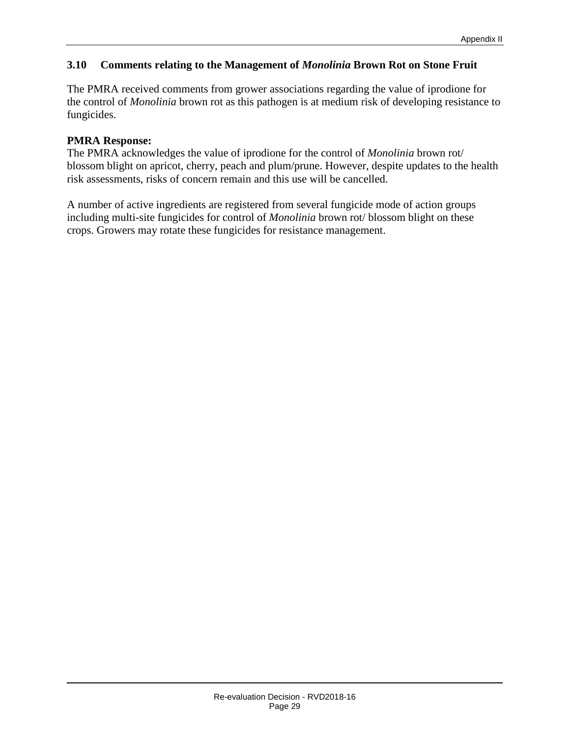### 3.10 Comments relating to the Management of *Monolinia* Brown Rot on Stone Fruit

The PMRA received comments from grower associations regarding the value of iprodione for the control of *Monolinia* brown rot as this pathogen is at medium risk of developing resistance to fungicides.

**PMRA Response:**
The PMRA acknowledges the value of iprodione for the control of *Monolinia* brown rot/ blossom blight on apricot, cherry, peach and plum/prune. However, despite updates to the health risk assessments, risks of concern remain and this use will be cancelled.

A number of active ingredients are registered from several fungicide mode of action groups including multi-site fungicides for control of *Monolinia* brown rot/ blossom blight on these crops. Growers may rotate these fungicides for resistance management.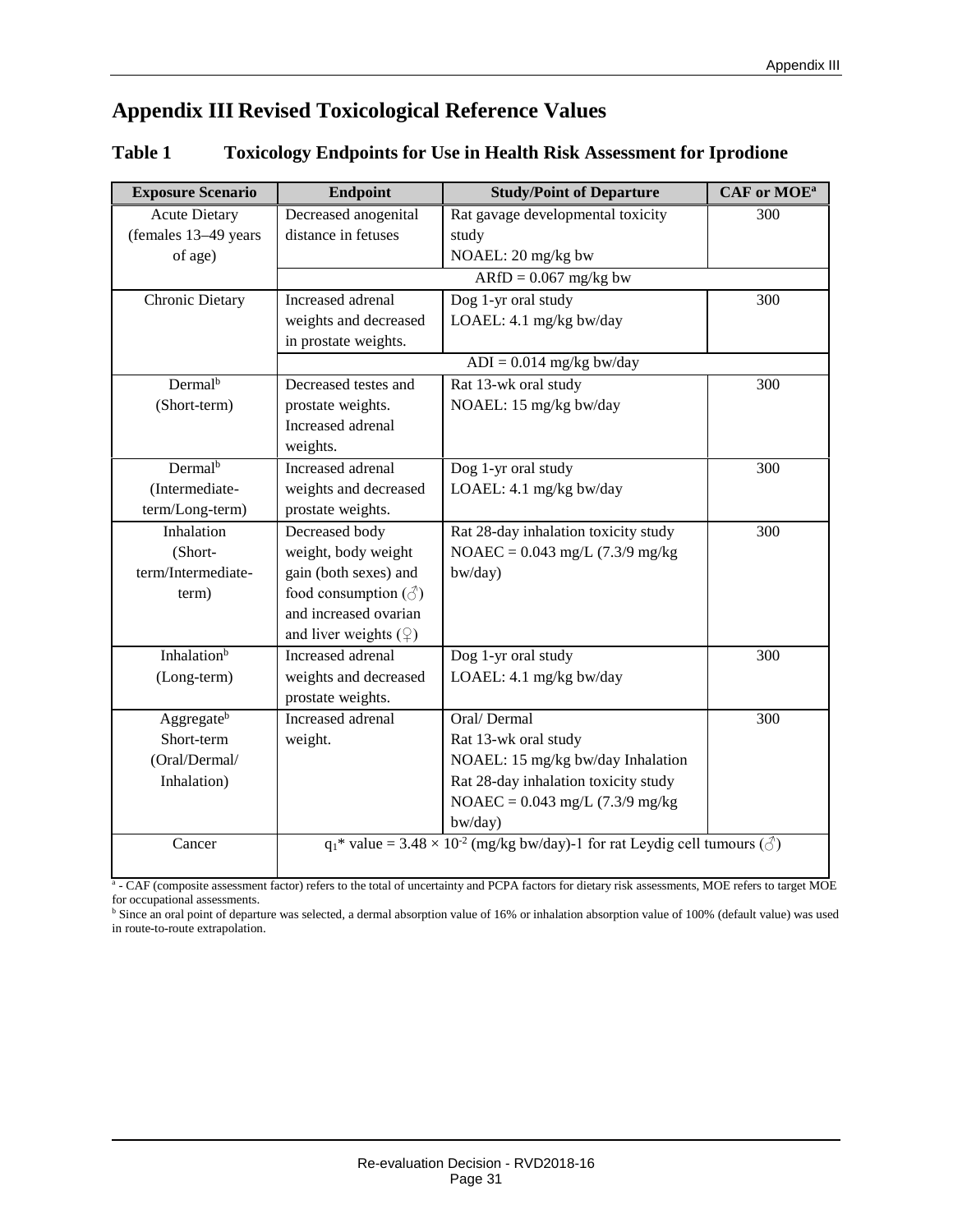# Appendix III Revised Toxicological Reference Values

## Table 1 Toxicology Endpoints for Use in Health Risk Assessment for Iprodione

| Exposure Scenario | Endpoint | Study/Point of Departure | CAF or MOE[a] |
|---|---|---|---|
| Acute Dietary (females 13–49 years of age) | Decreased anogenital distance in fetuses | Rat gavage developmental toxicity study NOAEL: 20 mg/kg bw | 300 |
| | ARfD = 0.067 mg/kg bw | | |
| Chronic Dietary | Increased adrenal weights and decreased in prostate weights. | Dog 1-yr oral study LOAEL: 4.1 mg/kg bw/day | 300 |
| | ADI = 0.014 mg/kg bw/day | | |
| Dermal[b] (Short-term) | Decreased testes and prostate weights. Increased adrenal weights. | Rat 13-wk oral study NOAEL: 15 mg/kg bw/day | 300 |
| Dermal[b] (Intermediate-term/Long-term) | Increased adrenal weights and decreased prostate weights. | Dog 1-yr oral study LOAEL: 4.1 mg/kg bw/day | 300 |
| Inhalation (Short-term/Intermediate-term) | Decreased body weight, body weight gain (both sexes) and food consumption (♂) and increased ovarian and liver weights (♀) | Rat 28-day inhalation toxicity study NOAEC = 0.043 mg/L (7.3/9 mg/kg bw/day) | 300 |
| Inhalation[b] (Long-term) | Increased adrenal weights and decreased prostate weights. | Dog 1-yr oral study LOAEL: 4.1 mg/kg bw/day | 300 |
| Aggregate[b] Short-term (Oral/Dermal/ Inhalation) | Increased adrenal weight. | Oral/ Dermal Rat 13-wk oral study NOAEL: 15 mg/kg bw/day Inhalation Rat 28-day inhalation toxicity study NOAEC = 0.043 mg/L (7.3/9 mg/kg bw/day) | 300 |
| Cancer | $q_1$* value = $3.48 \times 10^{-2}$ (mg/kg bw/day)-1 for rat Leydig cell tumours (♂) | | |

[a] - CAF (composite assessment factor) refers to the total of uncertainty and PCPA factors for dietary risk assessments, MOE refers to target MOE for occupational assessments.

[b] Since an oral point of departure was selected, a dermal absorption value of 16% or inhalation absorption value of 100% (default value) was used in route-to-route extrapolation.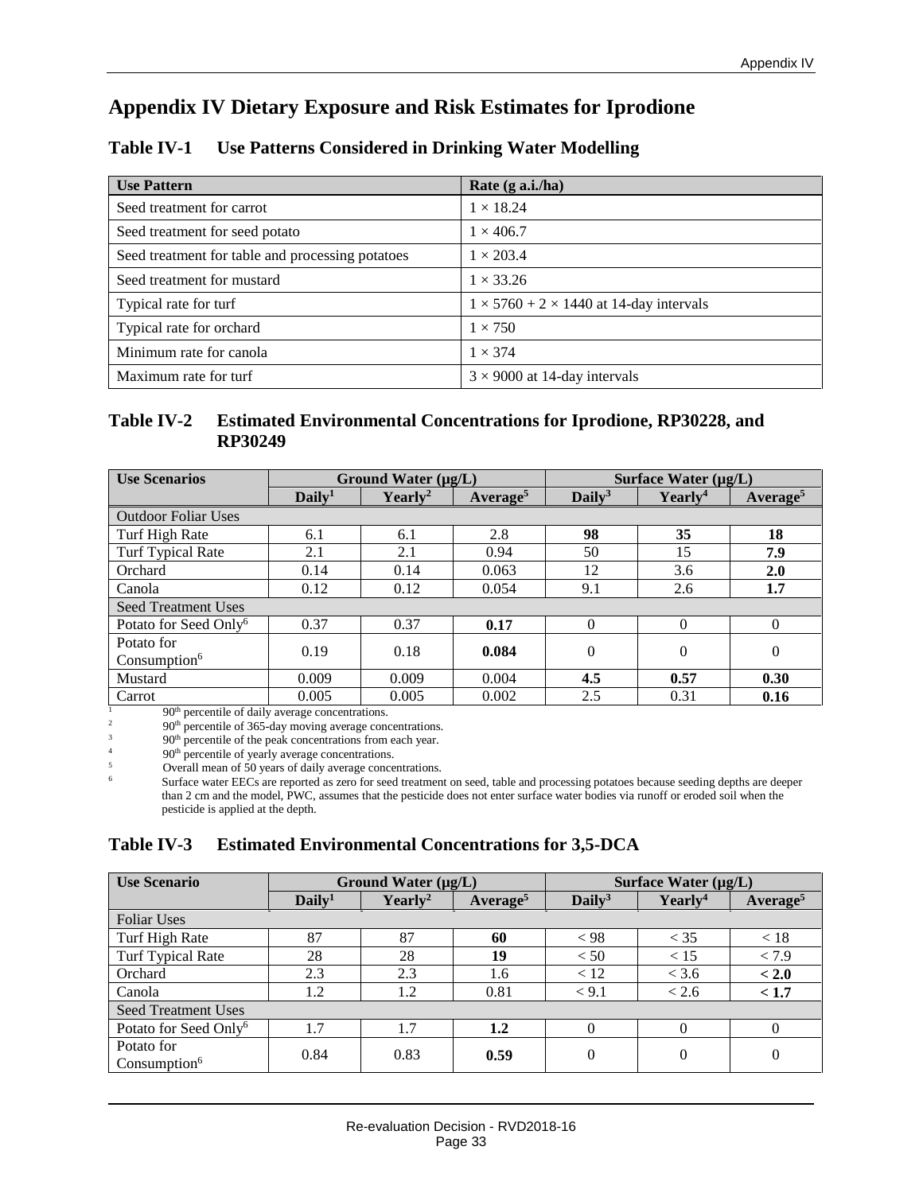# Appendix IV Dietary Exposure and Risk Estimates for Iprodione

## Table IV-1 Use Patterns Considered in Drinking Water Modelling

| Use Pattern | Rate (g a.i./ha) |
|---|---|
| Seed treatment for carrot | 1 × 18.24 |
| Seed treatment for seed potato | 1 × 406.7 |
| Seed treatment for table and processing potatoes | 1 × 203.4 |
| Seed treatment for mustard | 1 × 33.26 |
| Typical rate for turf | 1 × 5760 + 2 × 1440 at 14-day intervals |
| Typical rate for orchard | 1 × 750 |
| Minimum rate for canola | 1 × 374 |
| Maximum rate for turf | 3 × 9000 at 14-day intervals |

## Table IV-2 Estimated Environmental Concentrations for Iprodione, RP30228, and RP30249

| Use Scenarios | Ground Water (µg/L) | | | Surface Water (µg/L) | | |
|---|---|---|---|---|---|---|
| | Daily[1] | Yearly[2] | Average[5] | Daily[3] | Yearly[4] | Average[5] |
| Outdoor Foliar Uses | | | | | | |
| Turf High Rate | 6.1 | 6.1 | 2.8 | **98** | **35** | **18** |
| Turf Typical Rate | 2.1 | 2.1 | 0.94 | 50 | 15 | **7.9** |
| Orchard | 0.14 | 0.14 | 0.063 | 12 | 3.6 | **2.0** |
| Canola | 0.12 | 0.12 | 0.054 | 9.1 | 2.6 | **1.7** |
| Seed Treatment Uses | | | | | | |
| Potato for Seed Only[6] | 0.37 | 0.37 | **0.17** | 0 | 0 | 0 |
| Potato for Consumption[6] | 0.19 | 0.18 | **0.084** | 0 | 0 | 0 |
| Mustard | 0.009 | 0.009 | 0.004 | **4.5** | **0.57** | **0.30** |
| Carrot | 0.005 | 0.005 | 0.002 | 2.5 | 0.31 | **0.16** |

[1] 90th percentile of daily average concentrations.
[2] 90th percentile of 365-day moving average concentrations.
[3] 90th percentile of the peak concentrations from each year.
[4] 90th percentile of yearly average concentrations.
[5] Overall mean of 50 years of daily average concentrations.
[6] Surface water EECs are reported as zero for seed treatment on seed, table and processing potatoes because seeding depths are deeper than 2 cm and the model, PWC, assumes that the pesticide does not enter surface water bodies via runoff or eroded soil when the pesticide is applied at the depth.

## Table IV-3 Estimated Environmental Concentrations for 3,5-DCA

| Use Scenario | Ground Water (µg/L) | | | Surface Water (µg/L) | | |
|---|---|---|---|---|---|---|
| | Daily[1] | Yearly[2] | Average[5] | Daily[3] | Yearly[4] | Average[5] |
| Foliar Uses | | | | | | |
| Turf High Rate | 87 | 87 | **60** | < 98 | < 35 | < 18 |
| Turf Typical Rate | 28 | 28 | **19** | < 50 | < 15 | < 7.9 |
| Orchard | 2.3 | 2.3 | 1.6 | < 12 | < 3.6 | **< 2.0** |
| Canola | 1.2 | 1.2 | 0.81 | < 9.1 | < 2.6 | **< 1.7** |
| Seed Treatment Uses | | | | | | |
| Potato for Seed Only[6] | 1.7 | 1.7 | **1.2** | 0 | 0 | 0 |
| Potato for Consumption[6] | 0.84 | 0.83 | **0.59** | 0 | 0 | 0 |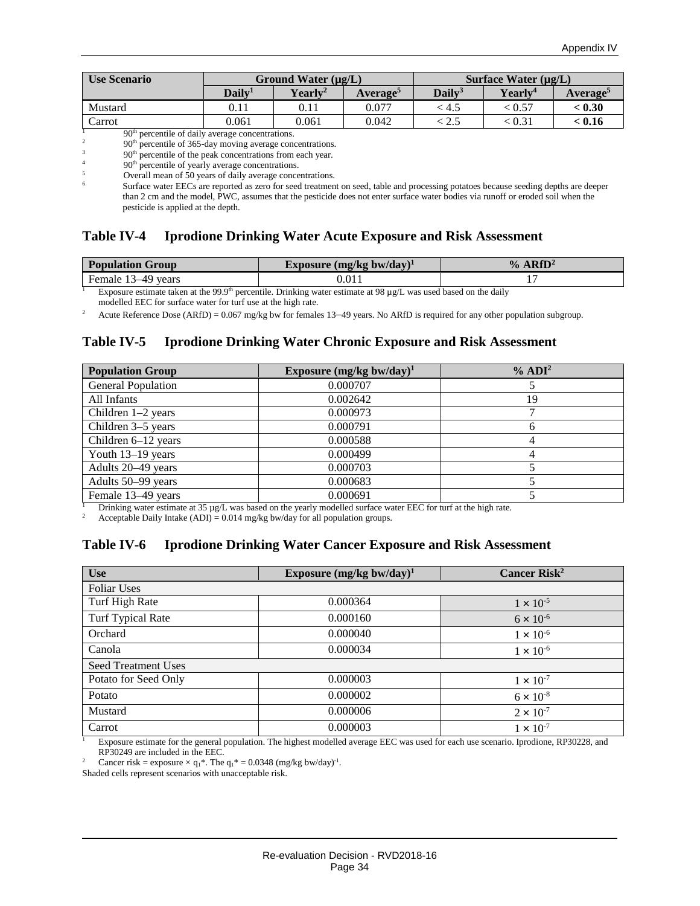| Use Scenario | Ground Water (µg/L) | | | Surface Water (µg/L) | | |
|---|---|---|---|---|---|---|
| | Daily[1] | Yearly[2] | Average[5] | Daily[3] | Yearly[4] | Average[5] |
| Mustard | 0.11 | 0.11 | 0.077 | < 4.5 | < 0.57 | **< 0.30** |
| Carrot | 0.061 | 0.061 | 0.042 | < 2.5 | < 0.31 | **< 0.16** |

[1] 90[th] percentile of daily average concentrations.
[2] 90[th] percentile of 365-day moving average concentrations.
[3] 90[th] percentile of the peak concentrations from each year.
[4] 90[th] percentile of yearly average concentrations.
[5] Overall mean of 50 years of daily average concentrations.
[6] Surface water EECs are reported as zero for seed treatment on seed, table and processing potatoes because seeding depths are deeper than 2 cm and the model, PWC, assumes that the pesticide does not enter surface water bodies via runoff or eroded soil when the pesticide is applied at the depth.

## Table IV-4 Iprodione Drinking Water Acute Exposure and Risk Assessment

| Population Group | Exposure (mg/kg bw/day)[1] | % ARfD[2] |
|---|---|---|
| Female 13–49 years | 0.011 | 17 |

[1] Exposure estimate taken at the 99.9[th] percentile. Drinking water estimate at 98 µg/L was used based on the daily modelled EEC for surface water for turf use at the high rate.

[2] Acute Reference Dose (ARfD) = 0.067 mg/kg bw for females 13–49 years. No ARfD is required for any other population subgroup.

## Table IV-5 Iprodione Drinking Water Chronic Exposure and Risk Assessment

| Population Group | Exposure (mg/kg bw/day)[1] | % ADI[2] |
|---|---|---|
| General Population | 0.000707 | 5 |
| All Infants | 0.002642 | 19 |
| Children 1–2 years | 0.000973 | 7 |
| Children 3–5 years | 0.000791 | 6 |
| Children 6–12 years | 0.000588 | 4 |
| Youth 13–19 years | 0.000499 | 4 |
| Adults 20–49 years | 0.000703 | 5 |
| Adults 50–99 years | 0.000683 | 5 |
| Female 13–49 years | 0.000691 | 5 |

[1] Drinking water estimate at 35 µg/L was based on the yearly modelled surface water EEC for turf at the high rate.
[2] Acceptable Daily Intake (ADI) = 0.014 mg/kg bw/day for all population groups.

## Table IV-6 Iprodione Drinking Water Cancer Exposure and Risk Assessment

| Use | Exposure (mg/kg bw/day)[1] | Cancer Risk[2] |
|---|---|---|
| Foliar Uses | | |
| Turf High Rate | 0.000364 | $1 \times 10^{-5}$ |
| Turf Typical Rate | 0.000160 | $6 \times 10^{-6}$ |
| Orchard | 0.000040 | $1 \times 10^{-6}$ |
| Canola | 0.000034 | $1 \times 10^{-6}$ |
| Seed Treatment Uses | | |
| Potato for Seed Only | 0.000003 | $1 \times 10^{-7}$ |
| Potato | 0.000002 | $6 \times 10^{-8}$ |
| Mustard | 0.000006 | $2 \times 10^{-7}$ |
| Carrot | 0.000003 | $1 \times 10^{-7}$ |

[1] Exposure estimate for the general population. The highest modelled average EEC was used for each use scenario. Iprodione, RP30228, and RP30249 are included in the EEC.
[2] Cancer risk = exposure × $q_1^*$. The $q_1^*$ = 0.0348 (mg/kg bw/day)$^{-1}$.
Shaded cells represent scenarios with unacceptable risk.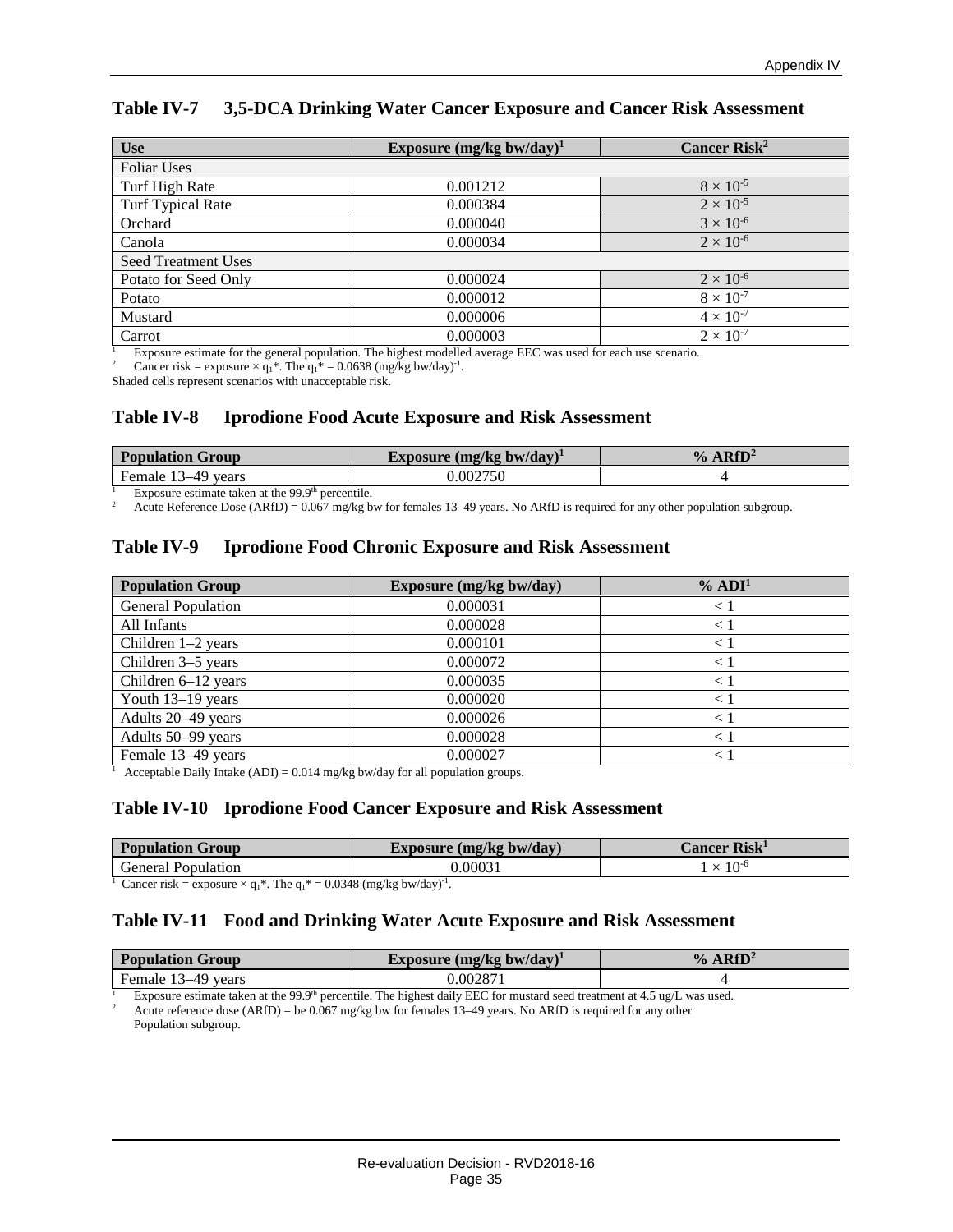## Table IV-7 3,5-DCA Drinking Water Cancer Exposure and Cancer Risk Assessment

| Use | Exposure (mg/kg bw/day)[1] | Cancer Risk[2] |
|---|---|---|
| Foliar Uses | | |
| Turf High Rate | 0.001212 | $8 \times 10^{-5}$ |
| Turf Typical Rate | 0.000384 | $2 \times 10^{-5}$ |
| Orchard | 0.000040 | $3 \times 10^{-6}$ |
| Canola | 0.000034 | $2 \times 10^{-6}$ |
| Seed Treatment Uses | | |
| Potato for Seed Only | 0.000024 | $2 \times 10^{-6}$ |
| Potato | 0.000012 | $8 \times 10^{-7}$ |
| Mustard | 0.000006 | $4 \times 10^{-7}$ |
| Carrot | 0.000003 | $2 \times 10^{-7}$ |

[1] Exposure estimate for the general population. The highest modelled average EEC was used for each use scenario.
[2] Cancer risk = exposure × $q_1$*. The $q_1$* = 0.0638 $(mg/kg\ bw/day)^{-1}$.
Shaded cells represent scenarios with unacceptable risk.

## Table IV-8 Iprodione Food Acute Exposure and Risk Assessment

| Population Group | Exposure (mg/kg bw/day)[1] | % ARfD[2] |
|---|---|---|
| Female 13–49 years | 0.002750 | 4 |

[1] Exposure estimate taken at the 99.9th percentile.
[2] Acute Reference Dose (ARfD) = 0.067 mg/kg bw for females 13–49 years. No ARfD is required for any other population subgroup.

## Table IV-9 Iprodione Food Chronic Exposure and Risk Assessment

| Population Group | Exposure (mg/kg bw/day) | % ADI[1] |
|---|---|---|
| General Population | 0.000031 | < 1 |
| All Infants | 0.000028 | < 1 |
| Children 1–2 years | 0.000101 | < 1 |
| Children 3–5 years | 0.000072 | < 1 |
| Children 6–12 years | 0.000035 | < 1 |
| Youth 13–19 years | 0.000020 | < 1 |
| Adults 20–49 years | 0.000026 | < 1 |
| Adults 50–99 years | 0.000028 | < 1 |
| Female 13–49 years | 0.000027 | < 1 |

[1] Acceptable Daily Intake (ADI) = 0.014 mg/kg bw/day for all population groups.

## Table IV-10 Iprodione Food Cancer Exposure and Risk Assessment

| Population Group | Exposure (mg/kg bw/day) | Cancer Risk[1] |
|---|---|---|
| General Population | 0.00031 | $1 \times 10^{-6}$ |

[1] Cancer risk = exposure × $q_1$*. The $q_1$* = 0.0348 $(mg/kg\ bw/day)^{-1}$.

## Table IV-11 Food and Drinking Water Acute Exposure and Risk Assessment

| Population Group | Exposure (mg/kg bw/day)[1] | % ARfD[2] |
|---|---|---|
| Female 13–49 years | 0.002871 | 4 |

[1] Exposure estimate taken at the 99.9th percentile. The highest daily EEC for mustard seed treatment at 4.5 ug/L was used.
[2] Acute reference dose (ARfD) = be 0.067 mg/kg bw for females 13–49 years. No ARfD is required for any other Population subgroup.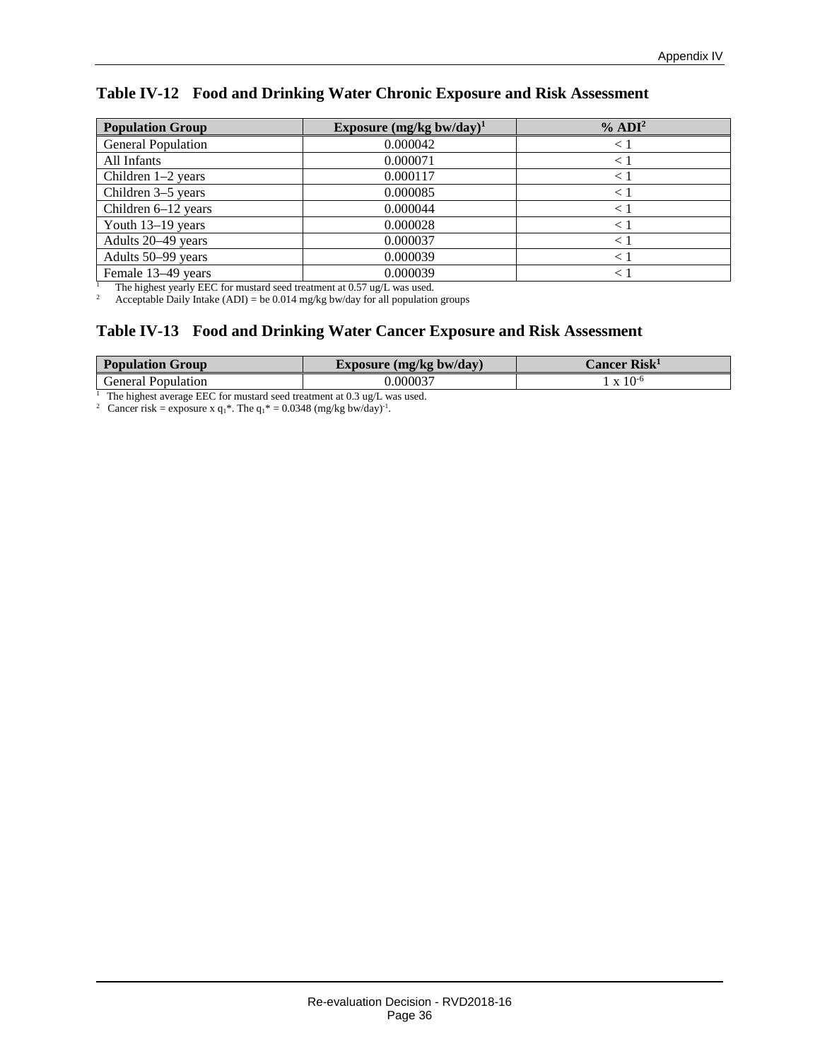## Table IV-12 Food and Drinking Water Chronic Exposure and Risk Assessment

| Population Group | Exposure (mg/kg bw/day)[1] | % ADI[2] |
|---|---|---|
| General Population | 0.000042 | < 1 |
| All Infants | 0.000071 | < 1 |
| Children 1–2 years | 0.000117 | < 1 |
| Children 3–5 years | 0.000085 | < 1 |
| Children 6–12 years | 0.000044 | < 1 |
| Youth 13–19 years | 0.000028 | < 1 |
| Adults 20–49 years | 0.000037 | < 1 |
| Adults 50–99 years | 0.000039 | < 1 |
| Female 13–49 years | 0.000039 | < 1 |

[1] The highest yearly EEC for mustard seed treatment at 0.57 ug/L was used.
[2] Acceptable Daily Intake (ADI) = be 0.014 mg/kg bw/day for all population groups

## Table IV-13 Food and Drinking Water Cancer Exposure and Risk Assessment

| Population Group | Exposure (mg/kg bw/day) | Cancer Risk[1] |
|---|---|---|
| General Population | 0.000037 | $1 \times 10^{-6}$ |

[1] The highest average EEC for mustard seed treatment at 0.3 ug/L was used.
[2] Cancer risk = exposure x $q_1$*. The $q_1$* = 0.0348 $(\text{mg/kg bw/day})^{-1}$.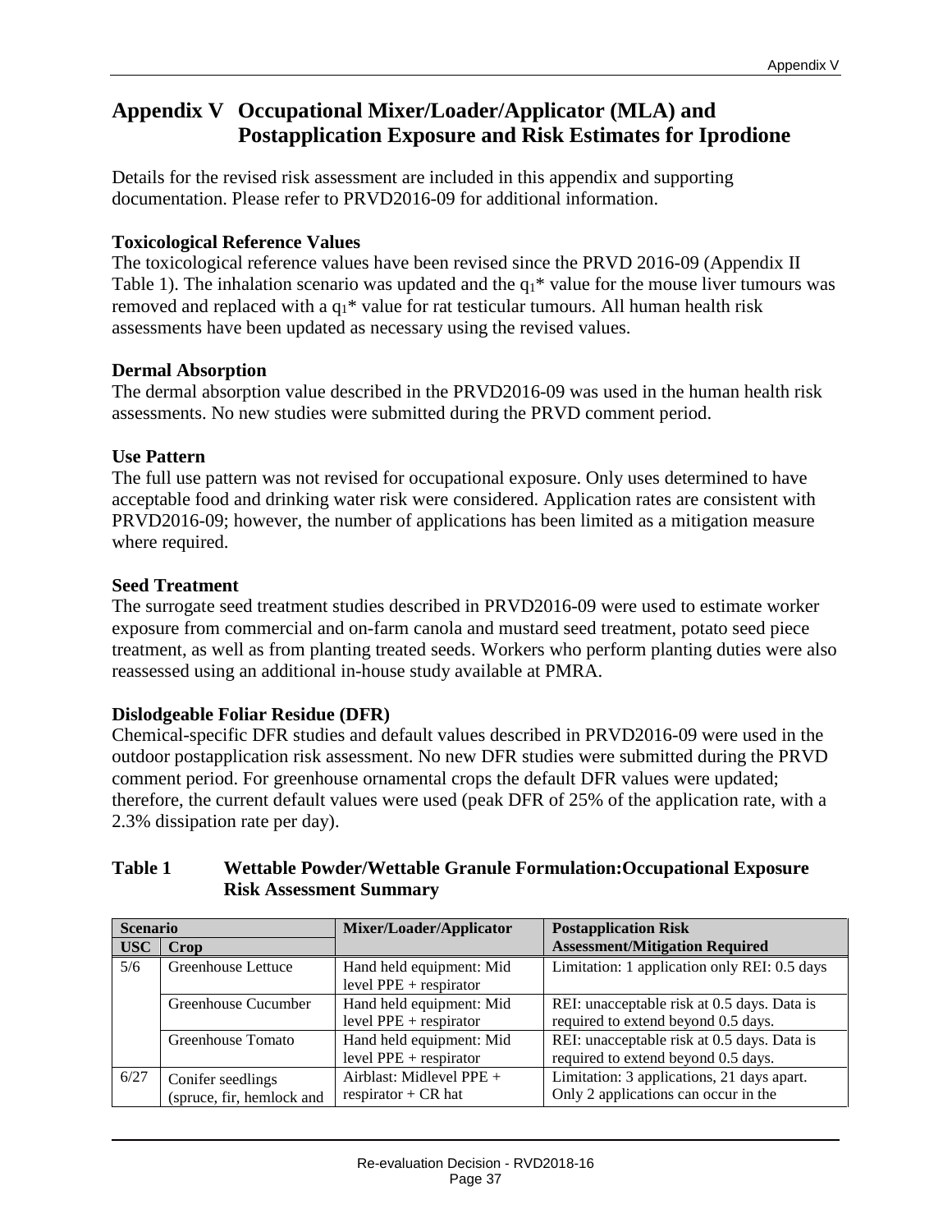# Appendix V Occupational Mixer/Loader/Applicator (MLA) and Postapplication Exposure and Risk Estimates for Iprodione

Details for the revised risk assessment are included in this appendix and supporting documentation. Please refer to PRVD2016-09 for additional information.

**Toxicological Reference Values**

The toxicological reference values have been revised since the PRVD 2016-09 (Appendix II Table 1). The inhalation scenario was updated and the $q_1$* value for the mouse liver tumours was removed and replaced with a $q_1$* value for rat testicular tumours. All human health risk assessments have been updated as necessary using the revised values.

**Dermal Absorption**

The dermal absorption value described in the PRVD2016-09 was used in the human health risk assessments. No new studies were submitted during the PRVD comment period.

**Use Pattern**

The full use pattern was not revised for occupational exposure. Only uses determined to have acceptable food and drinking water risk were considered. Application rates are consistent with PRVD2016-09; however, the number of applications has been limited as a mitigation measure where required.

**Seed Treatment**

The surrogate seed treatment studies described in PRVD2016-09 were used to estimate worker exposure from commercial and on-farm canola and mustard seed treatment, potato seed piece treatment, as well as from planting treated seeds. Workers who perform planting duties were also reassessed using an additional in-house study available at PMRA.

**Dislodgeable Foliar Residue (DFR)**

Chemical-specific DFR studies and default values described in PRVD2016-09 were used in the outdoor postapplication risk assessment. No new DFR studies were submitted during the PRVD comment period. For greenhouse ornamental crops the default DFR values were updated; therefore, the current default values were used (peak DFR of 25% of the application rate, with a 2.3% dissipation rate per day).

**Table 1 Wettable Powder/Wettable Granule Formulation:Occupational Exposure Risk Assessment Summary**

| Scenario | | Mixer/Loader/Applicator | Postapplication Risk Assessment/Mitigation Required |
|---|---|---|---|
| USC | Crop | | |
| 5/6 | Greenhouse Lettuce | Hand held equipment: Mid level PPE + respirator | Limitation: 1 application only REI: 0.5 days |
| | Greenhouse Cucumber | Hand held equipment: Mid level PPE + respirator | REI: unacceptable risk at 0.5 days. Data is required to extend beyond 0.5 days. |
| | Greenhouse Tomato | Hand held equipment: Mid level PPE + respirator | REI: unacceptable risk at 0.5 days. Data is required to extend beyond 0.5 days. |
| 6/27 | Conifer seedlings (spruce, fir, hemlock and | Airblast: Midlevel PPE + respirator + CR hat | Limitation: 3 applications, 21 days apart. Only 2 applications can occur in the |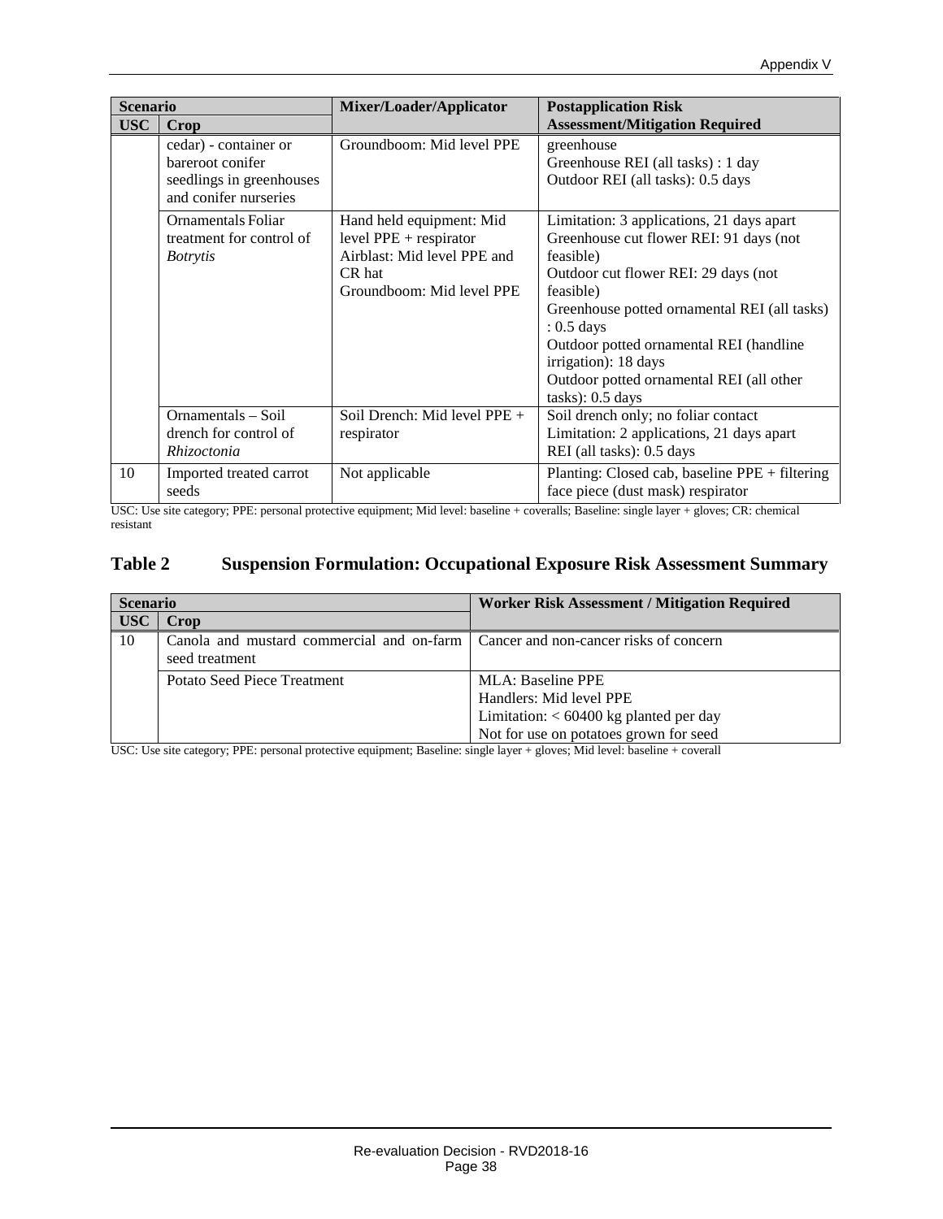| Scenario | | Mixer/Loader/Applicator | Postapplication Risk Assessment/Mitigation Required |
|---|---|---|---|
| USC | Crop | | |
| | cedar) - container or bareroot conifer seedlings in greenhouses and conifer nurseries | Groundboom: Mid level PPE | greenhouse<br>Greenhouse REI (all tasks) : 1 day<br>Outdoor REI (all tasks): 0.5 days |
| | Ornamentals Foliar treatment for control of *Botrytis* | Hand held equipment: Mid level PPE + respirator<br>Airblast: Mid level PPE and CR hat<br>Groundboom: Mid level PPE | Limitation: 3 applications, 21 days apart<br>Greenhouse cut flower REI: 91 days (not feasible)<br>Outdoor cut flower REI: 29 days (not feasible)<br>Greenhouse potted ornamental REI (all tasks) : 0.5 days<br>Outdoor potted ornamental REI (handline irrigation): 18 days<br>Outdoor potted ornamental REI (all other tasks): 0.5 days |
| | Ornamentals – Soil drench for control of *Rhizoctonia* | Soil Drench: Mid level PPE + respirator | Soil drench only; no foliar contact<br>Limitation: 2 applications, 21 days apart<br>REI (all tasks): 0.5 days |
| 10 | Imported treated carrot seeds | Not applicable | Planting: Closed cab, baseline PPE + filtering face piece (dust mask) respirator |

USC: Use site category; PPE: personal protective equipment; Mid level: baseline + coveralls; Baseline: single layer + gloves; CR: chemical resistant

## Table 2 Suspension Formulation: Occupational Exposure Risk Assessment Summary

| Scenario | | Worker Risk Assessment / Mitigation Required |
|---|---|---|
| USC | Crop | |
| 10 | Canola and mustard commercial and on-farm seed treatment | Cancer and non-cancer risks of concern |
| | Potato Seed Piece Treatment | MLA: Baseline PPE<br>Handlers: Mid level PPE<br>Limitation: < 60400 kg planted per day<br>Not for use on potatoes grown for seed |

USC: Use site category; PPE: personal protective equipment; Baseline: single layer + gloves; Mid level: baseline + coverall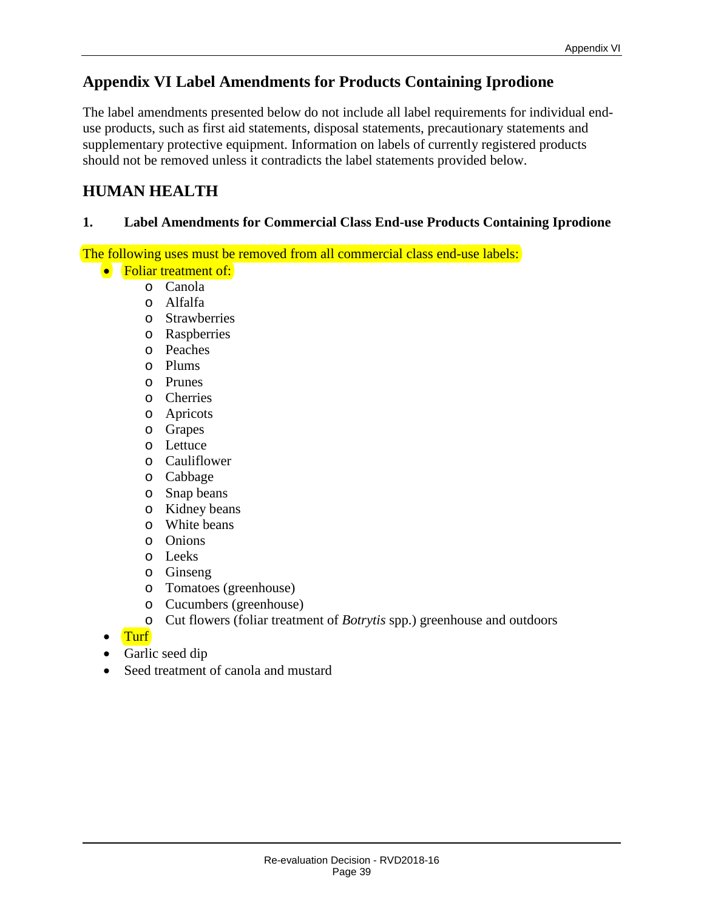# Appendix VI Label Amendments for Products Containing Iprodione

The label amendments presented below do not include all label requirements for individual end-use products, such as first aid statements, disposal statements, precautionary statements and supplementary protective equipment. Information on labels of currently registered products should not be removed unless it contradicts the label statements provided below.

## HUMAN HEALTH

### 1. Label Amendments for Commercial Class End-use Products Containing Iprodione

The following uses must be removed from all commercial class end-use labels:

- Foliar treatment of:
  - Canola
  - Alfalfa
  - Strawberries
  - Raspberries
  - Peaches
  - Plums
  - Prunes
  - Cherries
  - Apricots
  - Grapes
  - Lettuce
  - Cauliflower
  - Cabbage
  - Snap beans
  - Kidney beans
  - White beans
  - Onions
  - Leeks
  - Ginseng
  - Tomatoes (greenhouse)
  - Cucumbers (greenhouse)
  - Cut flowers (foliar treatment of *Botrytis* spp.) greenhouse and outdoors
- Turf
- Garlic seed dip
- Seed treatment of canola and mustard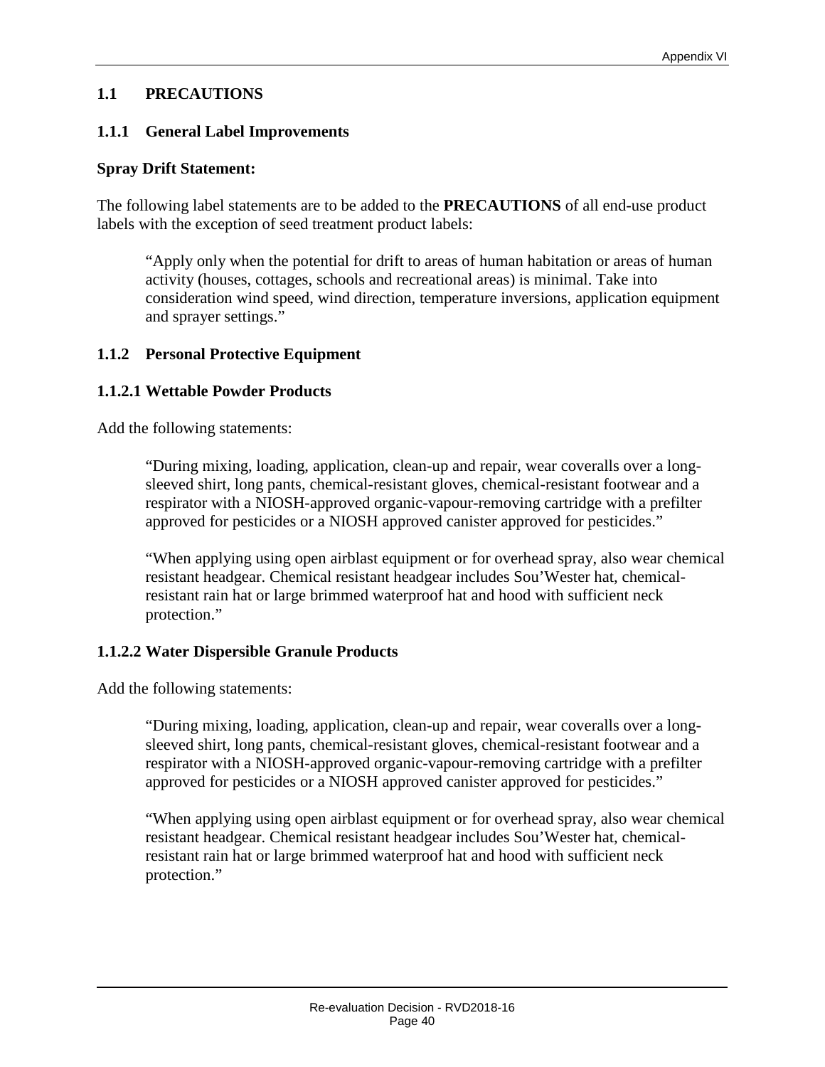## 1.1 PRECAUTIONS

### 1.1.1 General Label Improvements

**Spray Drift Statement:**

The following label statements are to be added to the **PRECAUTIONS** of all end-use product labels with the exception of seed treatment product labels:

> "Apply only when the potential for drift to areas of human habitation or areas of human activity (houses, cottages, schools and recreational areas) is minimal. Take into consideration wind speed, wind direction, temperature inversions, application equipment and sprayer settings."

### 1.1.2 Personal Protective Equipment

#### 1.1.2.1 Wettable Powder Products

Add the following statements:

> "During mixing, loading, application, clean-up and repair, wear coveralls over a long-sleeved shirt, long pants, chemical-resistant gloves, chemical-resistant footwear and a respirator with a NIOSH-approved organic-vapour-removing cartridge with a prefilter approved for pesticides or a NIOSH approved canister approved for pesticides."
>
> "When applying using open airblast equipment or for overhead spray, also wear chemical resistant headgear. Chemical resistant headgear includes Sou'Wester hat, chemical-resistant rain hat or large brimmed waterproof hat and hood with sufficient neck protection."

#### 1.1.2.2 Water Dispersible Granule Products

Add the following statements:

> "During mixing, loading, application, clean-up and repair, wear coveralls over a long-sleeved shirt, long pants, chemical-resistant gloves, chemical-resistant footwear and a respirator with a NIOSH-approved organic-vapour-removing cartridge with a prefilter approved for pesticides or a NIOSH approved canister approved for pesticides."
>
> "When applying using open airblast equipment or for overhead spray, also wear chemical resistant headgear. Chemical resistant headgear includes Sou'Wester hat, chemical-resistant rain hat or large brimmed waterproof hat and hood with sufficient neck protection."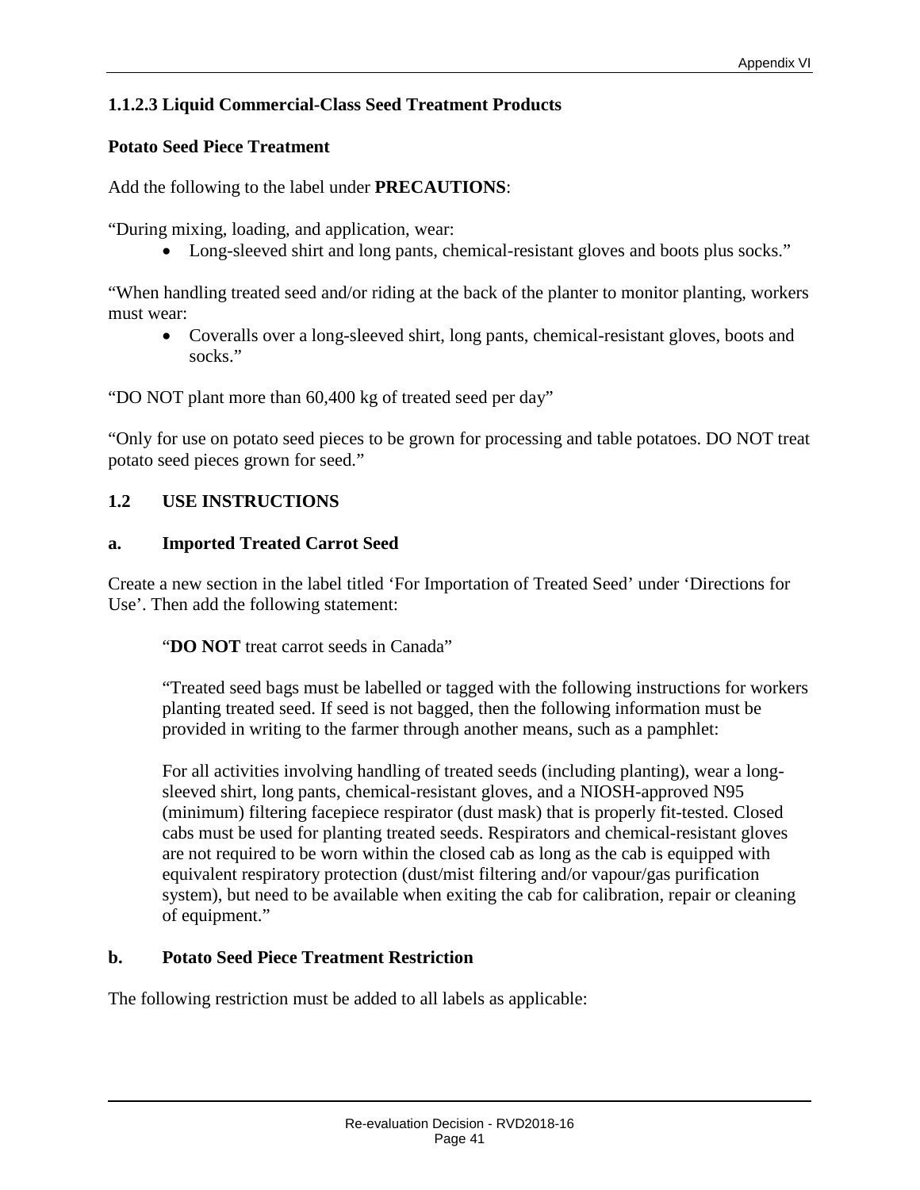### 1.1.2.3 Liquid Commercial-Class Seed Treatment Products

**Potato Seed Piece Treatment**

Add the following to the label under **PRECAUTIONS**:

"During mixing, loading, and application, wear:

- Long-sleeved shirt and long pants, chemical-resistant gloves and boots plus socks."

"When handling treated seed and/or riding at the back of the planter to monitor planting, workers must wear:

- Coveralls over a long-sleeved shirt, long pants, chemical-resistant gloves, boots and socks."

"DO NOT plant more than 60,400 kg of treated seed per day"

"Only for use on potato seed pieces to be grown for processing and table potatoes. DO NOT treat potato seed pieces grown for seed."

## 1.2 USE INSTRUCTIONS

### a. Imported Treated Carrot Seed

Create a new section in the label titled 'For Importation of Treated Seed' under 'Directions for Use'. Then add the following statement:

> "**DO NOT** treat carrot seeds in Canada"
>
> "Treated seed bags must be labelled or tagged with the following instructions for workers planting treated seed. If seed is not bagged, then the following information must be provided in writing to the farmer through another means, such as a pamphlet:
>
> For all activities involving handling of treated seeds (including planting), wear a long-sleeved shirt, long pants, chemical-resistant gloves, and a NIOSH-approved N95 (minimum) filtering facepiece respirator (dust mask) that is properly fit-tested. Closed cabs must be used for planting treated seeds. Respirators and chemical-resistant gloves are not required to be worn within the closed cab as long as the cab is equipped with equivalent respiratory protection (dust/mist filtering and/or vapour/gas purification system), but need to be available when exiting the cab for calibration, repair or cleaning of equipment."

### b. Potato Seed Piece Treatment Restriction

The following restriction must be added to all labels as applicable: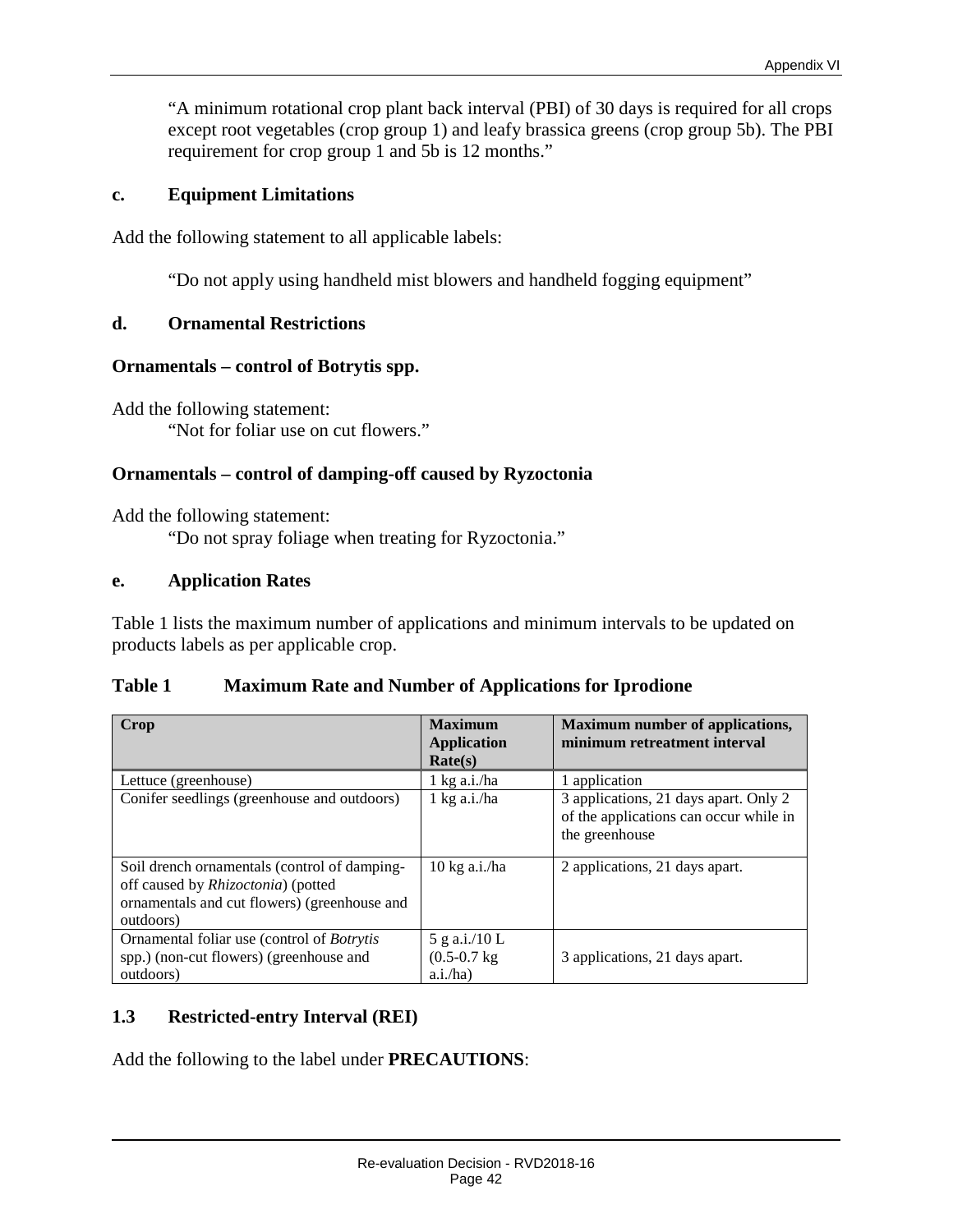"A minimum rotational crop plant back interval (PBI) of 30 days is required for all crops except root vegetables (crop group 1) and leafy brassica greens (crop group 5b). The PBI requirement for crop group 1 and 5b is 12 months."

### c. Equipment Limitations

Add the following statement to all applicable labels:

"Do not apply using handheld mist blowers and handheld fogging equipment"

### d. Ornamental Restrictions

**Ornamentals – control of Botrytis spp.**

Add the following statement:

"Not for foliar use on cut flowers."

**Ornamentals – control of damping-off caused by Ryzoctonia**

Add the following statement:

"Do not spray foliage when treating for Ryzoctonia."

### e. Application Rates

Table 1 lists the maximum number of applications and minimum intervals to be updated on products labels as per applicable crop.

**Table 1 Maximum Rate and Number of Applications for Iprodione**

| Crop | Maximum Application Rate(s) | Maximum number of applications, minimum retreatment interval |
|---|---|---|
| Lettuce (greenhouse) | 1 kg a.i./ha | 1 application |
| Conifer seedlings (greenhouse and outdoors) | 1 kg a.i./ha | 3 applications, 21 days apart. Only 2 of the applications can occur while in the greenhouse |
| Soil drench ornamentals (control of damping-off caused by *Rhizoctonia*) (potted ornamentals and cut flowers) (greenhouse and outdoors) | 10 kg a.i./ha | 2 applications, 21 days apart. |
| Ornamental foliar use (control of *Botrytis* spp.) (non-cut flowers) (greenhouse and outdoors) | 5 g a.i./10 L (0.5-0.7 kg a.i./ha) | 3 applications, 21 days apart. |

## 1.3 Restricted-entry Interval (REI)

Add the following to the label under **PRECAUTIONS**: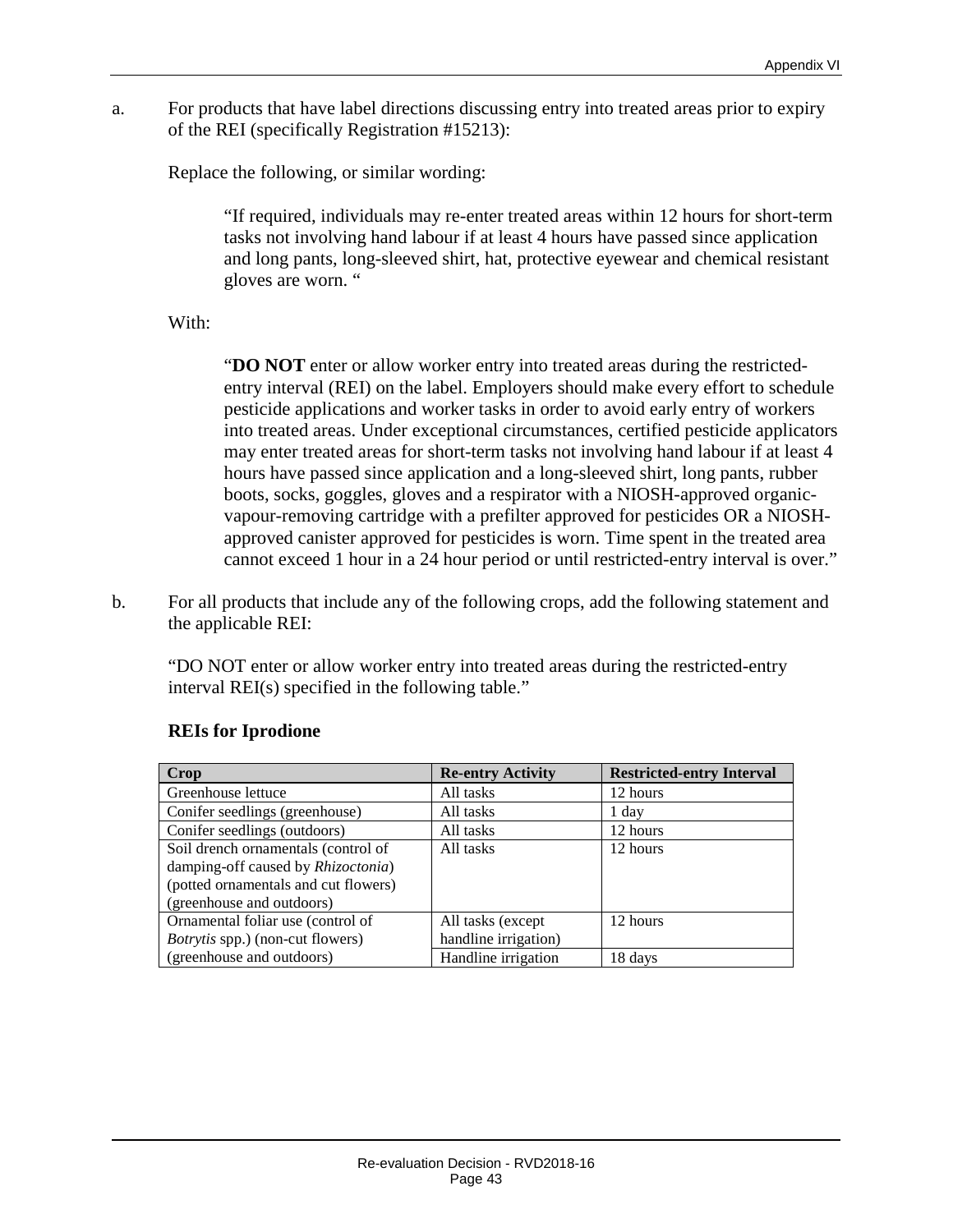a. For products that have label directions discussing entry into treated areas prior to expiry of the REI (specifically Registration #15213):

Replace the following, or similar wording:

> "If required, individuals may re-enter treated areas within 12 hours for short-term tasks not involving hand labour if at least 4 hours have passed since application and long pants, long-sleeved shirt, hat, protective eyewear and chemical resistant gloves are worn. "

With:

> "**DO NOT** enter or allow worker entry into treated areas during the restricted-entry interval (REI) on the label. Employers should make every effort to schedule pesticide applications and worker tasks in order to avoid early entry of workers into treated areas. Under exceptional circumstances, certified pesticide applicators may enter treated areas for short-term tasks not involving hand labour if at least 4 hours have passed since application and a long-sleeved shirt, long pants, rubber boots, socks, goggles, gloves and a respirator with a NIOSH-approved organic-vapour-removing cartridge with a prefilter approved for pesticides OR a NIOSH-approved canister approved for pesticides is worn. Time spent in the treated area cannot exceed 1 hour in a 24 hour period or until restricted-entry interval is over."

b. For all products that include any of the following crops, add the following statement and the applicable REI:

"DO NOT enter or allow worker entry into treated areas during the restricted-entry interval REI(s) specified in the following table."

**REIs for Iprodione**

| Crop | Re-entry Activity | Restricted-entry Interval |
|---|---|---|
| Greenhouse lettuce | All tasks | 12 hours |
| Conifer seedlings (greenhouse) | All tasks | 1 day |
| Conifer seedlings (outdoors) | All tasks | 12 hours |
| Soil drench ornamentals (control of damping-off caused by *Rhizoctonia*) (potted ornamentals and cut flowers) (greenhouse and outdoors) | All tasks | 12 hours |
| Ornamental foliar use (control of *Botrytis* spp.) (non-cut flowers) (greenhouse and outdoors) | All tasks (except handline irrigation) | 12 hours |
| | Handline irrigation | 18 days |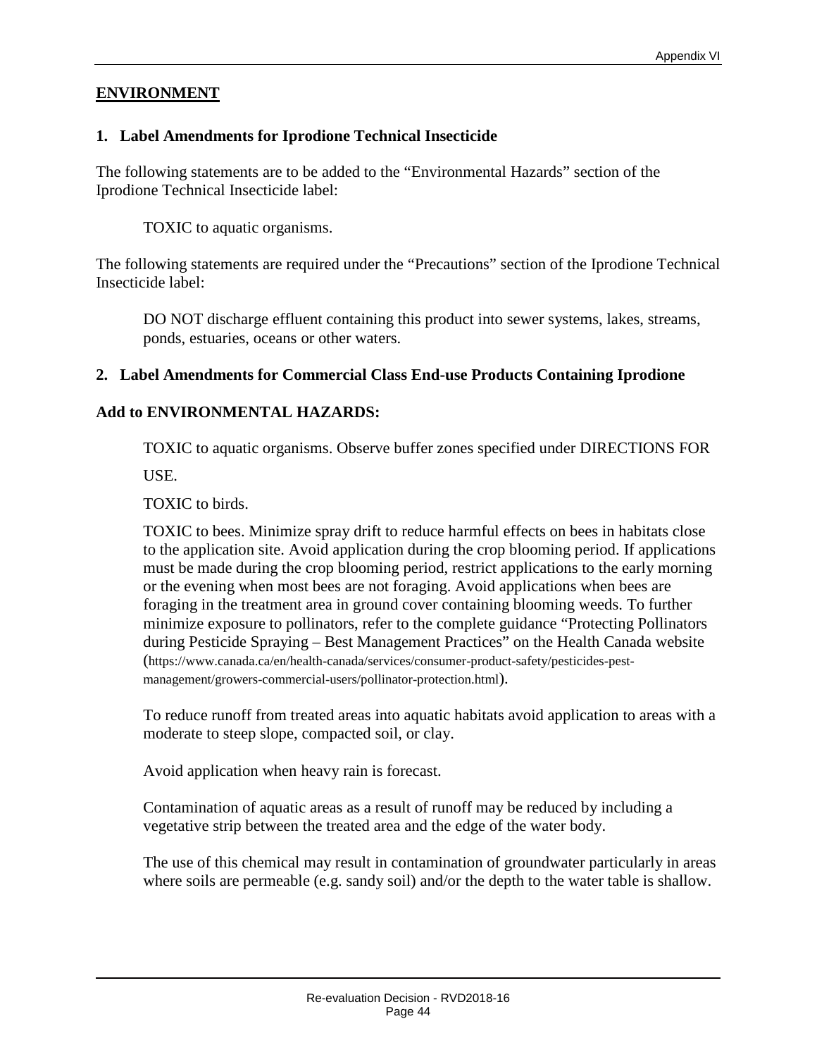## ENVIRONMENT

### 1. Label Amendments for Iprodione Technical Insecticide

The following statements are to be added to the "Environmental Hazards" section of the Iprodione Technical Insecticide label:

> TOXIC to aquatic organisms.

The following statements are required under the "Precautions" section of the Iprodione Technical Insecticide label:

> DO NOT discharge effluent containing this product into sewer systems, lakes, streams, ponds, estuaries, oceans or other waters.

### 2. Label Amendments for Commercial Class End-use Products Containing Iprodione

**Add to ENVIRONMENTAL HAZARDS:**

> TOXIC to aquatic organisms. Observe buffer zones specified under DIRECTIONS FOR USE.
>
> TOXIC to birds.
>
> TOXIC to bees. Minimize spray drift to reduce harmful effects on bees in habitats close to the application site. Avoid application during the crop blooming period. If applications must be made during the crop blooming period, restrict applications to the early morning or the evening when most bees are not foraging. Avoid applications when bees are foraging in the treatment area in ground cover containing blooming weeds. To further minimize exposure to pollinators, refer to the complete guidance "Protecting Pollinators during Pesticide Spraying – Best Management Practices" on the Health Canada website (https://www.canada.ca/en/health-canada/services/consumer-product-safety/pesticides-pest-management/growers-commercial-users/pollinator-protection.html).
>
> To reduce runoff from treated areas into aquatic habitats avoid application to areas with a moderate to steep slope, compacted soil, or clay.
>
> Avoid application when heavy rain is forecast.
>
> Contamination of aquatic areas as a result of runoff may be reduced by including a vegetative strip between the treated area and the edge of the water body.
>
> The use of this chemical may result in contamination of groundwater particularly in areas where soils are permeable (e.g. sandy soil) and/or the depth to the water table is shallow.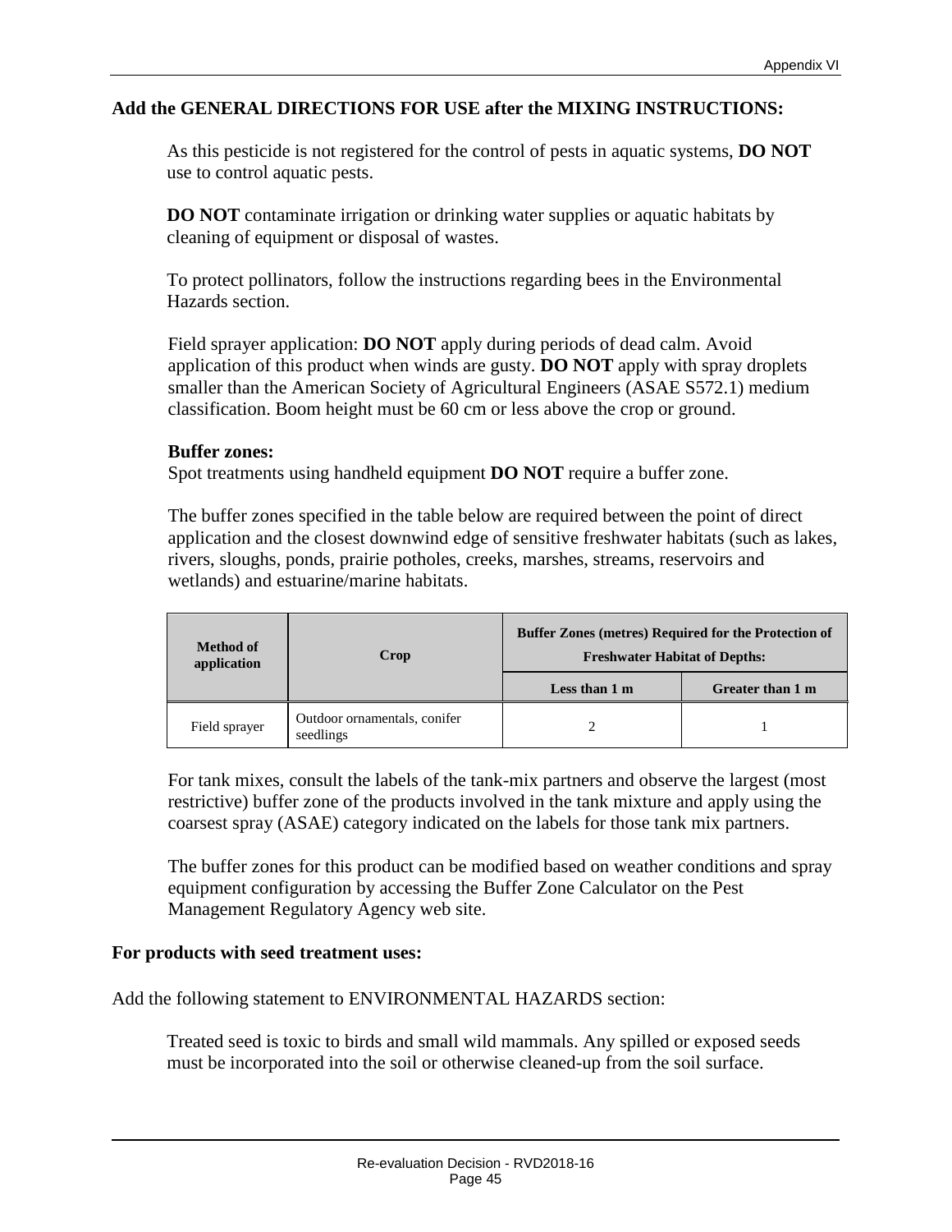**Add the GENERAL DIRECTIONS FOR USE after the MIXING INSTRUCTIONS:**

As this pesticide is not registered for the control of pests in aquatic systems, **DO NOT** use to control aquatic pests.

**DO NOT** contaminate irrigation or drinking water supplies or aquatic habitats by cleaning of equipment or disposal of wastes.

To protect pollinators, follow the instructions regarding bees in the Environmental Hazards section.

Field sprayer application: **DO NOT** apply during periods of dead calm. Avoid application of this product when winds are gusty. **DO NOT** apply with spray droplets smaller than the American Society of Agricultural Engineers (ASAE S572.1) medium classification. Boom height must be 60 cm or less above the crop or ground.

**Buffer zones:**
Spot treatments using handheld equipment **DO NOT** require a buffer zone.

The buffer zones specified in the table below are required between the point of direct application and the closest downwind edge of sensitive freshwater habitats (such as lakes, rivers, sloughs, ponds, prairie potholes, creeks, marshes, streams, reservoirs and wetlands) and estuarine/marine habitats.

| Method of application | Crop | Buffer Zones (metres) Required for the Protection of Freshwater Habitat of Depths: | |
|---|---|---|---|
| | | Less than 1 m | Greater than 1 m |
| Field sprayer | Outdoor ornamentals, conifer seedlings | 2 | 1 |

For tank mixes, consult the labels of the tank-mix partners and observe the largest (most restrictive) buffer zone of the products involved in the tank mixture and apply using the coarsest spray (ASAE) category indicated on the labels for those tank mix partners.

The buffer zones for this product can be modified based on weather conditions and spray equipment configuration by accessing the Buffer Zone Calculator on the Pest Management Regulatory Agency web site.

**For products with seed treatment uses:**

Add the following statement to ENVIRONMENTAL HAZARDS section:

Treated seed is toxic to birds and small wild mammals. Any spilled or exposed seeds must be incorporated into the soil or otherwise cleaned-up from the soil surface.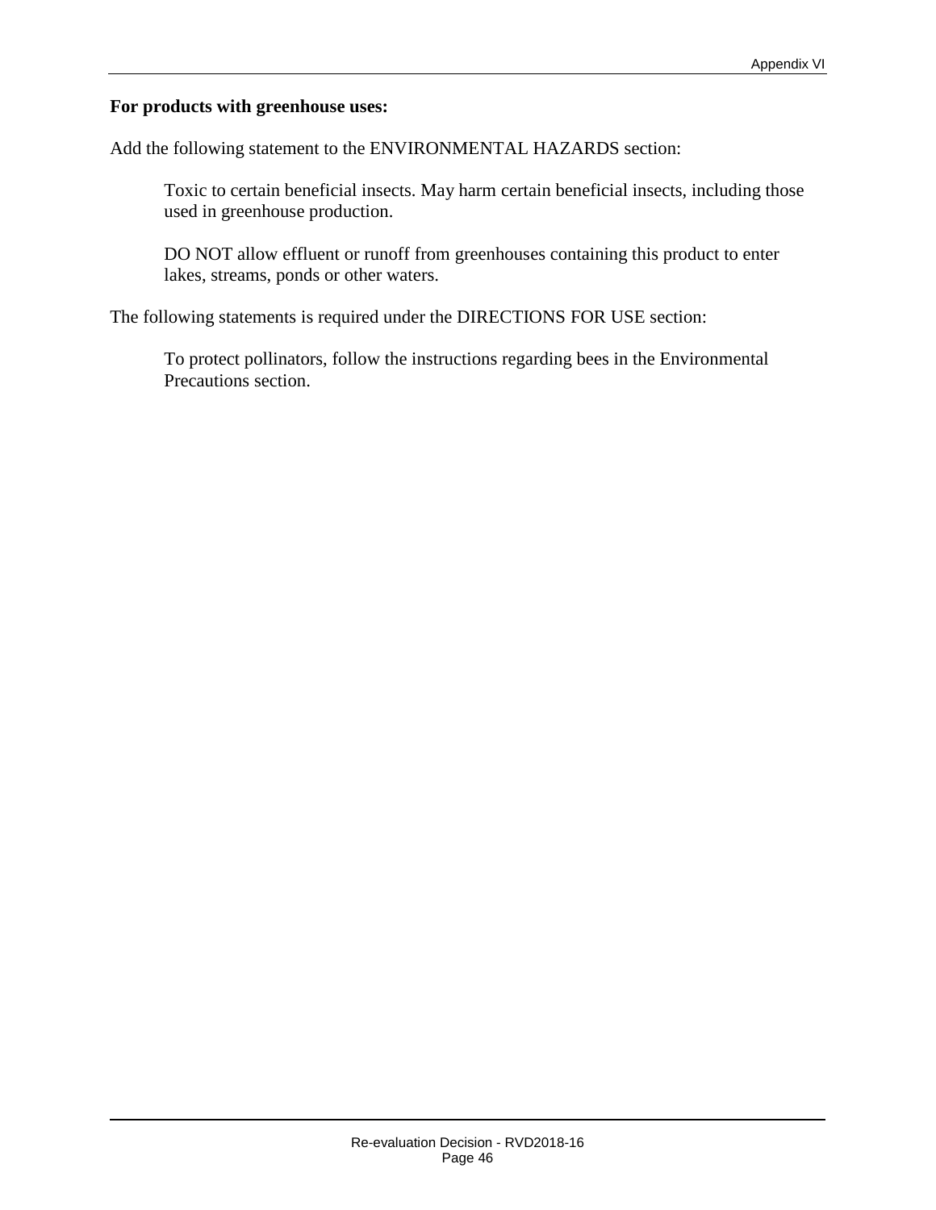**For products with greenhouse uses:**

Add the following statement to the ENVIRONMENTAL HAZARDS section:

> Toxic to certain beneficial insects. May harm certain beneficial insects, including those used in greenhouse production.
>
> DO NOT allow effluent or runoff from greenhouses containing this product to enter lakes, streams, ponds or other waters.

The following statements is required under the DIRECTIONS FOR USE section:

> To protect pollinators, follow the instructions regarding bees in the Environmental Precautions section.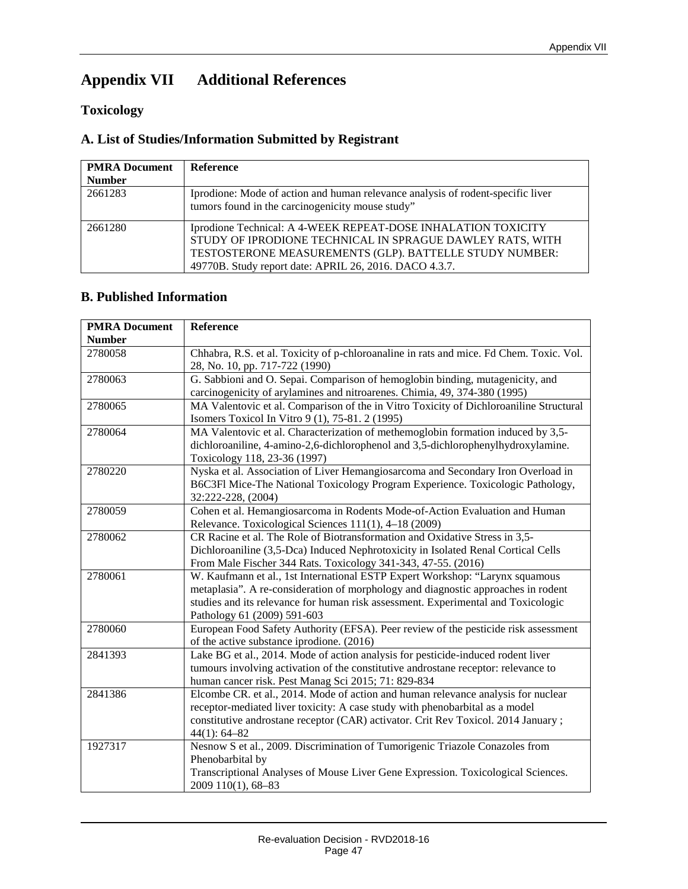# Appendix VII Additional References

## Toxicology

### A. List of Studies/Information Submitted by Registrant

| PMRA Document Number | Reference |
|---|---|
| 2661283 | Iprodione: Mode of action and human relevance analysis of rodent-specific liver tumors found in the carcinogenicity mouse study" |
| 2661280 | Iprodione Technical: A 4-WEEK REPEAT-DOSE INHALATION TOXICITY STUDY OF IPRODIONE TECHNICAL IN SPRAGUE DAWLEY RATS, WITH TESTOSTERONE MEASUREMENTS (GLP). BATTELLE STUDY NUMBER: 49770B. Study report date: APRIL 26, 2016. DACO 4.3.7. |

### B. Published Information

| PMRA Document Number | Reference |
|---|---|
| 2780058 | Chhabra, R.S. et al. Toxicity of p-chloroanaline in rats and mice. Fd Chem. Toxic. Vol. 28, No. 10, pp. 717-722 (1990) |
| 2780063 | G. Sabbioni and O. Sepai. Comparison of hemoglobin binding, mutagenicity, and carcinogenicity of arylamines and nitroarenes. Chimia, 49, 374-380 (1995) |
| 2780065 | MA Valentovic et al. Comparison of the in Vitro Toxicity of Dichloroaniline Structural Isomers Toxicol In Vitro 9 (1), 75-81. 2 (1995) |
| 2780064 | MA Valentovic et al. Characterization of methemoglobin formation induced by 3,5-dichloroaniline, 4-amino-2,6-dichlorophenol and 3,5-dichlorophenylhydroxylamine. Toxicology 118, 23-36 (1997) |
| 2780220 | Nyska et al. Association of Liver Hemangiosarcoma and Secondary Iron Overload in B6C3Fl Mice-The National Toxicology Program Experience. Toxicologic Pathology, 32:222-228, (2004) |
| 2780059 | Cohen et al. Hemangiosarcoma in Rodents Mode-of-Action Evaluation and Human Relevance. Toxicological Sciences 111(1), 4–18 (2009) |
| 2780062 | CR Racine et al. The Role of Biotransformation and Oxidative Stress in 3,5-Dichloroaniline (3,5-Dca) Induced Nephrotoxicity in Isolated Renal Cortical Cells From Male Fischer 344 Rats. Toxicology 341-343, 47-55. (2016) |
| 2780061 | W. Kaufmann et al., 1st International ESTP Expert Workshop: "Larynx squamous metaplasia". A re-consideration of morphology and diagnostic approaches in rodent studies and its relevance for human risk assessment. Experimental and Toxicologic Pathology 61 (2009) 591-603 |
| 2780060 | European Food Safety Authority (EFSA). Peer review of the pesticide risk assessment of the active substance iprodione. (2016) |
| 2841393 | Lake BG et al., 2014. Mode of action analysis for pesticide-induced rodent liver tumours involving activation of the constitutive androstane receptor: relevance to human cancer risk. Pest Manag Sci 2015; 71: 829-834 |
| 2841386 | Elcombe CR. et al., 2014. Mode of action and human relevance analysis for nuclear receptor-mediated liver toxicity: A case study with phenobarbital as a model constitutive androstane receptor (CAR) activator. Crit Rev Toxicol. 2014 January ; 44(1): 64–82 |
| 1927317 | Nesnow S et al., 2009. Discrimination of Tumorigenic Triazole Conazoles from Phenobarbital by Transcriptional Analyses of Mouse Liver Gene Expression. Toxicological Sciences. 2009 110(1), 68–83 |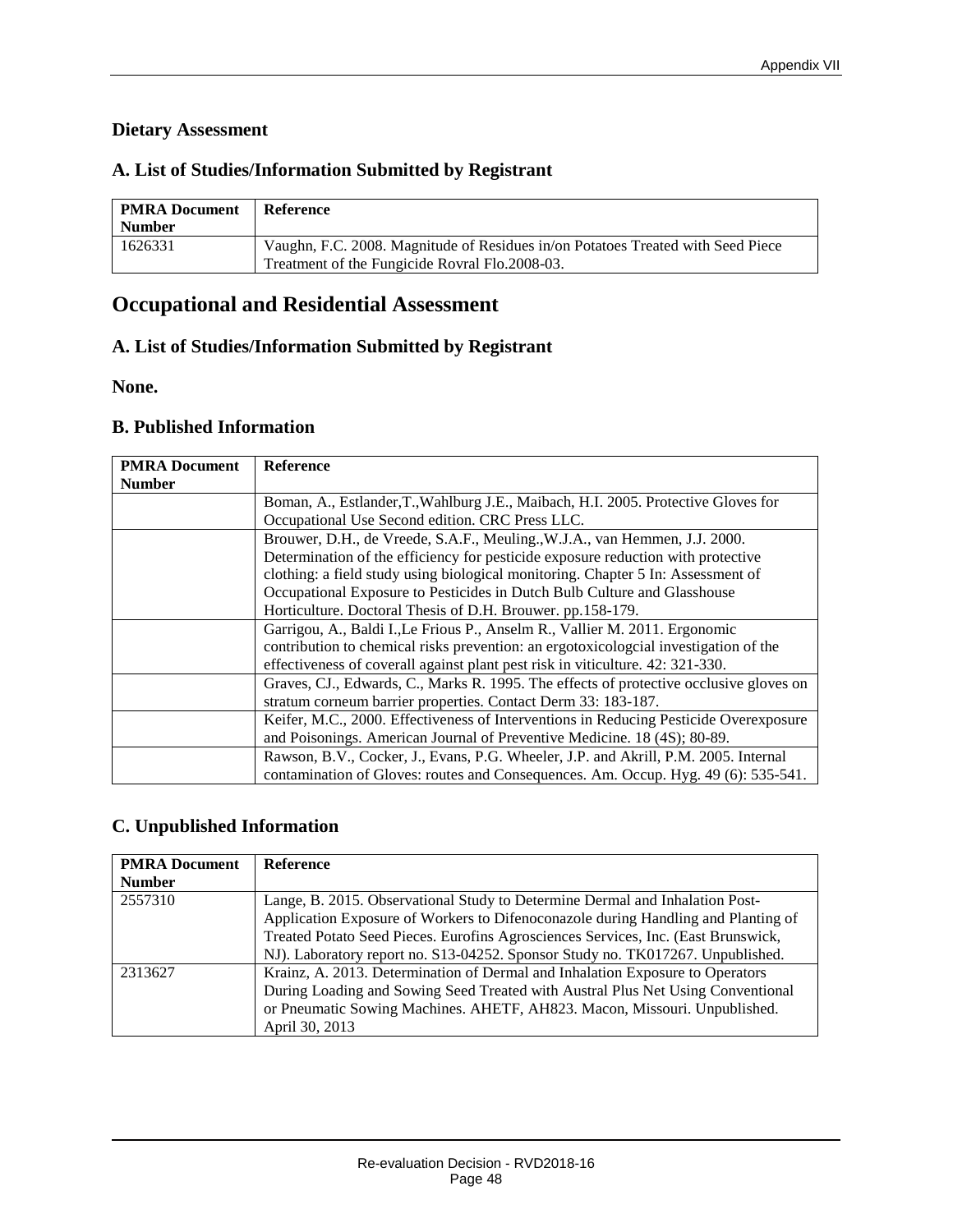## Dietary Assessment

### A. List of Studies/Information Submitted by Registrant

| PMRA Document Number | Reference |
|---|---|
| 1626331 | Vaughn, F.C. 2008. Magnitude of Residues in/on Potatoes Treated with Seed Piece Treatment of the Fungicide Rovral Flo.2008-03. |

# Occupational and Residential Assessment

### A. List of Studies/Information Submitted by Registrant

**None.**

### B. Published Information

| PMRA Document Number | Reference |
|---|---|
| | Boman, A., Estlander,T.,Wahlburg J.E., Maibach, H.I. 2005. Protective Gloves for Occupational Use Second edition. CRC Press LLC. |
| | Brouwer, D.H., de Vreede, S.A.F., Meuling.,W.J.A., van Hemmen, J.J. 2000. Determination of the efficiency for pesticide exposure reduction with protective clothing: a field study using biological monitoring. Chapter 5 In: Assessment of Occupational Exposure to Pesticides in Dutch Bulb Culture and Glasshouse Horticulture. Doctoral Thesis of D.H. Brouwer. pp.158-179. |
| | Garrigou, A., Baldi I.,Le Frious P., Anselm R., Vallier M. 2011. Ergonomic contribution to chemical risks prevention: an ergotoxicologcial investigation of the effectiveness of coverall against plant pest risk in viticulture. 42: 321-330. |
| | Graves, CJ., Edwards, C., Marks R. 1995. The effects of protective occlusive gloves on stratum corneum barrier properties. Contact Derm 33: 183-187. |
| | Keifer, M.C., 2000. Effectiveness of Interventions in Reducing Pesticide Overexposure and Poisonings. American Journal of Preventive Medicine. 18 (4S); 80-89. |
| | Rawson, B.V., Cocker, J., Evans, P.G. Wheeler, J.P. and Akrill, P.M. 2005. Internal contamination of Gloves: routes and Consequences. Am. Occup. Hyg. 49 (6): 535-541. |

### C. Unpublished Information

| PMRA Document Number | Reference |
|---|---|
| 2557310 | Lange, B. 2015. Observational Study to Determine Dermal and Inhalation Post-Application Exposure of Workers to Difenoconazole during Handling and Planting of Treated Potato Seed Pieces. Eurofins Agrosciences Services, Inc. (East Brunswick, NJ). Laboratory report no. S13-04252. Sponsor Study no. TK017267. Unpublished. |
| 2313627 | Krainz, A. 2013. Determination of Dermal and Inhalation Exposure to Operators During Loading and Sowing Seed Treated with Austral Plus Net Using Conventional or Pneumatic Sowing Machines. AHETF, AH823. Macon, Missouri. Unpublished. April 30, 2013 |